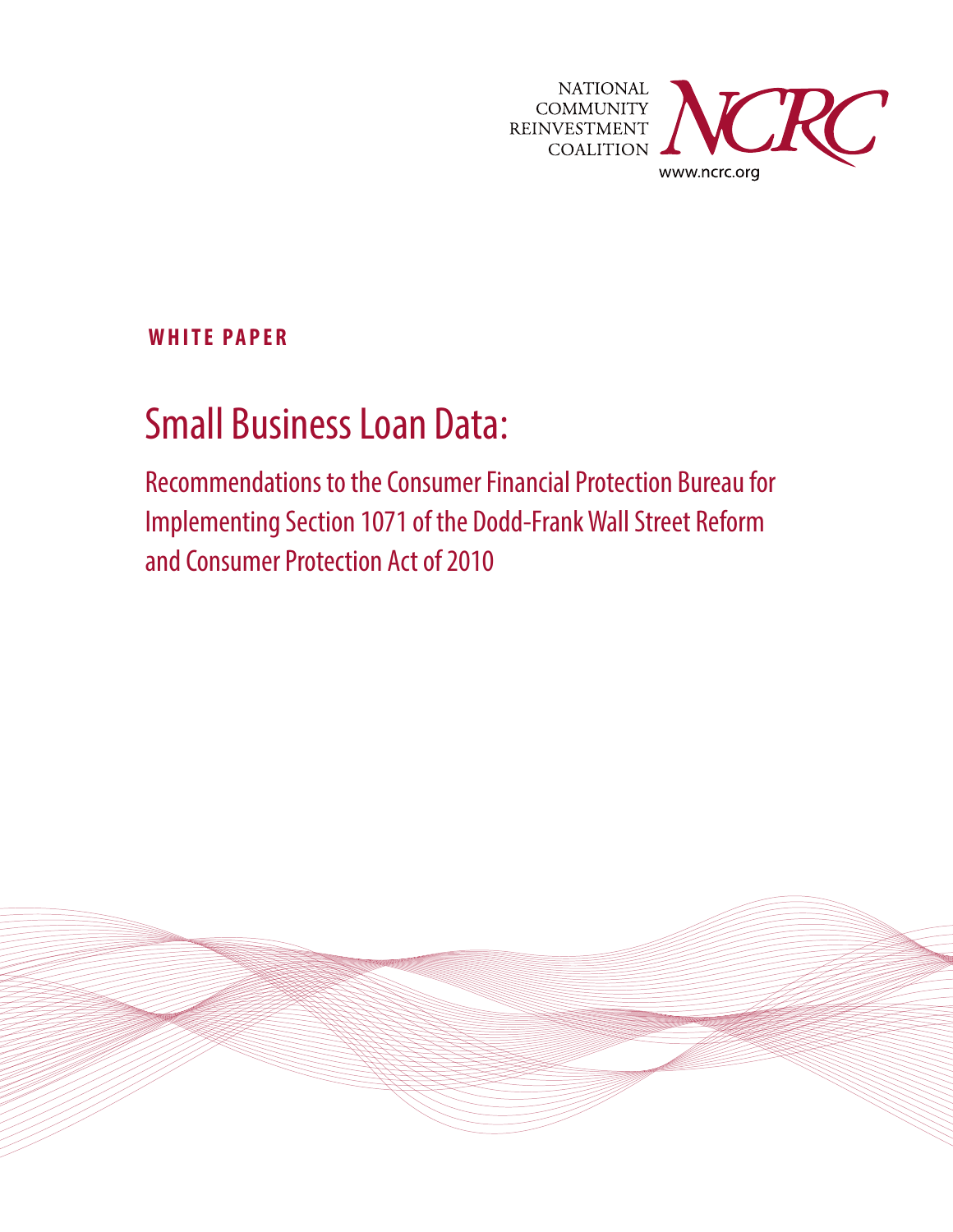NATIONAL COMMUNITY REINVESTMENT COALITION

NCRC

www.ncrc.org

**WHITE PAPER**

# Small Business Loan Data:

## Recommendations to the Consumer Financial Protection Bureau for Implementing Section 1071 of the Dodd-Frank Wall Street Reform and Consumer Protection Act of 2010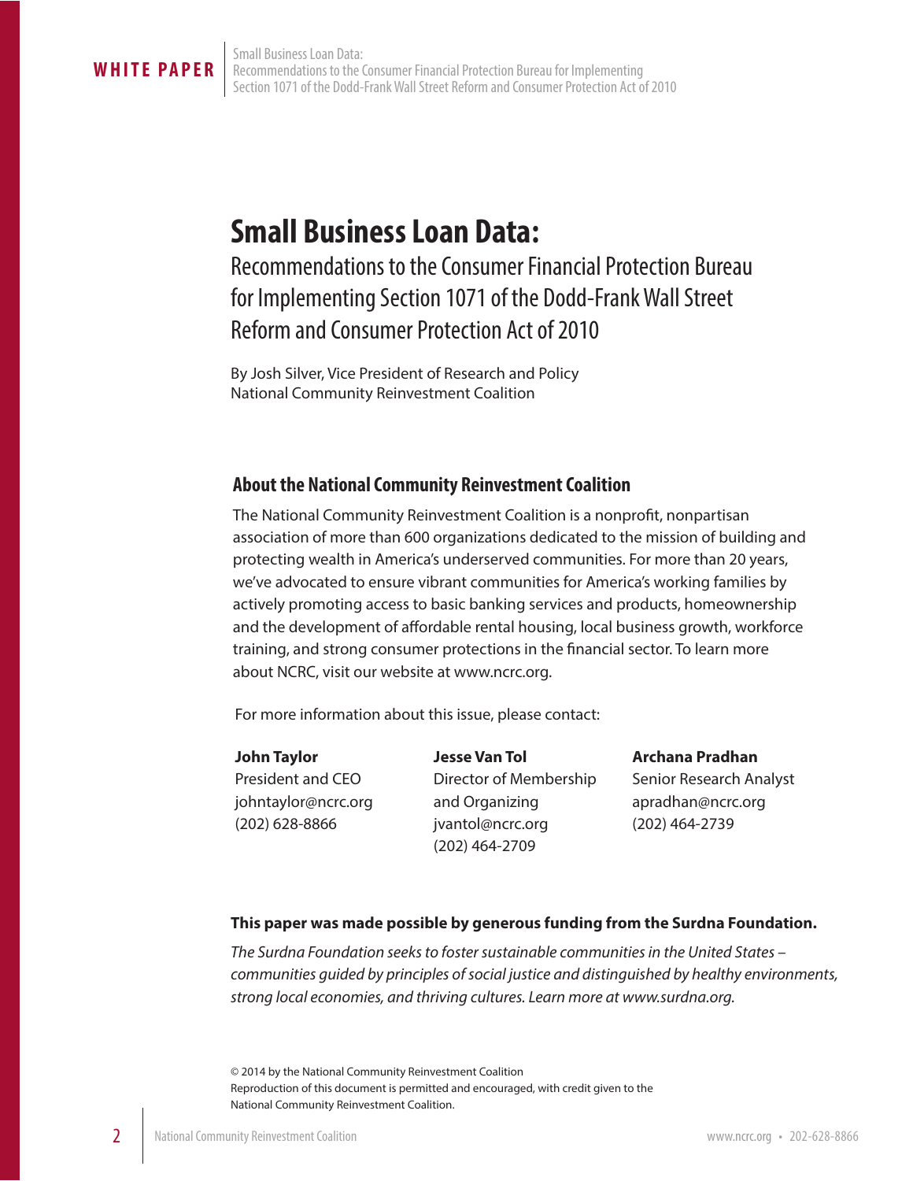# Small Business Loan Data:

## Recommendations to the Consumer Financial Protection Bureau for Implementing Section 1071 of the Dodd-Frank Wall Street Reform and Consumer Protection Act of 2010

By Josh Silver, Vice President of Research and Policy
National Community Reinvestment Coalition

### About the National Community Reinvestment Coalition

The National Community Reinvestment Coalition is a nonprofit, nonpartisan association of more than 600 organizations dedicated to the mission of building and protecting wealth in America's underserved communities. For more than 20 years, we've advocated to ensure vibrant communities for America's working families by actively promoting access to basic banking services and products, homeownership and the development of affordable rental housing, local business growth, workforce training, and strong consumer protections in the financial sector. To learn more about NCRC, visit our website at www.ncrc.org.

For more information about this issue, please contact:

**John Taylor**
President and CEO
johntaylor@ncrc.org
(202) 628-8866

**Jesse Van Tol**
Director of Membership and Organizing
jvantol@ncrc.org
(202) 464-2709

**Archana Pradhan**
Senior Research Analyst
apradhan@ncrc.org
(202) 464-2739

**This paper was made possible by generous funding from the Surdna Foundation.**

*The Surdna Foundation seeks to foster sustainable communities in the United States – communities guided by principles of social justice and distinguished by healthy environments, strong local economies, and thriving cultures. Learn more at www.surdna.org.*

© 2014 by the National Community Reinvestment Coalition
Reproduction of this document is permitted and encouraged, with credit given to the National Community Reinvestment Coalition.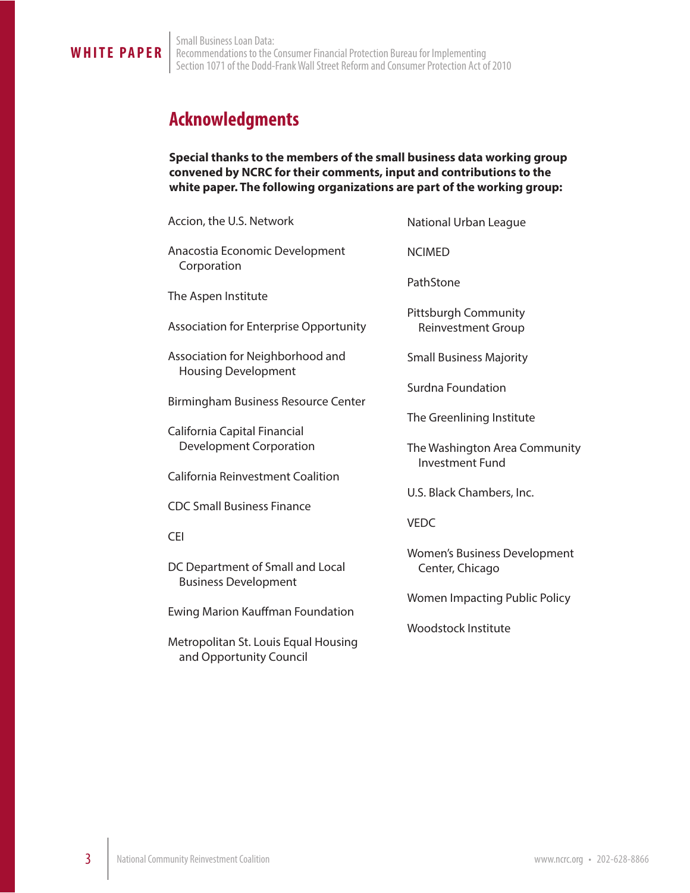## Acknowledgments

**Special thanks to the members of the small business data working group convened by NCRC for their comments, input and contributions to the white paper. The following organizations are part of the working group:**

Accion, the U.S. Network

Anacostia Economic Development Corporation

The Aspen Institute

Association for Enterprise Opportunity

Association for Neighborhood and Housing Development

Birmingham Business Resource Center

California Capital Financial Development Corporation

California Reinvestment Coalition

CDC Small Business Finance

CEI

DC Department of Small and Local Business Development

Ewing Marion Kauffman Foundation

Metropolitan St. Louis Equal Housing and Opportunity Council

National Urban League

NCIMED

PathStone

Pittsburgh Community Reinvestment Group

Small Business Majority

Surdna Foundation

The Greenlining Institute

The Washington Area Community Investment Fund

U.S. Black Chambers, Inc.

VEDC

Women's Business Development Center, Chicago

Women Impacting Public Policy

Woodstock Institute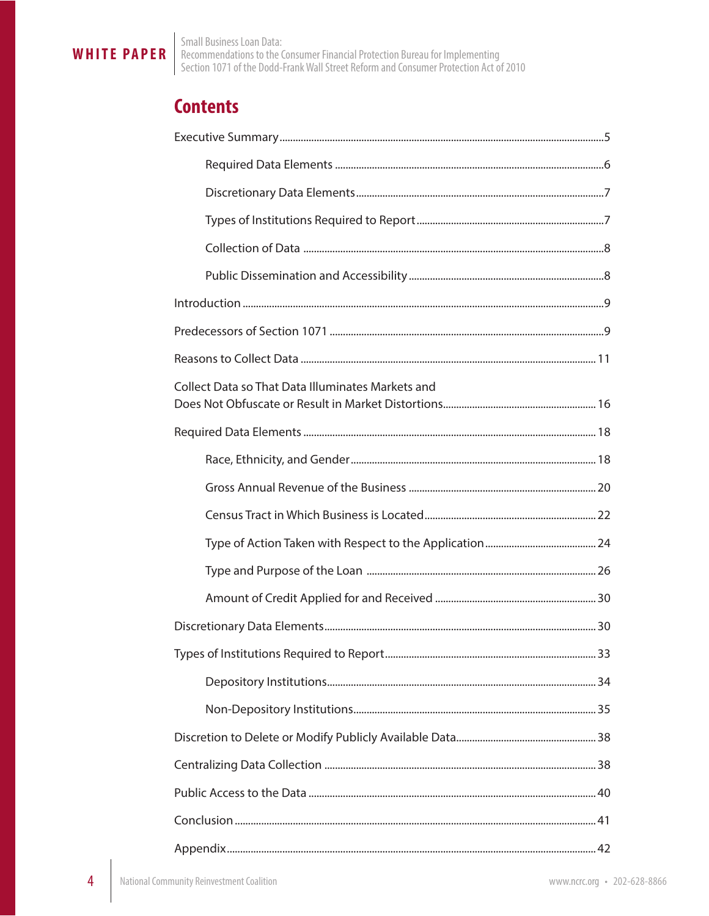## Contents

- Executive Summary ... 5
  - Required Data Elements ... 6
  - Discretionary Data Elements ... 7
  - Types of Institutions Required to Report ... 7
  - Collection of Data ... 8
  - Public Dissemination and Accessibility ... 8
- Introduction ... 9
- Predecessors of Section 1071 ... 9
- Reasons to Collect Data ... 11
- Collect Data so That Data Illuminates Markets and Does Not Obfuscate or Result in Market Distortions ... 16
- Required Data Elements ... 18
  - Race, Ethnicity, and Gender ... 18
  - Gross Annual Revenue of the Business ... 20
  - Census Tract in Which Business is Located ... 22
  - Type of Action Taken with Respect to the Application ... 24
  - Type and Purpose of the Loan ... 26
  - Amount of Credit Applied for and Received ... 30
- Discretionary Data Elements ... 30
- Types of Institutions Required to Report ... 33
  - Depository Institutions ... 34
  - Non-Depository Institutions ... 35
- Discretion to Delete or Modify Publicly Available Data ... 38
- Centralizing Data Collection ... 38
- Public Access to the Data ... 40
- Conclusion ... 41
- Appendix ... 42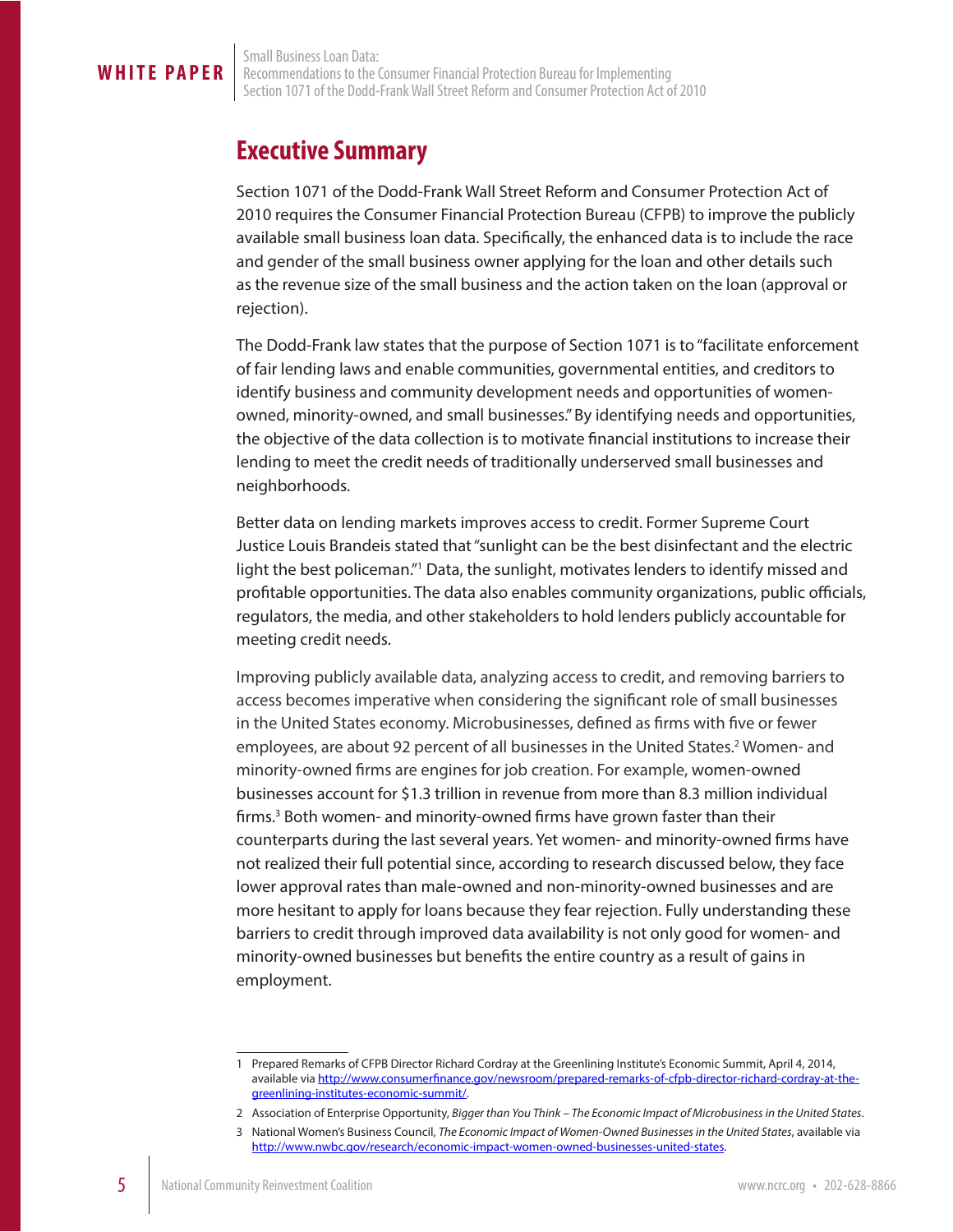## Executive Summary

Section 1071 of the Dodd-Frank Wall Street Reform and Consumer Protection Act of 2010 requires the Consumer Financial Protection Bureau (CFPB) to improve the publicly available small business loan data. Specifically, the enhanced data is to include the race and gender of the small business owner applying for the loan and other details such as the revenue size of the small business and the action taken on the loan (approval or rejection).

The Dodd-Frank law states that the purpose of Section 1071 is to "facilitate enforcement of fair lending laws and enable communities, governmental entities, and creditors to identify business and community development needs and opportunities of women-owned, minority-owned, and small businesses." By identifying needs and opportunities, the objective of the data collection is to motivate financial institutions to increase their lending to meet the credit needs of traditionally underserved small businesses and neighborhoods.

Better data on lending markets improves access to credit. Former Supreme Court Justice Louis Brandeis stated that "sunlight can be the best disinfectant and the electric light the best policeman."[1] Data, the sunlight, motivates lenders to identify missed and profitable opportunities. The data also enables community organizations, public officials, regulators, the media, and other stakeholders to hold lenders publicly accountable for meeting credit needs.

Improving publicly available data, analyzing access to credit, and removing barriers to access becomes imperative when considering the significant role of small businesses in the United States economy. Microbusinesses, defined as firms with five or fewer employees, are about 92 percent of all businesses in the United States.[2] Women- and minority-owned firms are engines for job creation. For example, women-owned businesses account for $1.3 trillion in revenue from more than 8.3 million individual firms.[3] Both women- and minority-owned firms have grown faster than their counterparts during the last several years. Yet women- and minority-owned firms have not realized their full potential since, according to research discussed below, they face lower approval rates than male-owned and non-minority-owned businesses and are more hesitant to apply for loans because they fear rejection. Fully understanding these barriers to credit through improved data availability is not only good for women- and minority-owned businesses but benefits the entire country as a result of gains in employment.

---

1 Prepared Remarks of CFPB Director Richard Cordray at the Greenlining Institute's Economic Summit, April 4, 2014, available via http://www.consumerfinance.gov/newsroom/prepared-remarks-of-cfpb-director-richard-cordray-at-the-greenlining-institutes-economic-summit/.

2 Association of Enterprise Opportunity, *Bigger than You Think – The Economic Impact of Microbusiness in the United States*.

3 National Women's Business Council, *The Economic Impact of Women-Owned Businesses in the United States*, available via http://www.nwbc.gov/research/economic-impact-women-owned-businesses-united-states.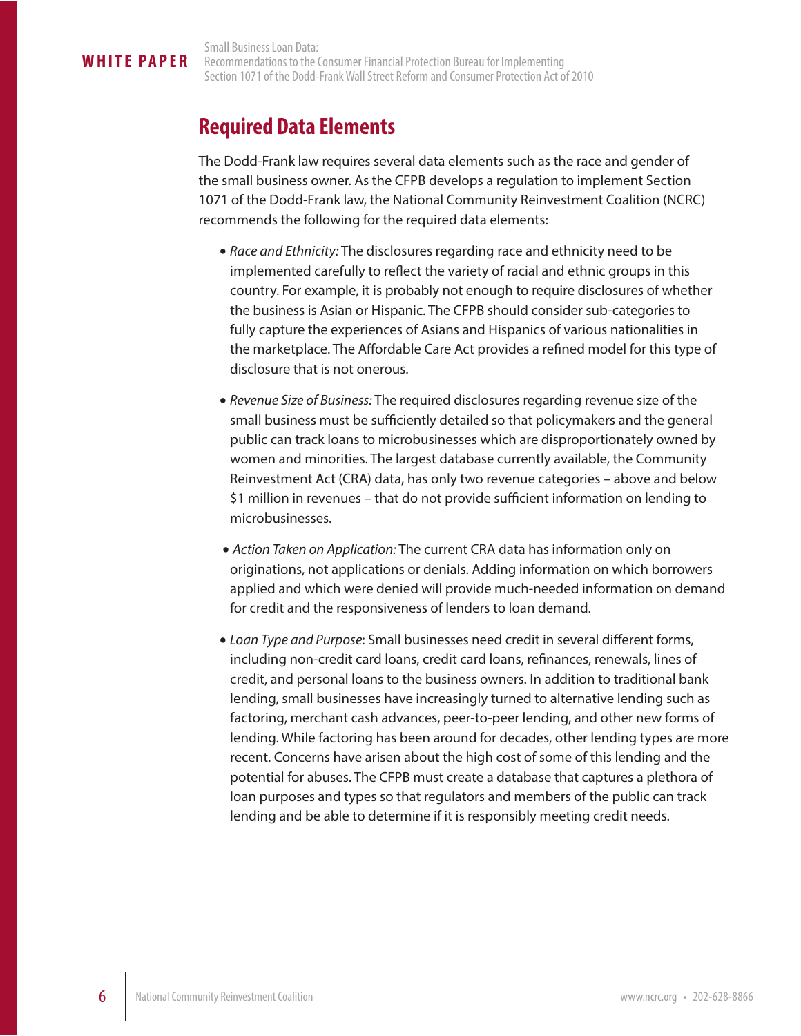## Required Data Elements

The Dodd-Frank law requires several data elements such as the race and gender of the small business owner. As the CFPB develops a regulation to implement Section 1071 of the Dodd-Frank law, the National Community Reinvestment Coalition (NCRC) recommends the following for the required data elements:

- *Race and Ethnicity:* The disclosures regarding race and ethnicity need to be implemented carefully to reflect the variety of racial and ethnic groups in this country. For example, it is probably not enough to require disclosures of whether the business is Asian or Hispanic. The CFPB should consider sub-categories to fully capture the experiences of Asians and Hispanics of various nationalities in the marketplace. The Affordable Care Act provides a refined model for this type of disclosure that is not onerous.

- *Revenue Size of Business:* The required disclosures regarding revenue size of the small business must be sufficiently detailed so that policymakers and the general public can track loans to microbusinesses which are disproportionately owned by women and minorities. The largest database currently available, the Community Reinvestment Act (CRA) data, has only two revenue categories – above and below $1 million in revenues – that do not provide sufficient information on lending to microbusinesses.

- *Action Taken on Application:* The current CRA data has information only on originations, not applications or denials. Adding information on which borrowers applied and which were denied will provide much-needed information on demand for credit and the responsiveness of lenders to loan demand.

- *Loan Type and Purpose*: Small businesses need credit in several different forms, including non-credit card loans, credit card loans, refinances, renewals, lines of credit, and personal loans to the business owners. In addition to traditional bank lending, small businesses have increasingly turned to alternative lending such as factoring, merchant cash advances, peer-to-peer lending, and other new forms of lending. While factoring has been around for decades, other lending types are more recent. Concerns have arisen about the high cost of some of this lending and the potential for abuses. The CFPB must create a database that captures a plethora of loan purposes and types so that regulators and members of the public can track lending and be able to determine if it is responsibly meeting credit needs.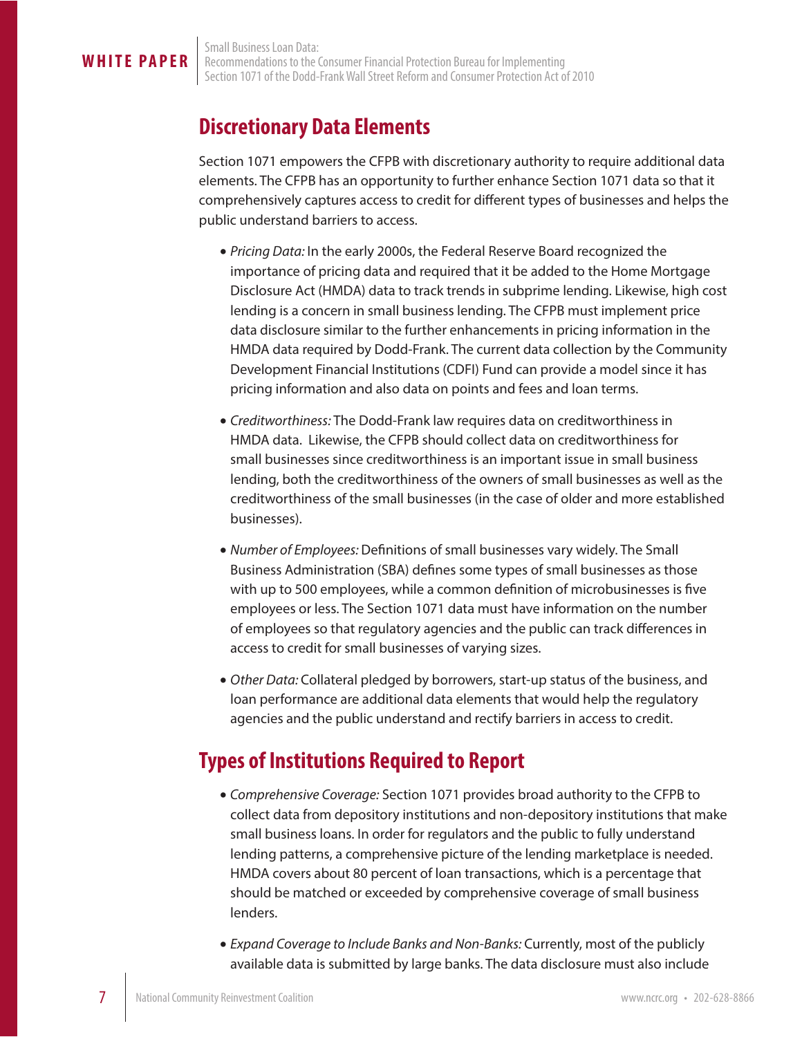## Discretionary Data Elements

Section 1071 empowers the CFPB with discretionary authority to require additional data elements. The CFPB has an opportunity to further enhance Section 1071 data so that it comprehensively captures access to credit for different types of businesses and helps the public understand barriers to access.

- *Pricing Data:* In the early 2000s, the Federal Reserve Board recognized the importance of pricing data and required that it be added to the Home Mortgage Disclosure Act (HMDA) data to track trends in subprime lending. Likewise, high cost lending is a concern in small business lending. The CFPB must implement price data disclosure similar to the further enhancements in pricing information in the HMDA data required by Dodd-Frank. The current data collection by the Community Development Financial Institutions (CDFI) Fund can provide a model since it has pricing information and also data on points and fees and loan terms.
- *Creditworthiness:* The Dodd-Frank law requires data on creditworthiness in HMDA data. Likewise, the CFPB should collect data on creditworthiness for small businesses since creditworthiness is an important issue in small business lending, both the creditworthiness of the owners of small businesses as well as the creditworthiness of the small businesses (in the case of older and more established businesses).
- *Number of Employees:* Definitions of small businesses vary widely. The Small Business Administration (SBA) defines some types of small businesses as those with up to 500 employees, while a common definition of microbusinesses is five employees or less. The Section 1071 data must have information on the number of employees so that regulatory agencies and the public can track differences in access to credit for small businesses of varying sizes.
- *Other Data:* Collateral pledged by borrowers, start-up status of the business, and loan performance are additional data elements that would help the regulatory agencies and the public understand and rectify barriers in access to credit.

## Types of Institutions Required to Report

- *Comprehensive Coverage:* Section 1071 provides broad authority to the CFPB to collect data from depository institutions and non-depository institutions that make small business loans. In order for regulators and the public to fully understand lending patterns, a comprehensive picture of the lending marketplace is needed. HMDA covers about 80 percent of loan transactions, which is a percentage that should be matched or exceeded by comprehensive coverage of small business lenders.
- *Expand Coverage to Include Banks and Non-Banks:* Currently, most of the publicly available data is submitted by large banks. The data disclosure must also include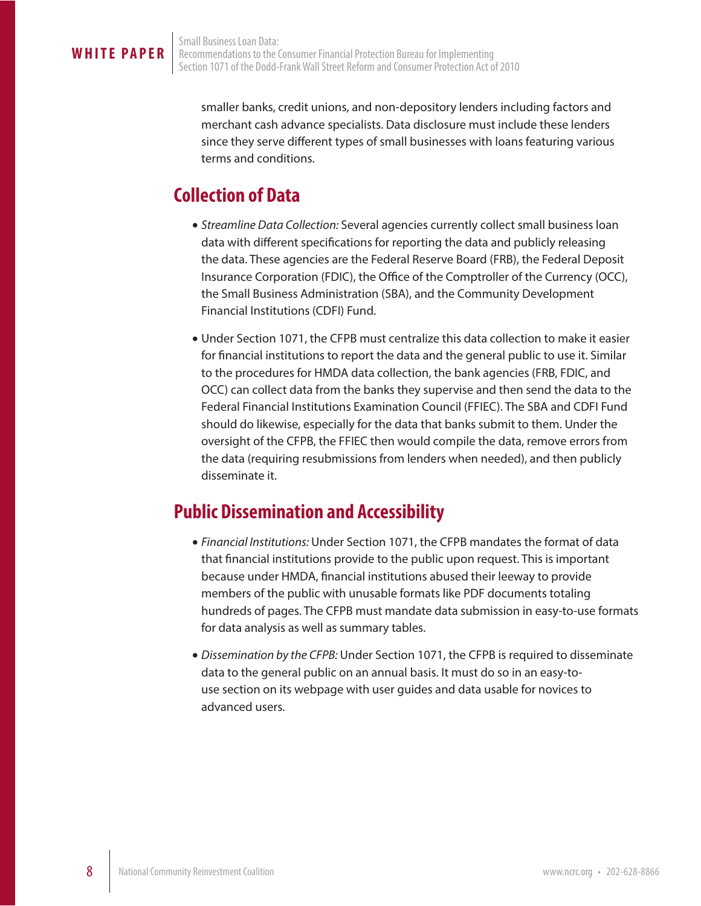smaller banks, credit unions, and non-depository lenders including factors and merchant cash advance specialists. Data disclosure must include these lenders since they serve different types of small businesses with loans featuring various terms and conditions.

## Collection of Data

- *Streamline Data Collection:* Several agencies currently collect small business loan data with different specifications for reporting the data and publicly releasing the data. These agencies are the Federal Reserve Board (FRB), the Federal Deposit Insurance Corporation (FDIC), the Office of the Comptroller of the Currency (OCC), the Small Business Administration (SBA), and the Community Development Financial Institutions (CDFI) Fund.
- Under Section 1071, the CFPB must centralize this data collection to make it easier for financial institutions to report the data and the general public to use it. Similar to the procedures for HMDA data collection, the bank agencies (FRB, FDIC, and OCC) can collect data from the banks they supervise and then send the data to the Federal Financial Institutions Examination Council (FFIEC). The SBA and CDFI Fund should do likewise, especially for the data that banks submit to them. Under the oversight of the CFPB, the FFIEC then would compile the data, remove errors from the data (requiring resubmissions from lenders when needed), and then publicly disseminate it.

## Public Dissemination and Accessibility

- *Financial Institutions:* Under Section 1071, the CFPB mandates the format of data that financial institutions provide to the public upon request. This is important because under HMDA, financial institutions abused their leeway to provide members of the public with unusable formats like PDF documents totaling hundreds of pages. The CFPB must mandate data submission in easy-to-use formats for data analysis as well as summary tables.
- *Dissemination by the CFPB:* Under Section 1071, the CFPB is required to disseminate data to the general public on an annual basis. It must do so in an easy-to-use section on its webpage with user guides and data usable for novices to advanced users.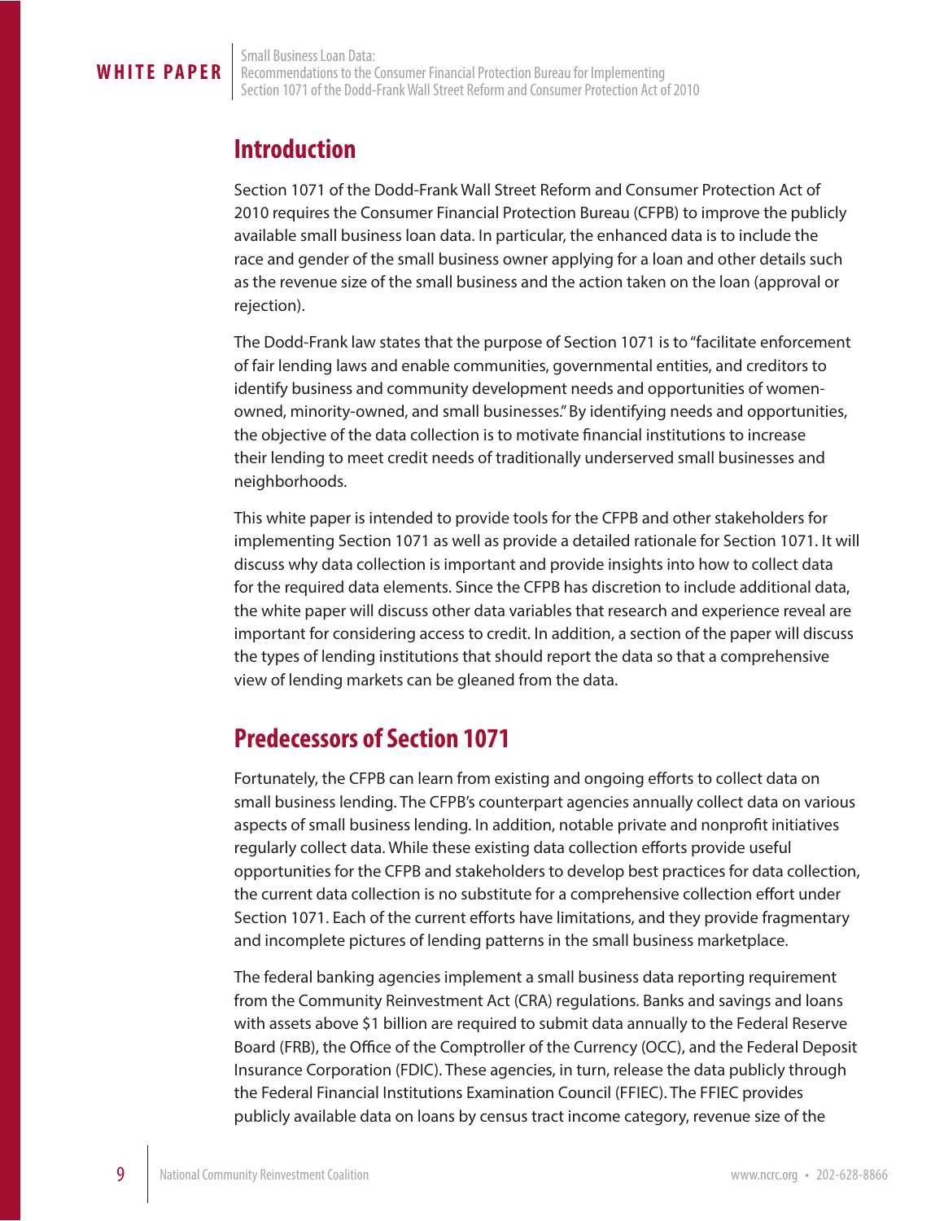## Introduction

Section 1071 of the Dodd-Frank Wall Street Reform and Consumer Protection Act of 2010 requires the Consumer Financial Protection Bureau (CFPB) to improve the publicly available small business loan data. In particular, the enhanced data is to include the race and gender of the small business owner applying for a loan and other details such as the revenue size of the small business and the action taken on the loan (approval or rejection).

The Dodd-Frank law states that the purpose of Section 1071 is to "facilitate enforcement of fair lending laws and enable communities, governmental entities, and creditors to identify business and community development needs and opportunities of women-owned, minority-owned, and small businesses." By identifying needs and opportunities, the objective of the data collection is to motivate financial institutions to increase their lending to meet credit needs of traditionally underserved small businesses and neighborhoods.

This white paper is intended to provide tools for the CFPB and other stakeholders for implementing Section 1071 as well as provide a detailed rationale for Section 1071. It will discuss why data collection is important and provide insights into how to collect data for the required data elements. Since the CFPB has discretion to include additional data, the white paper will discuss other data variables that research and experience reveal are important for considering access to credit. In addition, a section of the paper will discuss the types of lending institutions that should report the data so that a comprehensive view of lending markets can be gleaned from the data.

## Predecessors of Section 1071

Fortunately, the CFPB can learn from existing and ongoing efforts to collect data on small business lending. The CFPB's counterpart agencies annually collect data on various aspects of small business lending. In addition, notable private and nonprofit initiatives regularly collect data. While these existing data collection efforts provide useful opportunities for the CFPB and stakeholders to develop best practices for data collection, the current data collection is no substitute for a comprehensive collection effort under Section 1071. Each of the current efforts have limitations, and they provide fragmentary and incomplete pictures of lending patterns in the small business marketplace.

The federal banking agencies implement a small business data reporting requirement from the Community Reinvestment Act (CRA) regulations. Banks and savings and loans with assets above $1 billion are required to submit data annually to the Federal Reserve Board (FRB), the Office of the Comptroller of the Currency (OCC), and the Federal Deposit Insurance Corporation (FDIC). These agencies, in turn, release the data publicly through the Federal Financial Institutions Examination Council (FFIEC). The FFIEC provides publicly available data on loans by census tract income category, revenue size of the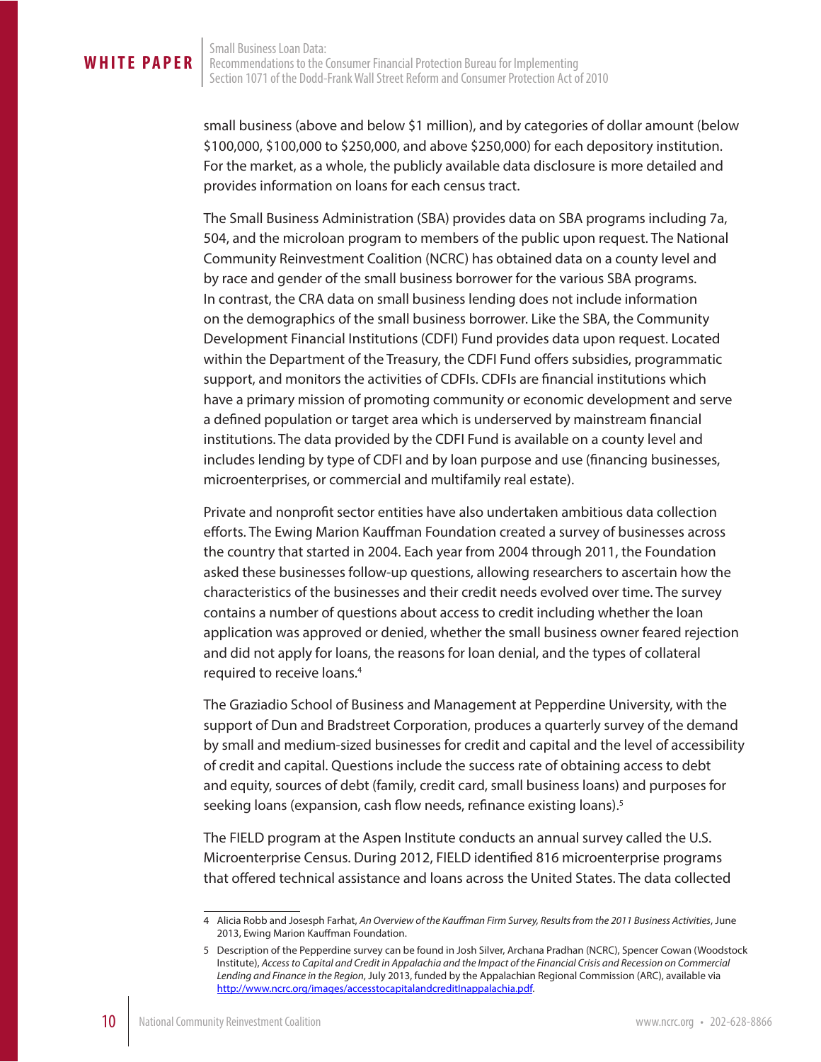small business (above and below $1 million), and by categories of dollar amount (below $100,000, $100,000 to $250,000, and above $250,000) for each depository institution. For the market, as a whole, the publicly available data disclosure is more detailed and provides information on loans for each census tract.

The Small Business Administration (SBA) provides data on SBA programs including 7a, 504, and the microloan program to members of the public upon request. The National Community Reinvestment Coalition (NCRC) has obtained data on a county level and by race and gender of the small business borrower for the various SBA programs. In contrast, the CRA data on small business lending does not include information on the demographics of the small business borrower. Like the SBA, the Community Development Financial Institutions (CDFI) Fund provides data upon request. Located within the Department of the Treasury, the CDFI Fund offers subsidies, programmatic support, and monitors the activities of CDFIs. CDFIs are financial institutions which have a primary mission of promoting community or economic development and serve a defined population or target area which is underserved by mainstream financial institutions. The data provided by the CDFI Fund is available on a county level and includes lending by type of CDFI and by loan purpose and use (financing businesses, microenterprises, or commercial and multifamily real estate).

Private and nonprofit sector entities have also undertaken ambitious data collection efforts. The Ewing Marion Kauffman Foundation created a survey of businesses across the country that started in 2004. Each year from 2004 through 2011, the Foundation asked these businesses follow-up questions, allowing researchers to ascertain how the characteristics of the businesses and their credit needs evolved over time. The survey contains a number of questions about access to credit including whether the loan application was approved or denied, whether the small business owner feared rejection and did not apply for loans, the reasons for loan denial, and the types of collateral required to receive loans.[4]

The Graziadio School of Business and Management at Pepperdine University, with the support of Dun and Bradstreet Corporation, produces a quarterly survey of the demand by small and medium-sized businesses for credit and capital and the level of accessibility of credit and capital. Questions include the success rate of obtaining access to debt and equity, sources of debt (family, credit card, small business loans) and purposes for seeking loans (expansion, cash flow needs, refinance existing loans).[5]

The FIELD program at the Aspen Institute conducts an annual survey called the U.S. Microenterprise Census. During 2012, FIELD identified 816 microenterprise programs that offered technical assistance and loans across the United States. The data collected

---

4 Alicia Robb and Josesph Farhat, *An Overview of the Kauffman Firm Survey, Results from the 2011 Business Activities*, June 2013, Ewing Marion Kauffman Foundation.

5 Description of the Pepperdine survey can be found in Josh Silver, Archana Pradhan (NCRC), Spencer Cowan (Woodstock Institute), *Access to Capital and Credit in Appalachia and the Impact of the Financial Crisis and Recession on Commercial Lending and Finance in the Region*, July 2013, funded by the Appalachian Regional Commission (ARC), available via http://www.ncrc.org/images/accesstocapitalandcreditInappalachia.pdf.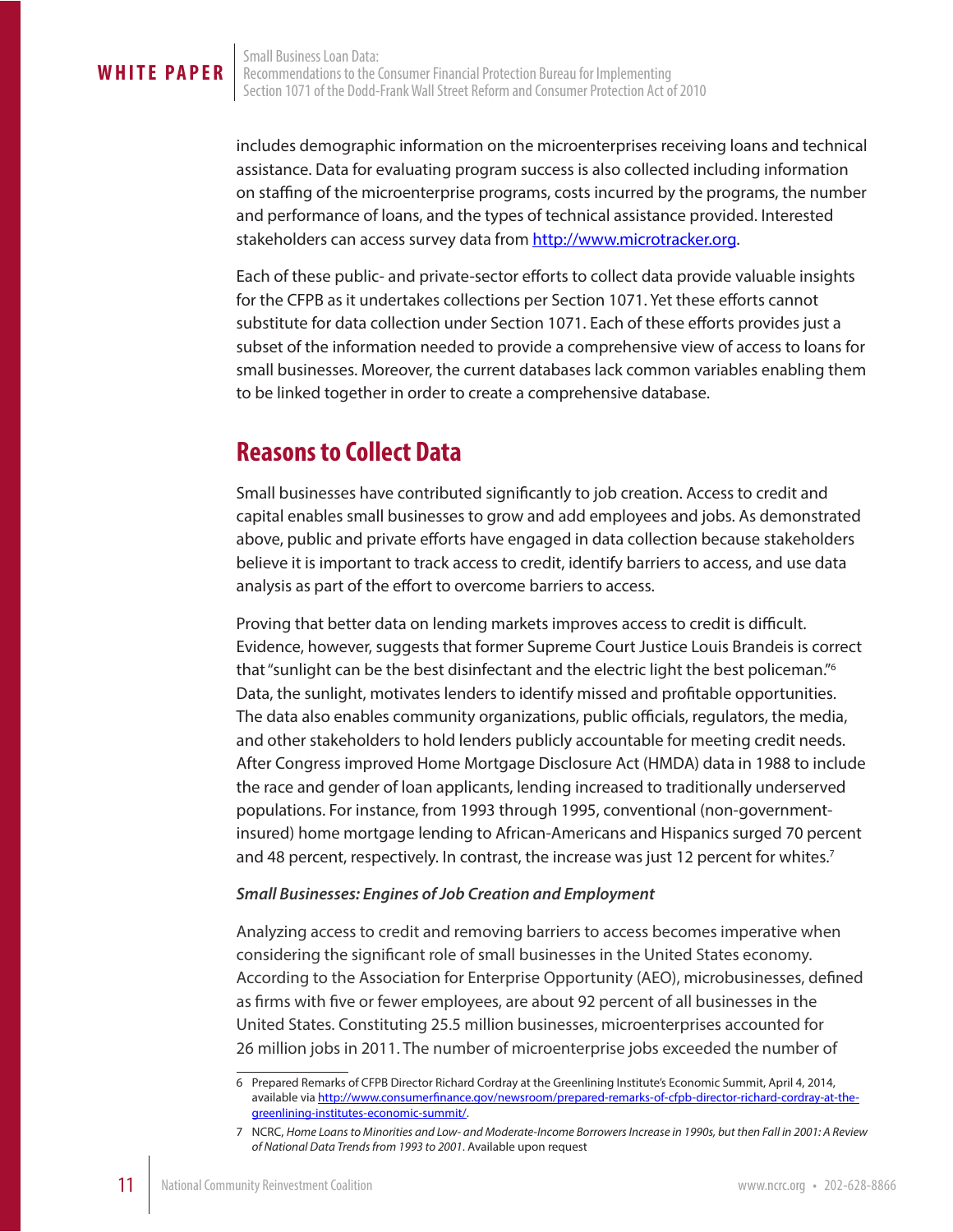includes demographic information on the microenterprises receiving loans and technical assistance. Data for evaluating program success is also collected including information on staffing of the microenterprise programs, costs incurred by the programs, the number and performance of loans, and the types of technical assistance provided. Interested stakeholders can access survey data from http://www.microtracker.org.

Each of these public- and private-sector efforts to collect data provide valuable insights for the CFPB as it undertakes collections per Section 1071. Yet these efforts cannot substitute for data collection under Section 1071. Each of these efforts provides just a subset of the information needed to provide a comprehensive view of access to loans for small businesses. Moreover, the current databases lack common variables enabling them to be linked together in order to create a comprehensive database.

## Reasons to Collect Data

Small businesses have contributed significantly to job creation. Access to credit and capital enables small businesses to grow and add employees and jobs. As demonstrated above, public and private efforts have engaged in data collection because stakeholders believe it is important to track access to credit, identify barriers to access, and use data analysis as part of the effort to overcome barriers to access.

Proving that better data on lending markets improves access to credit is difficult. Evidence, however, suggests that former Supreme Court Justice Louis Brandeis is correct that "sunlight can be the best disinfectant and the electric light the best policeman."[6] Data, the sunlight, motivates lenders to identify missed and profitable opportunities. The data also enables community organizations, public officials, regulators, the media, and other stakeholders to hold lenders publicly accountable for meeting credit needs. After Congress improved Home Mortgage Disclosure Act (HMDA) data in 1988 to include the race and gender of loan applicants, lending increased to traditionally underserved populations. For instance, from 1993 through 1995, conventional (non-government-insured) home mortgage lending to African-Americans and Hispanics surged 70 percent and 48 percent, respectively. In contrast, the increase was just 12 percent for whites.[7]

### *Small Businesses: Engines of Job Creation and Employment*

Analyzing access to credit and removing barriers to access becomes imperative when considering the significant role of small businesses in the United States economy. According to the Association for Enterprise Opportunity (AEO), microbusinesses, defined as firms with five or fewer employees, are about 92 percent of all businesses in the United States. Constituting 25.5 million businesses, microenterprises accounted for 26 million jobs in 2011. The number of microenterprise jobs exceeded the number of

---

6 Prepared Remarks of CFPB Director Richard Cordray at the Greenlining Institute's Economic Summit, April 4, 2014, available via http://www.consumerfinance.gov/newsroom/prepared-remarks-of-cfpb-director-richard-cordray-at-the-greenlining-institutes-economic-summit/.

7 NCRC, *Home Loans to Minorities and Low- and Moderate-Income Borrowers Increase in 1990s, but then Fall in 2001: A Review of National Data Trends from 1993 to 2001*. Available upon request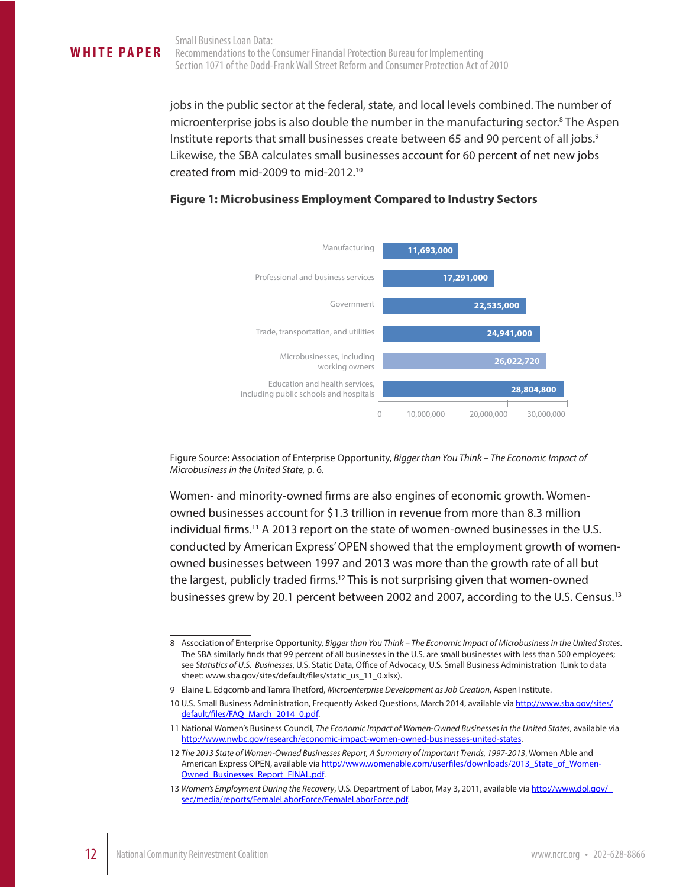jobs in the public sector at the federal, state, and local levels combined. The number of microenterprise jobs is also double the number in the manufacturing sector.[8] The Aspen Institute reports that small businesses create between 65 and 90 percent of all jobs.[9] Likewise, the SBA calculates small businesses account for 60 percent of net new jobs created from mid-2009 to mid-2012.[10]

**Figure 1: Microbusiness Employment Compared to Industry Sectors**

| Sector | Employment |
| --- | --- |
| Manufacturing | 11,693,000 |
| Professional and business services | 17,291,000 |
| Government | 22,535,000 |
| Trade, transportation, and utilities | 24,941,000 |
| Microbusinesses, including working owners | 26,022,720 |
| Education and health services, including public schools and hospitals | 28,804,800 |

Figure Source: Association of Enterprise Opportunity, *Bigger than You Think – The Economic Impact of Microbusiness in the United State,* p. 6.

Women- and minority-owned firms are also engines of economic growth. Women-owned businesses account for $1.3 trillion in revenue from more than 8.3 million individual firms.[11] A 2013 report on the state of women-owned businesses in the U.S. conducted by American Express' OPEN showed that the employment growth of women-owned businesses between 1997 and 2013 was more than the growth rate of all but the largest, publicly traded firms.[12] This is not surprising given that women-owned businesses grew by 20.1 percent between 2002 and 2007, according to the U.S. Census.[13]

---

8 Association of Enterprise Opportunity, *Bigger than You Think – The Economic Impact of Microbusiness in the United States*. The SBA similarly finds that 99 percent of all businesses in the U.S. are small businesses with less than 500 employees; see *Statistics of U.S. Businesses*, U.S. Static Data, Office of Advocacy, U.S. Small Business Administration (Link to data sheet: www.sba.gov/sites/default/files/static_us_11_0.xlsx).

9 Elaine L. Edgcomb and Tamra Thetford, *Microenterprise Development as Job Creation*, Aspen Institute.

10 U.S. Small Business Administration, Frequently Asked Questions, March 2014, available via http://www.sba.gov/sites/default/files/FAQ_March_2014_0.pdf.

11 National Women's Business Council, *The Economic Impact of Women-Owned Businesses in the United States*, available via http://www.nwbc.gov/research/economic-impact-women-owned-businesses-united-states.

12 *The 2013 State of Women-Owned Businesses Report, A Summary of Important Trends, 1997-2013*, Women Able and American Express OPEN, available via http://www.womenable.com/userfiles/downloads/2013_State_of_Women-Owned_Businesses_Report_FINAL.pdf.

13 *Women's Employment During the Recovery*, U.S. Department of Labor, May 3, 2011, available via http://www.dol.gov/sec/media/reports/FemaleLaborForce/FemaleLaborForce.pdf.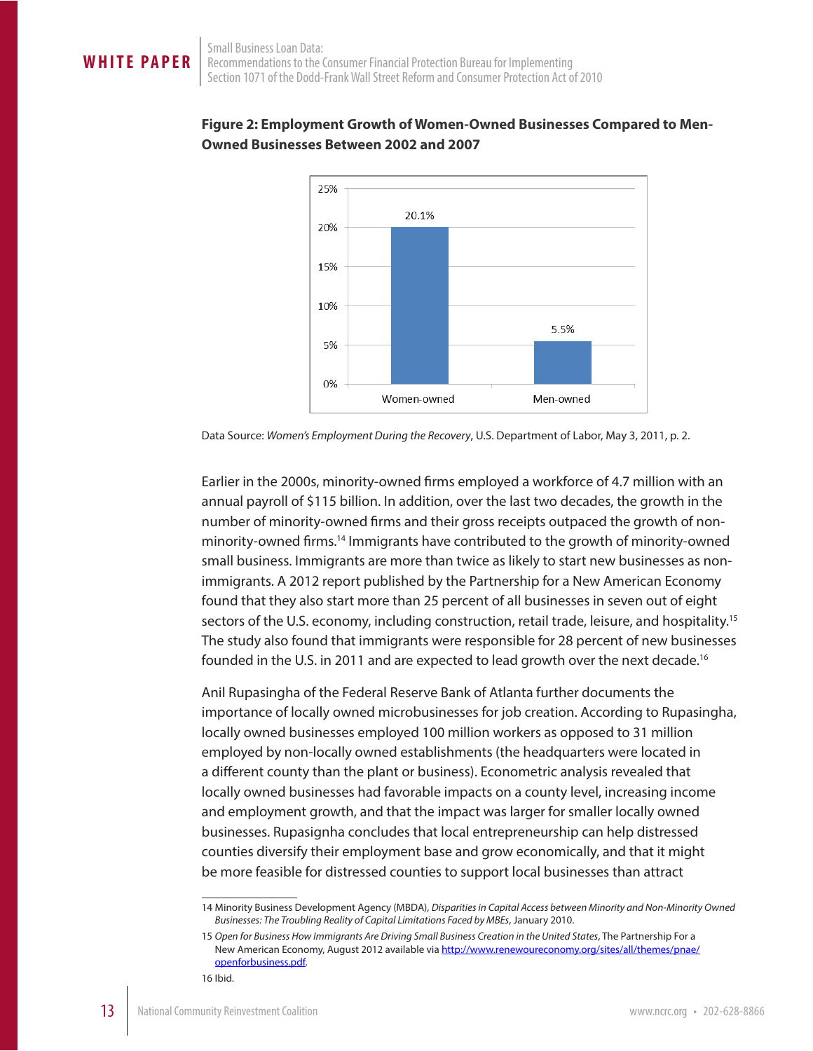**Figure 2: Employment Growth of Women-Owned Businesses Compared to Men-Owned Businesses Between 2002 and 2007**

| | Employment Growth |
|---|---|
| Women-owned | 20.1% |
| Men-owned | 5.5% |

Data Source: *Women's Employment During the Recovery*, U.S. Department of Labor, May 3, 2011, p. 2.

Earlier in the 2000s, minority-owned firms employed a workforce of 4.7 million with an annual payroll of $115 billion. In addition, over the last two decades, the growth in the number of minority-owned firms and their gross receipts outpaced the growth of non-minority-owned firms.[14] Immigrants have contributed to the growth of minority-owned small business. Immigrants are more than twice as likely to start new businesses as non-immigrants. A 2012 report published by the Partnership for a New American Economy found that they also start more than 25 percent of all businesses in seven out of eight sectors of the U.S. economy, including construction, retail trade, leisure, and hospitality.[15] The study also found that immigrants were responsible for 28 percent of new businesses founded in the U.S. in 2011 and are expected to lead growth over the next decade.[16]

Anil Rupasingha of the Federal Reserve Bank of Atlanta further documents the importance of locally owned microbusinesses for job creation. According to Rupasingha, locally owned businesses employed 100 million workers as opposed to 31 million employed by non-locally owned establishments (the headquarters were located in a different county than the plant or business). Econometric analysis revealed that locally owned businesses had favorable impacts on a county level, increasing income and employment growth, and that the impact was larger for smaller locally owned businesses. Rupasignha concludes that local entrepreneurship can help distressed counties diversify their employment base and grow economically, and that it might be more feasible for distressed counties to support local businesses than attract

14 Minority Business Development Agency (MBDA), *Disparities in Capital Access between Minority and Non-Minority Owned Businesses: The Troubling Reality of Capital Limitations Faced by MBEs*, January 2010.

15 *Open for Business How Immigrants Are Driving Small Business Creation in the United States*, The Partnership For a New American Economy, August 2012 available via http://www.renewoureconomy.org/sites/all/themes/pnae/openforbusiness.pdf.

16 Ibid.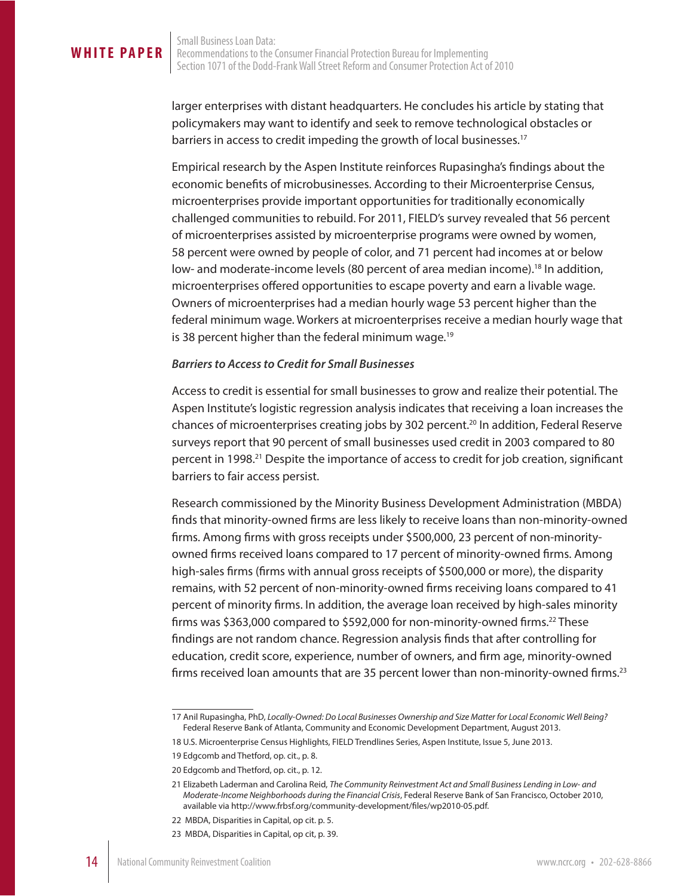larger enterprises with distant headquarters. He concludes his article by stating that policymakers may want to identify and seek to remove technological obstacles or barriers in access to credit impeding the growth of local businesses.[17]

Empirical research by the Aspen Institute reinforces Rupasingha's findings about the economic benefits of microbusinesses. According to their Microenterprise Census, microenterprises provide important opportunities for traditionally economically challenged communities to rebuild. For 2011, FIELD's survey revealed that 56 percent of microenterprises assisted by microenterprise programs were owned by women, 58 percent were owned by people of color, and 71 percent had incomes at or below low- and moderate-income levels (80 percent of area median income).[18] In addition, microenterprises offered opportunities to escape poverty and earn a livable wage. Owners of microenterprises had a median hourly wage 53 percent higher than the federal minimum wage. Workers at microenterprises receive a median hourly wage that is 38 percent higher than the federal minimum wage.[19]

***Barriers to Access to Credit for Small Businesses***

Access to credit is essential for small businesses to grow and realize their potential. The Aspen Institute's logistic regression analysis indicates that receiving a loan increases the chances of microenterprises creating jobs by 302 percent.[20] In addition, Federal Reserve surveys report that 90 percent of small businesses used credit in 2003 compared to 80 percent in 1998.[21] Despite the importance of access to credit for job creation, significant barriers to fair access persist.

Research commissioned by the Minority Business Development Administration (MBDA) finds that minority-owned firms are less likely to receive loans than non-minority-owned firms. Among firms with gross receipts under $500,000, 23 percent of non-minority-owned firms received loans compared to 17 percent of minority-owned firms. Among high-sales firms (firms with annual gross receipts of $500,000 or more), the disparity remains, with 52 percent of non-minority-owned firms receiving loans compared to 41 percent of minority firms. In addition, the average loan received by high-sales minority firms was $363,000 compared to $592,000 for non-minority-owned firms.[22] These findings are not random chance. Regression analysis finds that after controlling for education, credit score, experience, number of owners, and firm age, minority-owned firms received loan amounts that are 35 percent lower than non-minority-owned firms.[23]

---

17 Anil Rupasingha, PhD, *Locally-Owned: Do Local Businesses Ownership and Size Matter for Local Economic Well Being?* Federal Reserve Bank of Atlanta, Community and Economic Development Department, August 2013.

18 U.S. Microenterprise Census Highlights, FIELD Trendlines Series, Aspen Institute, Issue 5, June 2013.

19 Edgcomb and Thetford, op. cit., p. 8.

20 Edgcomb and Thetford, op. cit., p. 12.

21 Elizabeth Laderman and Carolina Reid, *The Community Reinvestment Act and Small Business Lending in Low- and Moderate-Income Neighborhoods during the Financial Crisis*, Federal Reserve Bank of San Francisco, October 2010, available via http://www.frbsf.org/community-development/files/wp2010-05.pdf.

22 MBDA, Disparities in Capital, op cit. p. 5.

23 MBDA, Disparities in Capital, op cit, p. 39.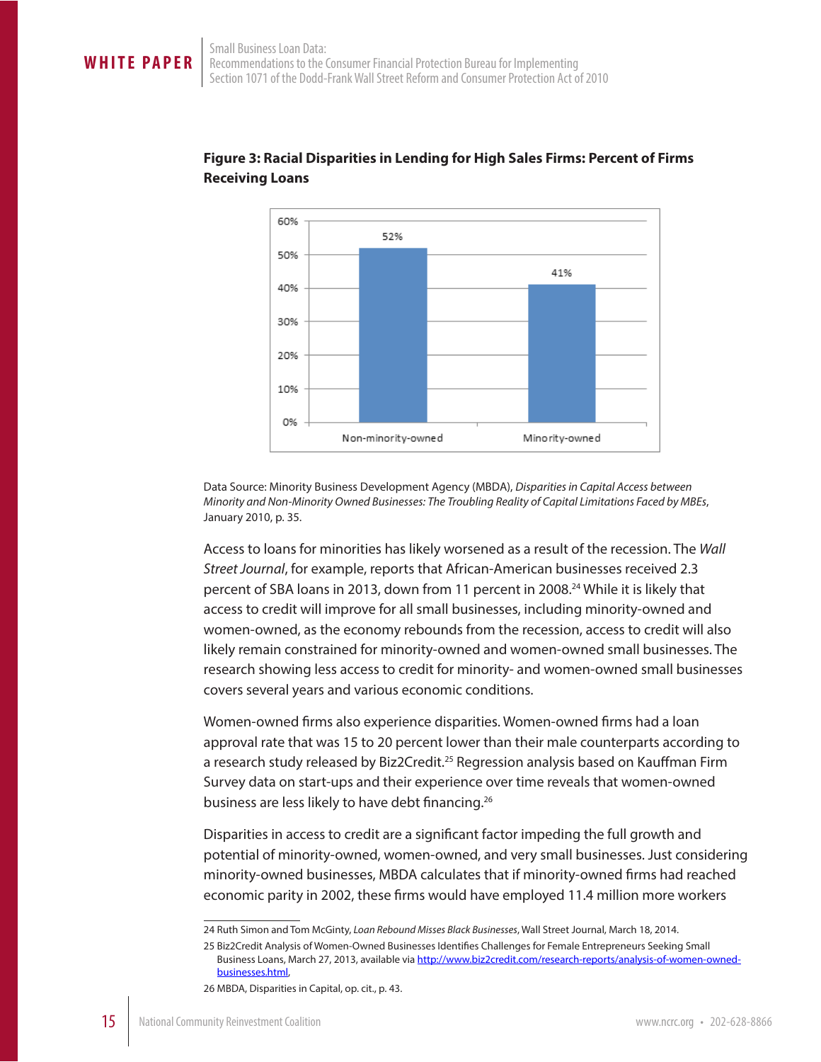**Figure 3: Racial Disparities in Lending for High Sales Firms: Percent of Firms Receiving Loans**

| | Percent of Firms Receiving Loans |
|---|---|
| Non-minority-owned | 52% |
| Minority-owned | 41% |

Data Source: Minority Business Development Agency (MBDA), *Disparities in Capital Access between Minority and Non-Minority Owned Businesses: The Troubling Reality of Capital Limitations Faced by MBEs*, January 2010, p. 35.

Access to loans for minorities has likely worsened as a result of the recession. The *Wall Street Journal*, for example, reports that African-American businesses received 2.3 percent of SBA loans in 2013, down from 11 percent in 2008.[24] While it is likely that access to credit will improve for all small businesses, including minority-owned and women-owned, as the economy rebounds from the recession, access to credit will also likely remain constrained for minority-owned and women-owned small businesses. The research showing less access to credit for minority- and women-owned small businesses covers several years and various economic conditions.

Women-owned firms also experience disparities. Women-owned firms had a loan approval rate that was 15 to 20 percent lower than their male counterparts according to a research study released by Biz2Credit.[25] Regression analysis based on Kauffman Firm Survey data on start-ups and their experience over time reveals that women-owned business are less likely to have debt financing.[26]

Disparities in access to credit are a significant factor impeding the full growth and potential of minority-owned, women-owned, and very small businesses. Just considering minority-owned businesses, MBDA calculates that if minority-owned firms had reached economic parity in 2002, these firms would have employed 11.4 million more workers

24 Ruth Simon and Tom McGinty, *Loan Rebound Misses Black Businesses*, Wall Street Journal, March 18, 2014.

25 Biz2Credit Analysis of Women-Owned Businesses Identifies Challenges for Female Entrepreneurs Seeking Small Business Loans, March 27, 2013, available via http://www.biz2credit.com/research-reports/analysis-of-women-owned-businesses.html,

26 MBDA, Disparities in Capital, op. cit., p. 43.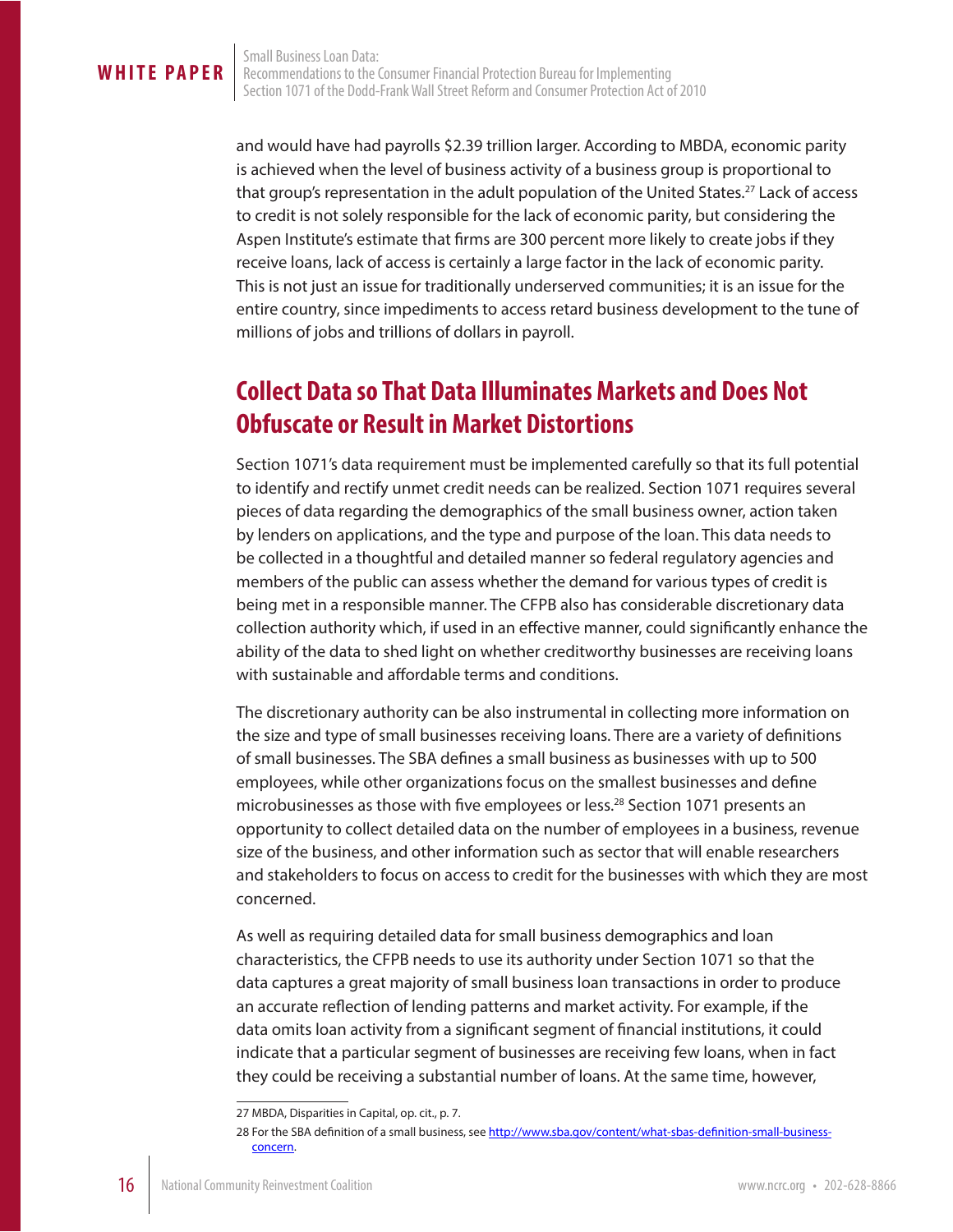and would have had payrolls $2.39 trillion larger. According to MBDA, economic parity is achieved when the level of business activity of a business group is proportional to that group's representation in the adult population of the United States.[27] Lack of access to credit is not solely responsible for the lack of economic parity, but considering the Aspen Institute's estimate that firms are 300 percent more likely to create jobs if they receive loans, lack of access is certainly a large factor in the lack of economic parity. This is not just an issue for traditionally underserved communities; it is an issue for the entire country, since impediments to access retard business development to the tune of millions of jobs and trillions of dollars in payroll.

## Collect Data so That Data Illuminates Markets and Does Not Obfuscate or Result in Market Distortions

Section 1071's data requirement must be implemented carefully so that its full potential to identify and rectify unmet credit needs can be realized. Section 1071 requires several pieces of data regarding the demographics of the small business owner, action taken by lenders on applications, and the type and purpose of the loan. This data needs to be collected in a thoughtful and detailed manner so federal regulatory agencies and members of the public can assess whether the demand for various types of credit is being met in a responsible manner. The CFPB also has considerable discretionary data collection authority which, if used in an effective manner, could significantly enhance the ability of the data to shed light on whether creditworthy businesses are receiving loans with sustainable and affordable terms and conditions.

The discretionary authority can be also instrumental in collecting more information on the size and type of small businesses receiving loans. There are a variety of definitions of small businesses. The SBA defines a small business as businesses with up to 500 employees, while other organizations focus on the smallest businesses and define microbusinesses as those with five employees or less.[28] Section 1071 presents an opportunity to collect detailed data on the number of employees in a business, revenue size of the business, and other information such as sector that will enable researchers and stakeholders to focus on access to credit for the businesses with which they are most concerned.

As well as requiring detailed data for small business demographics and loan characteristics, the CFPB needs to use its authority under Section 1071 so that the data captures a great majority of small business loan transactions in order to produce an accurate reflection of lending patterns and market activity. For example, if the data omits loan activity from a significant segment of financial institutions, it could indicate that a particular segment of businesses are receiving few loans, when in fact they could be receiving a substantial number of loans. At the same time, however,

27 MBDA, Disparities in Capital, op. cit., p. 7.

28 For the SBA definition of a small business, see http://www.sba.gov/content/what-sbas-definition-small-business-concern.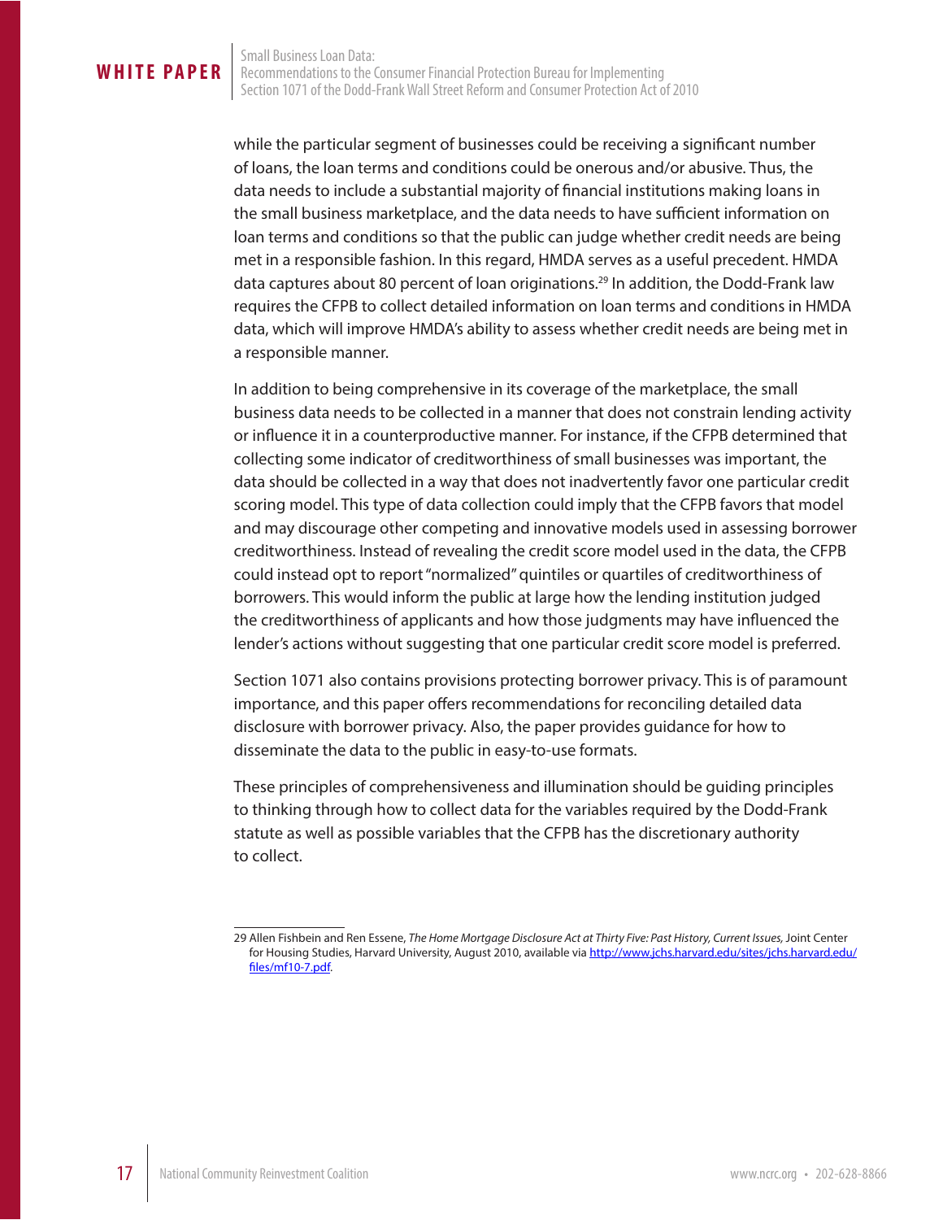while the particular segment of businesses could be receiving a significant number of loans, the loan terms and conditions could be onerous and/or abusive. Thus, the data needs to include a substantial majority of financial institutions making loans in the small business marketplace, and the data needs to have sufficient information on loan terms and conditions so that the public can judge whether credit needs are being met in a responsible fashion. In this regard, HMDA serves as a useful precedent. HMDA data captures about 80 percent of loan originations.[29] In addition, the Dodd-Frank law requires the CFPB to collect detailed information on loan terms and conditions in HMDA data, which will improve HMDA's ability to assess whether credit needs are being met in a responsible manner.

In addition to being comprehensive in its coverage of the marketplace, the small business data needs to be collected in a manner that does not constrain lending activity or influence it in a counterproductive manner. For instance, if the CFPB determined that collecting some indicator of creditworthiness of small businesses was important, the data should be collected in a way that does not inadvertently favor one particular credit scoring model. This type of data collection could imply that the CFPB favors that model and may discourage other competing and innovative models used in assessing borrower creditworthiness. Instead of revealing the credit score model used in the data, the CFPB could instead opt to report "normalized" quintiles or quartiles of creditworthiness of borrowers. This would inform the public at large how the lending institution judged the creditworthiness of applicants and how those judgments may have influenced the lender's actions without suggesting that one particular credit score model is preferred.

Section 1071 also contains provisions protecting borrower privacy. This is of paramount importance, and this paper offers recommendations for reconciling detailed data disclosure with borrower privacy. Also, the paper provides guidance for how to disseminate the data to the public in easy-to-use formats.

These principles of comprehensiveness and illumination should be guiding principles to thinking through how to collect data for the variables required by the Dodd-Frank statute as well as possible variables that the CFPB has the discretionary authority to collect.

---

29 Allen Fishbein and Ren Essene, *The Home Mortgage Disclosure Act at Thirty Five: Past History, Current Issues,* Joint Center for Housing Studies, Harvard University, August 2010, available via http://www.jchs.harvard.edu/sites/jchs.harvard.edu/files/mf10-7.pdf.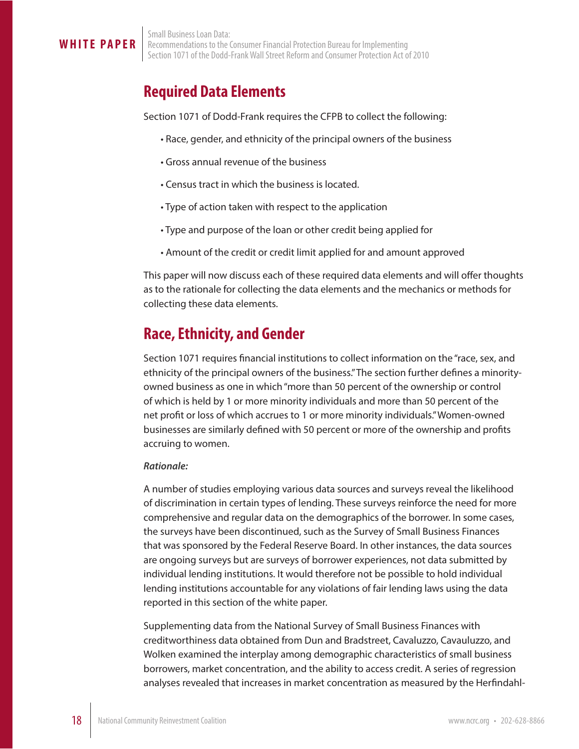## Required Data Elements

Section 1071 of Dodd-Frank requires the CFPB to collect the following:

- Race, gender, and ethnicity of the principal owners of the business
- Gross annual revenue of the business
- Census tract in which the business is located.
- Type of action taken with respect to the application
- Type and purpose of the loan or other credit being applied for
- Amount of the credit or credit limit applied for and amount approved

This paper will now discuss each of these required data elements and will offer thoughts as to the rationale for collecting the data elements and the mechanics or methods for collecting these data elements.

## Race, Ethnicity, and Gender

Section 1071 requires financial institutions to collect information on the "race, sex, and ethnicity of the principal owners of the business." The section further defines a minority-owned business as one in which "more than 50 percent of the ownership or control of which is held by 1 or more minority individuals and more than 50 percent of the net profit or loss of which accrues to 1 or more minority individuals." Women-owned businesses are similarly defined with 50 percent or more of the ownership and profits accruing to women.

***Rationale:***

A number of studies employing various data sources and surveys reveal the likelihood of discrimination in certain types of lending. These surveys reinforce the need for more comprehensive and regular data on the demographics of the borrower. In some cases, the surveys have been discontinued, such as the Survey of Small Business Finances that was sponsored by the Federal Reserve Board. In other instances, the data sources are ongoing surveys but are surveys of borrower experiences, not data submitted by individual lending institutions. It would therefore not be possible to hold individual lending institutions accountable for any violations of fair lending laws using the data reported in this section of the white paper.

Supplementing data from the National Survey of Small Business Finances with creditworthiness data obtained from Dun and Bradstreet, Cavaluzzo, Cavauluzzo, and Wolken examined the interplay among demographic characteristics of small business borrowers, market concentration, and the ability to access credit. A series of regression analyses revealed that increases in market concentration as measured by the Herfindahl-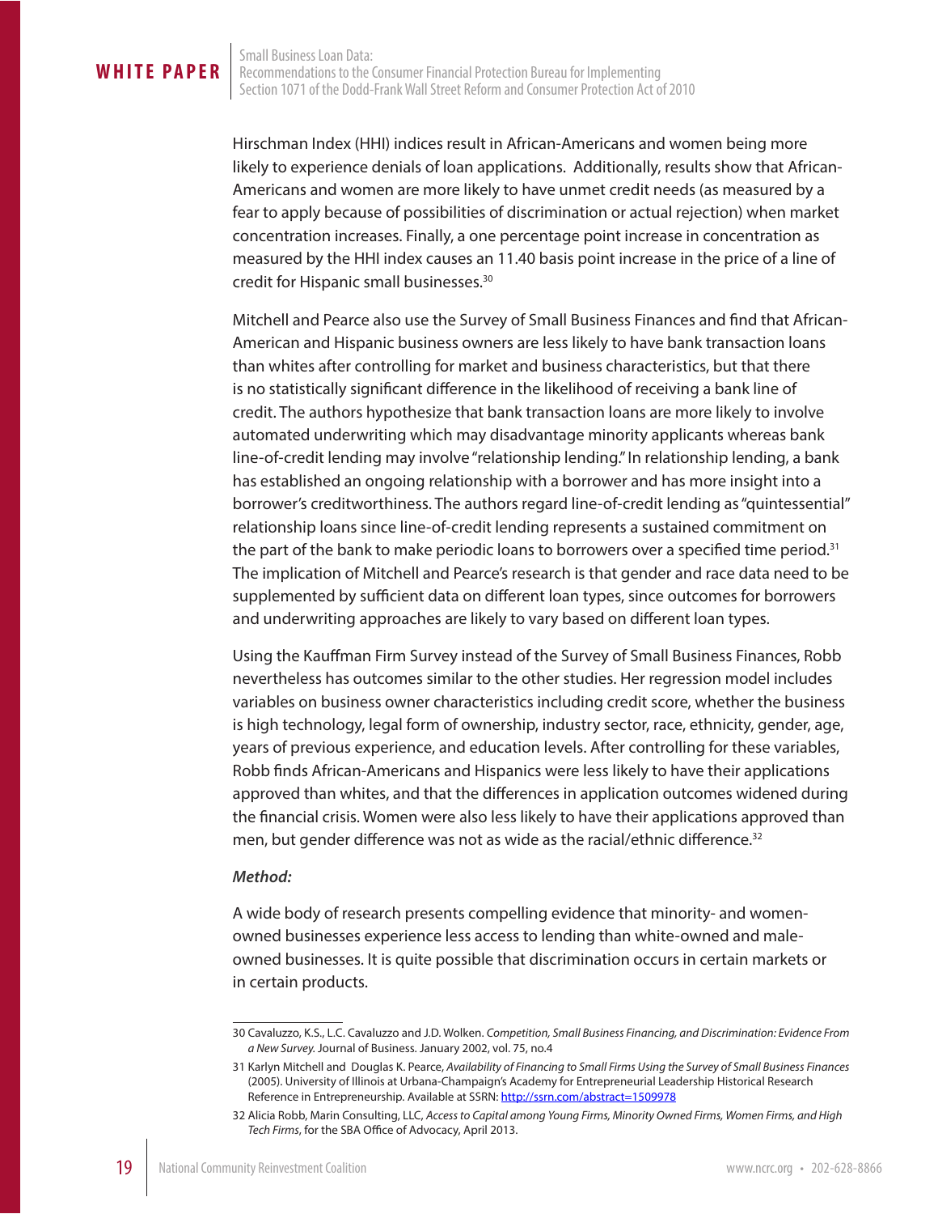Hirschman Index (HHI) indices result in African-Americans and women being more likely to experience denials of loan applications. Additionally, results show that African-Americans and women are more likely to have unmet credit needs (as measured by a fear to apply because of possibilities of discrimination or actual rejection) when market concentration increases. Finally, a one percentage point increase in concentration as measured by the HHI index causes an 11.40 basis point increase in the price of a line of credit for Hispanic small businesses.[30]

Mitchell and Pearce also use the Survey of Small Business Finances and find that African-American and Hispanic business owners are less likely to have bank transaction loans than whites after controlling for market and business characteristics, but that there is no statistically significant difference in the likelihood of receiving a bank line of credit. The authors hypothesize that bank transaction loans are more likely to involve automated underwriting which may disadvantage minority applicants whereas bank line-of-credit lending may involve "relationship lending." In relationship lending, a bank has established an ongoing relationship with a borrower and has more insight into a borrower's creditworthiness. The authors regard line-of-credit lending as "quintessential" relationship loans since line-of-credit lending represents a sustained commitment on the part of the bank to make periodic loans to borrowers over a specified time period.[31] The implication of Mitchell and Pearce's research is that gender and race data need to be supplemented by sufficient data on different loan types, since outcomes for borrowers and underwriting approaches are likely to vary based on different loan types.

Using the Kauffman Firm Survey instead of the Survey of Small Business Finances, Robb nevertheless has outcomes similar to the other studies. Her regression model includes variables on business owner characteristics including credit score, whether the business is high technology, legal form of ownership, industry sector, race, ethnicity, gender, age, years of previous experience, and education levels. After controlling for these variables, Robb finds African-Americans and Hispanics were less likely to have their applications approved than whites, and that the differences in application outcomes widened during the financial crisis. Women were also less likely to have their applications approved than men, but gender difference was not as wide as the racial/ethnic difference.[32]

***Method:***

A wide body of research presents compelling evidence that minority- and women-owned businesses experience less access to lending than white-owned and male-owned businesses. It is quite possible that discrimination occurs in certain markets or in certain products.

---

30 Cavaluzzo, K.S., L.C. Cavaluzzo and J.D. Wolken. *Competition, Small Business Financing, and Discrimination: Evidence From a New Survey.* Journal of Business. January 2002, vol. 75, no.4

31 Karlyn Mitchell and Douglas K. Pearce, *Availability of Financing to Small Firms Using the Survey of Small Business Finances* (2005). University of Illinois at Urbana-Champaign's Academy for Entrepreneurial Leadership Historical Research Reference in Entrepreneurship. Available at SSRN: http://ssrn.com/abstract=1509978

32 Alicia Robb, Marin Consulting, LLC, *Access to Capital among Young Firms, Minority Owned Firms, Women Firms, and High Tech Firms*, for the SBA Office of Advocacy, April 2013.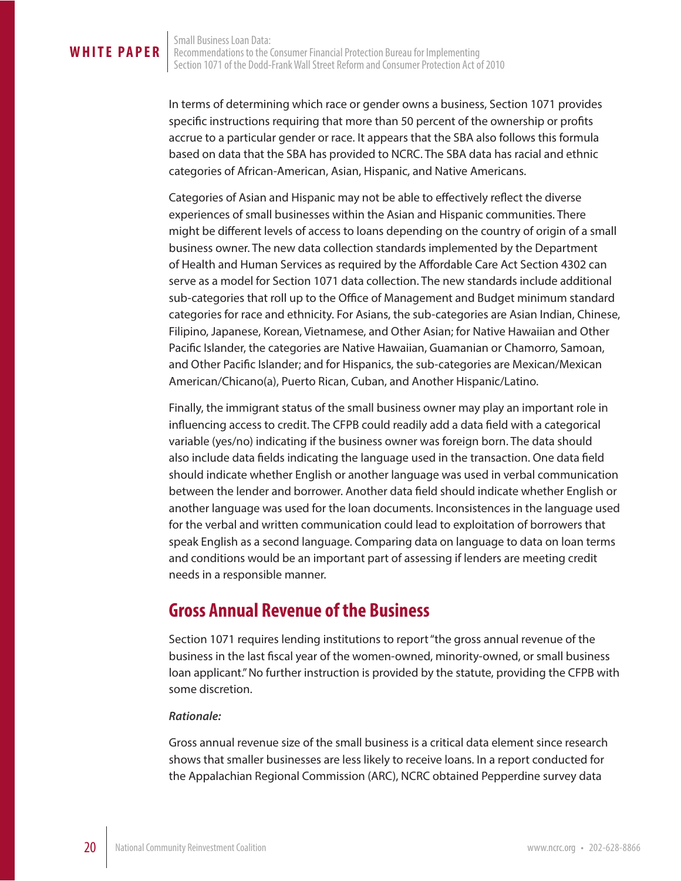In terms of determining which race or gender owns a business, Section 1071 provides specific instructions requiring that more than 50 percent of the ownership or profits accrue to a particular gender or race. It appears that the SBA also follows this formula based on data that the SBA has provided to NCRC. The SBA data has racial and ethnic categories of African-American, Asian, Hispanic, and Native Americans.

Categories of Asian and Hispanic may not be able to effectively reflect the diverse experiences of small businesses within the Asian and Hispanic communities. There might be different levels of access to loans depending on the country of origin of a small business owner. The new data collection standards implemented by the Department of Health and Human Services as required by the Affordable Care Act Section 4302 can serve as a model for Section 1071 data collection. The new standards include additional sub-categories that roll up to the Office of Management and Budget minimum standard categories for race and ethnicity. For Asians, the sub-categories are Asian Indian, Chinese, Filipino, Japanese, Korean, Vietnamese, and Other Asian; for Native Hawaiian and Other Pacific Islander, the categories are Native Hawaiian, Guamanian or Chamorro, Samoan, and Other Pacific Islander; and for Hispanics, the sub-categories are Mexican/Mexican American/Chicano(a), Puerto Rican, Cuban, and Another Hispanic/Latino.

Finally, the immigrant status of the small business owner may play an important role in influencing access to credit. The CFPB could readily add a data field with a categorical variable (yes/no) indicating if the business owner was foreign born. The data should also include data fields indicating the language used in the transaction. One data field should indicate whether English or another language was used in verbal communication between the lender and borrower. Another data field should indicate whether English or another language was used for the loan documents. Inconsistences in the language used for the verbal and written communication could lead to exploitation of borrowers that speak English as a second language. Comparing data on language to data on loan terms and conditions would be an important part of assessing if lenders are meeting credit needs in a responsible manner.

## Gross Annual Revenue of the Business

Section 1071 requires lending institutions to report "the gross annual revenue of the business in the last fiscal year of the women-owned, minority-owned, or small business loan applicant." No further instruction is provided by the statute, providing the CFPB with some discretion.

***Rationale:***

Gross annual revenue size of the small business is a critical data element since research shows that smaller businesses are less likely to receive loans. In a report conducted for the Appalachian Regional Commission (ARC), NCRC obtained Pepperdine survey data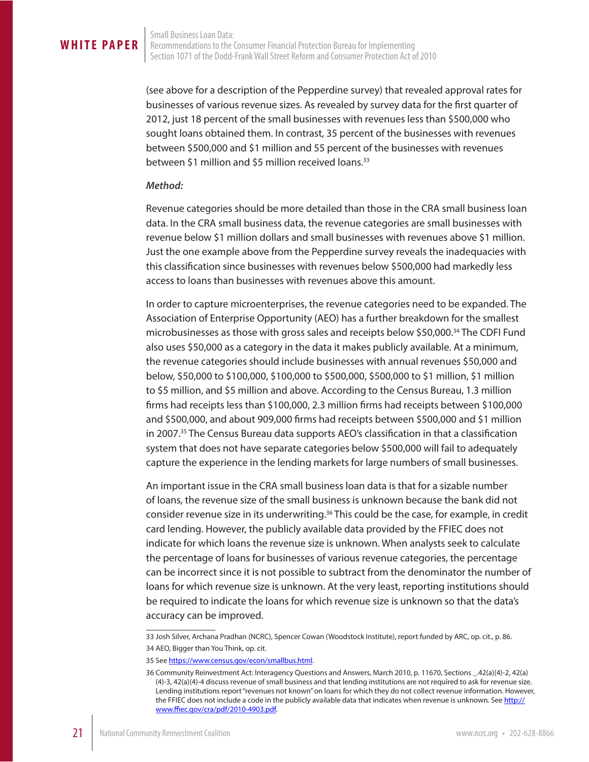(see above for a description of the Pepperdine survey) that revealed approval rates for businesses of various revenue sizes. As revealed by survey data for the first quarter of 2012, just 18 percent of the small businesses with revenues less than $500,000 who sought loans obtained them. In contrast, 35 percent of the businesses with revenues between $500,000 and $1 million and 55 percent of the businesses with revenues between $1 million and $5 million received loans.[33]

***Method:***

Revenue categories should be more detailed than those in the CRA small business loan data. In the CRA small business data, the revenue categories are small businesses with revenue below $1 million dollars and small businesses with revenues above $1 million. Just the one example above from the Pepperdine survey reveals the inadequacies with this classification since businesses with revenues below $500,000 had markedly less access to loans than businesses with revenues above this amount.

In order to capture microenterprises, the revenue categories need to be expanded. The Association of Enterprise Opportunity (AEO) has a further breakdown for the smallest microbusinesses as those with gross sales and receipts below $50,000.[34] The CDFI Fund also uses $50,000 as a category in the data it makes publicly available. At a minimum, the revenue categories should include businesses with annual revenues $50,000 and below, $50,000 to $100,000, $100,000 to $500,000, $500,000 to $1 million, $1 million to $5 million, and $5 million and above. According to the Census Bureau, 1.3 million firms had receipts less than $100,000, 2.3 million firms had receipts between $100,000 and $500,000, and about 909,000 firms had receipts between $500,000 and $1 million in 2007.[35] The Census Bureau data supports AEO's classification in that a classification system that does not have separate categories below $500,000 will fail to adequately capture the experience in the lending markets for large numbers of small businesses.

An important issue in the CRA small business loan data is that for a sizable number of loans, the revenue size of the small business is unknown because the bank did not consider revenue size in its underwriting.[36] This could be the case, for example, in credit card lending. However, the publicly available data provided by the FFIEC does not indicate for which loans the revenue size is unknown. When analysts seek to calculate the percentage of loans for businesses of various revenue categories, the percentage can be incorrect since it is not possible to subtract from the denominator the number of loans for which revenue size is unknown. At the very least, reporting institutions should be required to indicate the loans for which revenue size is unknown so that the data's accuracy can be improved.

---

33 Josh Silver, Archana Pradhan (NCRC), Spencer Cowan (Woodstock Institute), report funded by ARC, op. cit., p. 86.

34 AEO, Bigger than You Think, op. cit.

35 See https://www.census.gov/econ/smallbus.html.

36 Community Reinvestment Act: Interagency Questions and Answers, March 2010, p. 11670, Sections _.42(a)(4)-2, 42(a)(4)-3, 42(a)(4)-4 discuss revenue of small business and that lending institutions are not required to ask for revenue size. Lending institutions report "revenues not known" on loans for which they do not collect revenue information. However, the FFIEC does not include a code in the publicly available data that indicates when revenue is unknown. See http://www.ffiec.gov/cra/pdf/2010-4903.pdf.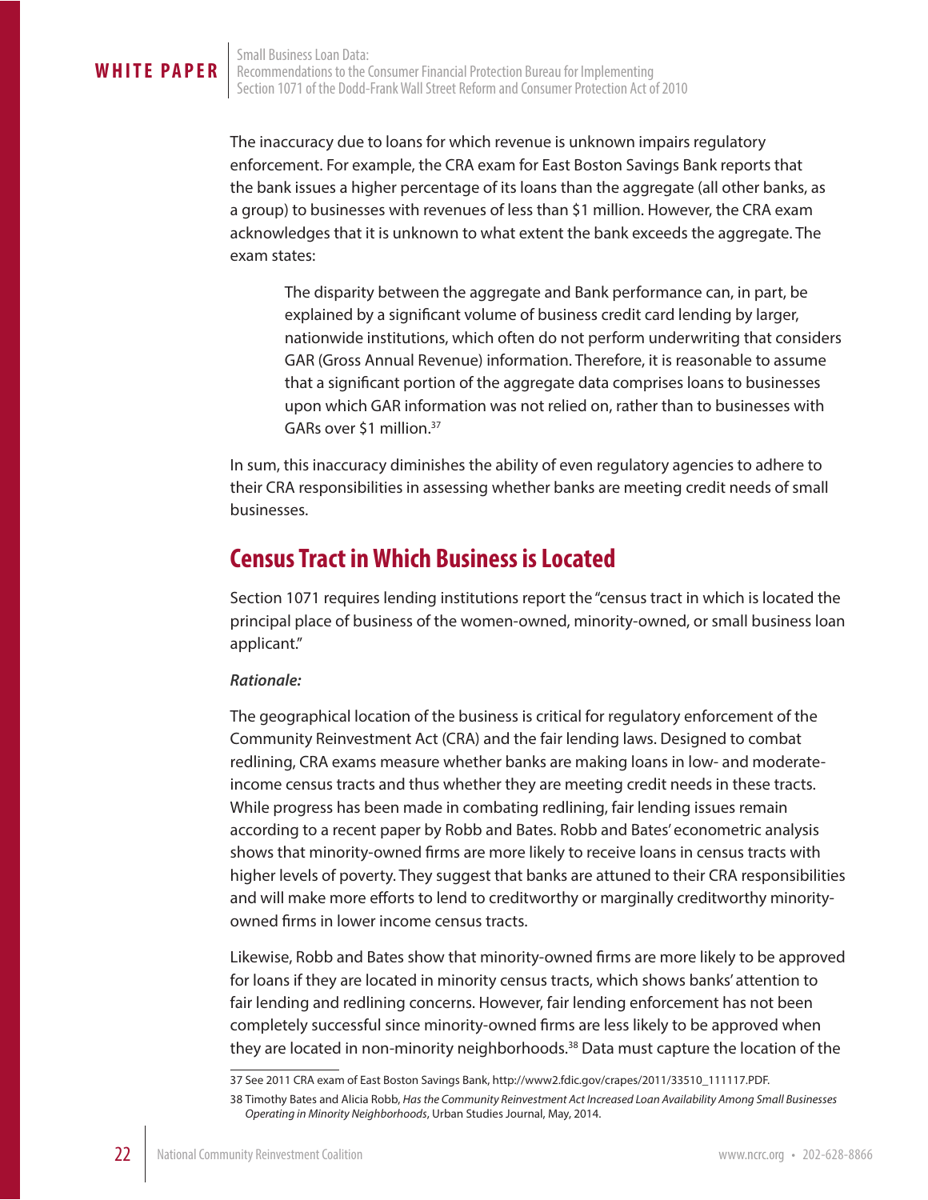The inaccuracy due to loans for which revenue is unknown impairs regulatory enforcement. For example, the CRA exam for East Boston Savings Bank reports that the bank issues a higher percentage of its loans than the aggregate (all other banks, as a group) to businesses with revenues of less than $1 million. However, the CRA exam acknowledges that it is unknown to what extent the bank exceeds the aggregate. The exam states:

> The disparity between the aggregate and Bank performance can, in part, be explained by a significant volume of business credit card lending by larger, nationwide institutions, which often do not perform underwriting that considers GAR (Gross Annual Revenue) information. Therefore, it is reasonable to assume that a significant portion of the aggregate data comprises loans to businesses upon which GAR information was not relied on, rather than to businesses with GARs over $1 million.[37]

In sum, this inaccuracy diminishes the ability of even regulatory agencies to adhere to their CRA responsibilities in assessing whether banks are meeting credit needs of small businesses.

## Census Tract in Which Business is Located

Section 1071 requires lending institutions report the "census tract in which is located the principal place of business of the women-owned, minority-owned, or small business loan applicant."

***Rationale:***

The geographical location of the business is critical for regulatory enforcement of the Community Reinvestment Act (CRA) and the fair lending laws. Designed to combat redlining, CRA exams measure whether banks are making loans in low- and moderate-income census tracts and thus whether they are meeting credit needs in these tracts. While progress has been made in combating redlining, fair lending issues remain according to a recent paper by Robb and Bates. Robb and Bates' econometric analysis shows that minority-owned firms are more likely to receive loans in census tracts with higher levels of poverty. They suggest that banks are attuned to their CRA responsibilities and will make more efforts to lend to creditworthy or marginally creditworthy minority-owned firms in lower income census tracts.

Likewise, Robb and Bates show that minority-owned firms are more likely to be approved for loans if they are located in minority census tracts, which shows banks' attention to fair lending and redlining concerns. However, fair lending enforcement has not been completely successful since minority-owned firms are less likely to be approved when they are located in non-minority neighborhoods.[38] Data must capture the location of the

---

37 See 2011 CRA exam of East Boston Savings Bank, http://www2.fdic.gov/crapes/2011/33510_111117.PDF.

38 Timothy Bates and Alicia Robb, *Has the Community Reinvestment Act Increased Loan Availability Among Small Businesses Operating in Minority Neighborhoods*, Urban Studies Journal, May, 2014.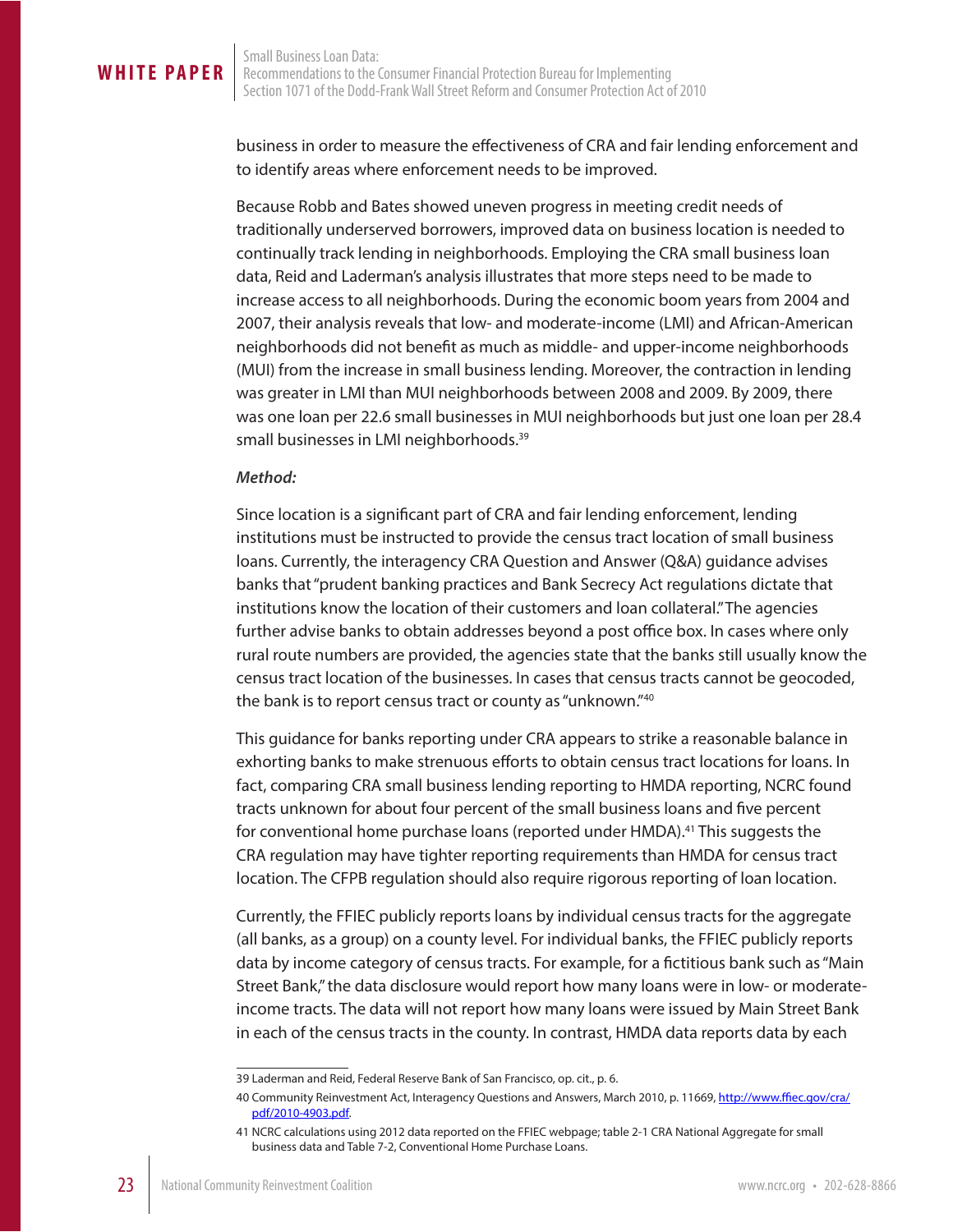business in order to measure the effectiveness of CRA and fair lending enforcement and to identify areas where enforcement needs to be improved.

Because Robb and Bates showed uneven progress in meeting credit needs of traditionally underserved borrowers, improved data on business location is needed to continually track lending in neighborhoods. Employing the CRA small business loan data, Reid and Laderman's analysis illustrates that more steps need to be made to increase access to all neighborhoods. During the economic boom years from 2004 and 2007, their analysis reveals that low- and moderate-income (LMI) and African-American neighborhoods did not benefit as much as middle- and upper-income neighborhoods (MUI) from the increase in small business lending. Moreover, the contraction in lending was greater in LMI than MUI neighborhoods between 2008 and 2009. By 2009, there was one loan per 22.6 small businesses in MUI neighborhoods but just one loan per 28.4 small businesses in LMI neighborhoods.[39]

***Method:***

Since location is a significant part of CRA and fair lending enforcement, lending institutions must be instructed to provide the census tract location of small business loans. Currently, the interagency CRA Question and Answer (Q&A) guidance advises banks that "prudent banking practices and Bank Secrecy Act regulations dictate that institutions know the location of their customers and loan collateral." The agencies further advise banks to obtain addresses beyond a post office box. In cases where only rural route numbers are provided, the agencies state that the banks still usually know the census tract location of the businesses. In cases that census tracts cannot be geocoded, the bank is to report census tract or county as "unknown."[40]

This guidance for banks reporting under CRA appears to strike a reasonable balance in exhorting banks to make strenuous efforts to obtain census tract locations for loans. In fact, comparing CRA small business lending reporting to HMDA reporting, NCRC found tracts unknown for about four percent of the small business loans and five percent for conventional home purchase loans (reported under HMDA).[41] This suggests the CRA regulation may have tighter reporting requirements than HMDA for census tract location. The CFPB regulation should also require rigorous reporting of loan location.

Currently, the FFIEC publicly reports loans by individual census tracts for the aggregate (all banks, as a group) on a county level. For individual banks, the FFIEC publicly reports data by income category of census tracts. For example, for a fictitious bank such as "Main Street Bank," the data disclosure would report how many loans were in low- or moderate-income tracts. The data will not report how many loans were issued by Main Street Bank in each of the census tracts in the county. In contrast, HMDA data reports data by each

---

39 Laderman and Reid, Federal Reserve Bank of San Francisco, op. cit., p. 6.

40 Community Reinvestment Act, Interagency Questions and Answers, March 2010, p. 11669, http://www.ffiec.gov/cra/pdf/2010-4903.pdf.

41 NCRC calculations using 2012 data reported on the FFIEC webpage; table 2-1 CRA National Aggregate for small business data and Table 7-2, Conventional Home Purchase Loans.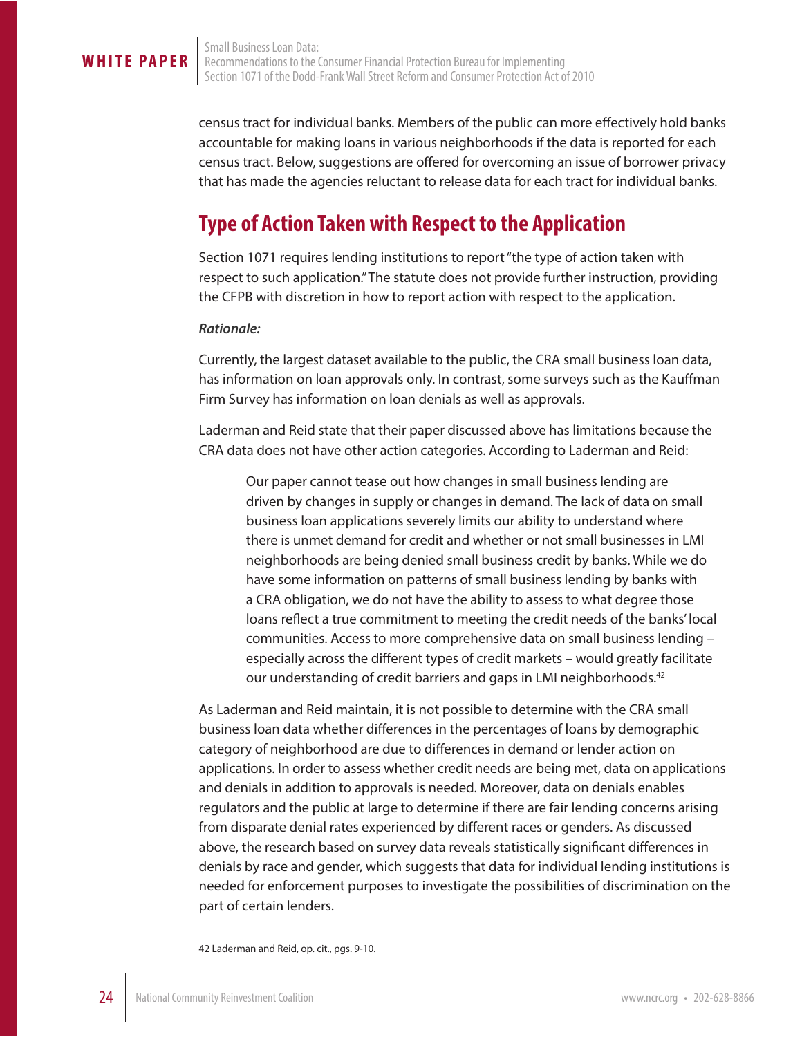census tract for individual banks. Members of the public can more effectively hold banks accountable for making loans in various neighborhoods if the data is reported for each census tract. Below, suggestions are offered for overcoming an issue of borrower privacy that has made the agencies reluctant to release data for each tract for individual banks.

## Type of Action Taken with Respect to the Application

Section 1071 requires lending institutions to report "the type of action taken with respect to such application." The statute does not provide further instruction, providing the CFPB with discretion in how to report action with respect to the application.

***Rationale:***

Currently, the largest dataset available to the public, the CRA small business loan data, has information on loan approvals only. In contrast, some surveys such as the Kauffman Firm Survey has information on loan denials as well as approvals.

Laderman and Reid state that their paper discussed above has limitations because the CRA data does not have other action categories. According to Laderman and Reid:

> Our paper cannot tease out how changes in small business lending are driven by changes in supply or changes in demand. The lack of data on small business loan applications severely limits our ability to understand where there is unmet demand for credit and whether or not small businesses in LMI neighborhoods are being denied small business credit by banks. While we do have some information on patterns of small business lending by banks with a CRA obligation, we do not have the ability to assess to what degree those loans reflect a true commitment to meeting the credit needs of the banks' local communities. Access to more comprehensive data on small business lending – especially across the different types of credit markets – would greatly facilitate our understanding of credit barriers and gaps in LMI neighborhoods.[42]

As Laderman and Reid maintain, it is not possible to determine with the CRA small business loan data whether differences in the percentages of loans by demographic category of neighborhood are due to differences in demand or lender action on applications. In order to assess whether credit needs are being met, data on applications and denials in addition to approvals is needed. Moreover, data on denials enables regulators and the public at large to determine if there are fair lending concerns arising from disparate denial rates experienced by different races or genders. As discussed above, the research based on survey data reveals statistically significant differences in denials by race and gender, which suggests that data for individual lending institutions is needed for enforcement purposes to investigate the possibilities of discrimination on the part of certain lenders.

42 Laderman and Reid, op. cit., pgs. 9-10.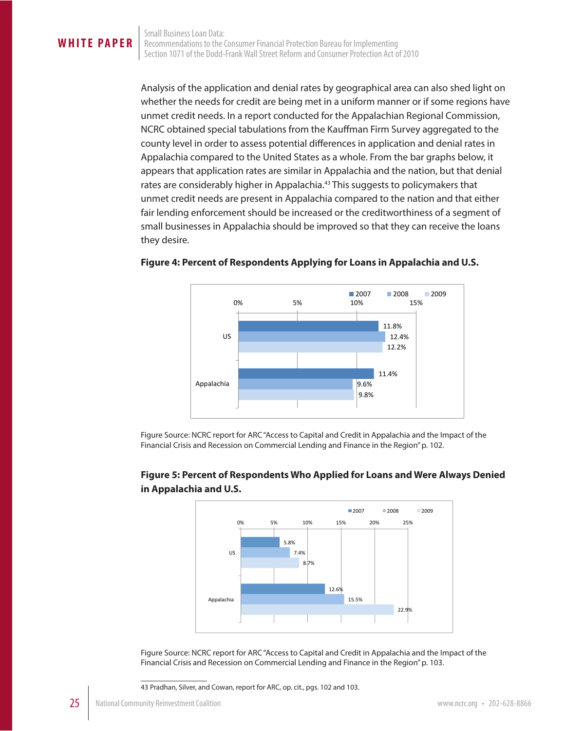Analysis of the application and denial rates by geographical area can also shed light on whether the needs for credit are being met in a uniform manner or if some regions have unmet credit needs. In a report conducted for the Appalachian Regional Commission, NCRC obtained special tabulations from the Kauffman Firm Survey aggregated to the county level in order to assess potential differences in application and denial rates in Appalachia compared to the United States as a whole. From the bar graphs below, it appears that application rates are similar in Appalachia and the nation, but that denial rates are considerably higher in Appalachia.[43] This suggests to policymakers that unmet credit needs are present in Appalachia compared to the nation and that either fair lending enforcement should be increased or the creditworthiness of a segment of small businesses in Appalachia should be improved so that they can receive the loans they desire.

**Figure 4: Percent of Respondents Applying for Loans in Appalachia and U.S.**

| | 2007 | 2008 | 2009 |
|---|---|---|---|
| US | 11.8% | 12.4% | 12.2% |
| Appalachia | 11.4% | 9.6% | 9.8% |

Figure Source: NCRC report for ARC "Access to Capital and Credit in Appalachia and the Impact of the Financial Crisis and Recession on Commercial Lending and Finance in the Region" p. 102.

**Figure 5: Percent of Respondents Who Applied for Loans and Were Always Denied in Appalachia and U.S.**

| | 2007 | 2008 | 2009 |
|---|---|---|---|
| US | 5.8% | 7.4% | 8.7% |
| Appalachia | 12.6% | 15.5% | 22.9% |

Figure Source: NCRC report for ARC "Access to Capital and Credit in Appalachia and the Impact of the Financial Crisis and Recession on Commercial Lending and Finance in the Region" p. 103.

---

43 Pradhan, Silver, and Cowan, report for ARC, op. cit., pgs. 102 and 103.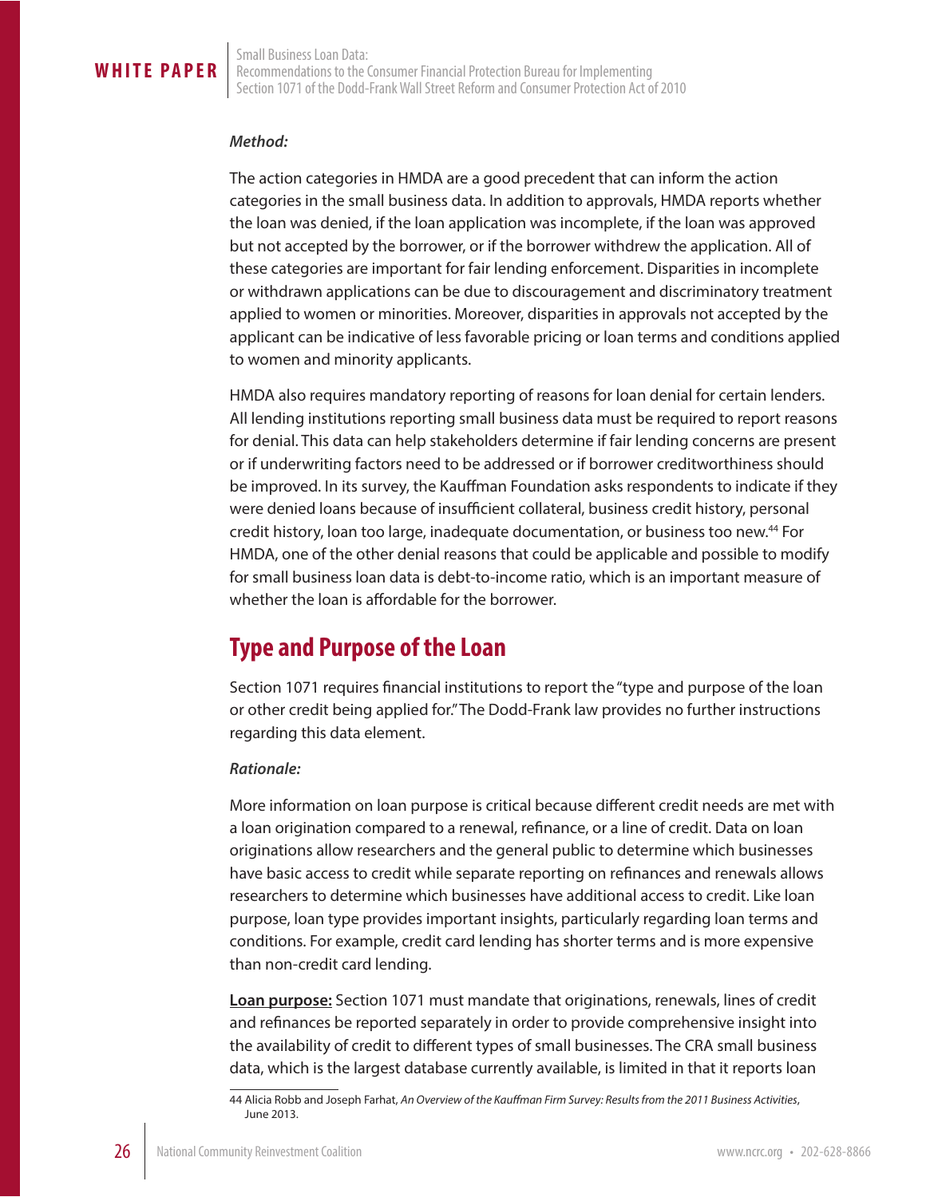***Method:***

The action categories in HMDA are a good precedent that can inform the action categories in the small business data. In addition to approvals, HMDA reports whether the loan was denied, if the loan application was incomplete, if the loan was approved but not accepted by the borrower, or if the borrower withdrew the application. All of these categories are important for fair lending enforcement. Disparities in incomplete or withdrawn applications can be due to discouragement and discriminatory treatment applied to women or minorities. Moreover, disparities in approvals not accepted by the applicant can be indicative of less favorable pricing or loan terms and conditions applied to women and minority applicants.

HMDA also requires mandatory reporting of reasons for loan denial for certain lenders. All lending institutions reporting small business data must be required to report reasons for denial. This data can help stakeholders determine if fair lending concerns are present or if underwriting factors need to be addressed or if borrower creditworthiness should be improved. In its survey, the Kauffman Foundation asks respondents to indicate if they were denied loans because of insufficient collateral, business credit history, personal credit history, loan too large, inadequate documentation, or business too new.[44] For HMDA, one of the other denial reasons that could be applicable and possible to modify for small business loan data is debt-to-income ratio, which is an important measure of whether the loan is affordable for the borrower.

## Type and Purpose of the Loan

Section 1071 requires financial institutions to report the "type and purpose of the loan or other credit being applied for." The Dodd-Frank law provides no further instructions regarding this data element.

***Rationale:***

More information on loan purpose is critical because different credit needs are met with a loan origination compared to a renewal, refinance, or a line of credit. Data on loan originations allow researchers and the general public to determine which businesses have basic access to credit while separate reporting on refinances and renewals allows researchers to determine which businesses have additional access to credit. Like loan purpose, loan type provides important insights, particularly regarding loan terms and conditions. For example, credit card lending has shorter terms and is more expensive than non-credit card lending.

**Loan purpose:** Section 1071 must mandate that originations, renewals, lines of credit and refinances be reported separately in order to provide comprehensive insight into the availability of credit to different types of small businesses. The CRA small business data, which is the largest database currently available, is limited in that it reports loan

44 Alicia Robb and Joseph Farhat, *An Overview of the Kauffman Firm Survey: Results from the 2011 Business Activities*, June 2013.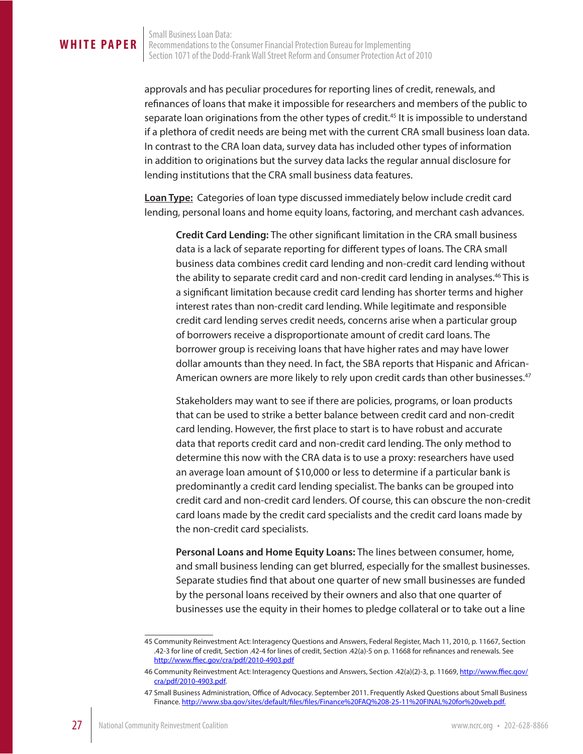approvals and has peculiar procedures for reporting lines of credit, renewals, and refinances of loans that make it impossible for researchers and members of the public to separate loan originations from the other types of credit.[45] It is impossible to understand if a plethora of credit needs are being met with the current CRA small business loan data. In contrast to the CRA loan data, survey data has included other types of information in addition to originations but the survey data lacks the regular annual disclosure for lending institutions that the CRA small business data features.

**Loan Type:** Categories of loan type discussed immediately below include credit card lending, personal loans and home equity loans, factoring, and merchant cash advances.

**Credit Card Lending:** The other significant limitation in the CRA small business data is a lack of separate reporting for different types of loans. The CRA small business data combines credit card lending and non-credit card lending without the ability to separate credit card and non-credit card lending in analyses.[46] This is a significant limitation because credit card lending has shorter terms and higher interest rates than non-credit card lending. While legitimate and responsible credit card lending serves credit needs, concerns arise when a particular group of borrowers receive a disproportionate amount of credit card loans. The borrower group is receiving loans that have higher rates and may have lower dollar amounts than they need. In fact, the SBA reports that Hispanic and African-American owners are more likely to rely upon credit cards than other businesses.[47]

Stakeholders may want to see if there are policies, programs, or loan products that can be used to strike a better balance between credit card and non-credit card lending. However, the first place to start is to have robust and accurate data that reports credit card and non-credit card lending. The only method to determine this now with the CRA data is to use a proxy: researchers have used an average loan amount of $10,000 or less to determine if a particular bank is predominantly a credit card lending specialist. The banks can be grouped into credit card and non-credit card lenders. Of course, this can obscure the non-credit card loans made by the credit card specialists and the credit card loans made by the non-credit card specialists.

**Personal Loans and Home Equity Loans:** The lines between consumer, home, and small business lending can get blurred, especially for the smallest businesses. Separate studies find that about one quarter of new small businesses are funded by the personal loans received by their owners and also that one quarter of businesses use the equity in their homes to pledge collateral or to take out a line

---

45 Community Reinvestment Act: Interagency Questions and Answers, Federal Register, Mach 11, 2010, p. 11667, Section .42-3 for line of credit, Section .42-4 for lines of credit, Section .42(a)-5 on p. 11668 for refinances and renewals. See http://www.ffiec.gov/cra/pdf/2010-4903.pdf

46 Community Reinvestment Act: Interagency Questions and Answers, Section .42(a)(2)-3, p. 11669, http://www.ffiec.gov/cra/pdf/2010-4903.pdf.

47 Small Business Administration, Office of Advocacy. September 2011. Frequently Asked Questions about Small Business Finance. http://www.sba.gov/sites/default/files/files/Finance%20FAQ%208-25-11%20FINAL%20for%20web.pdf.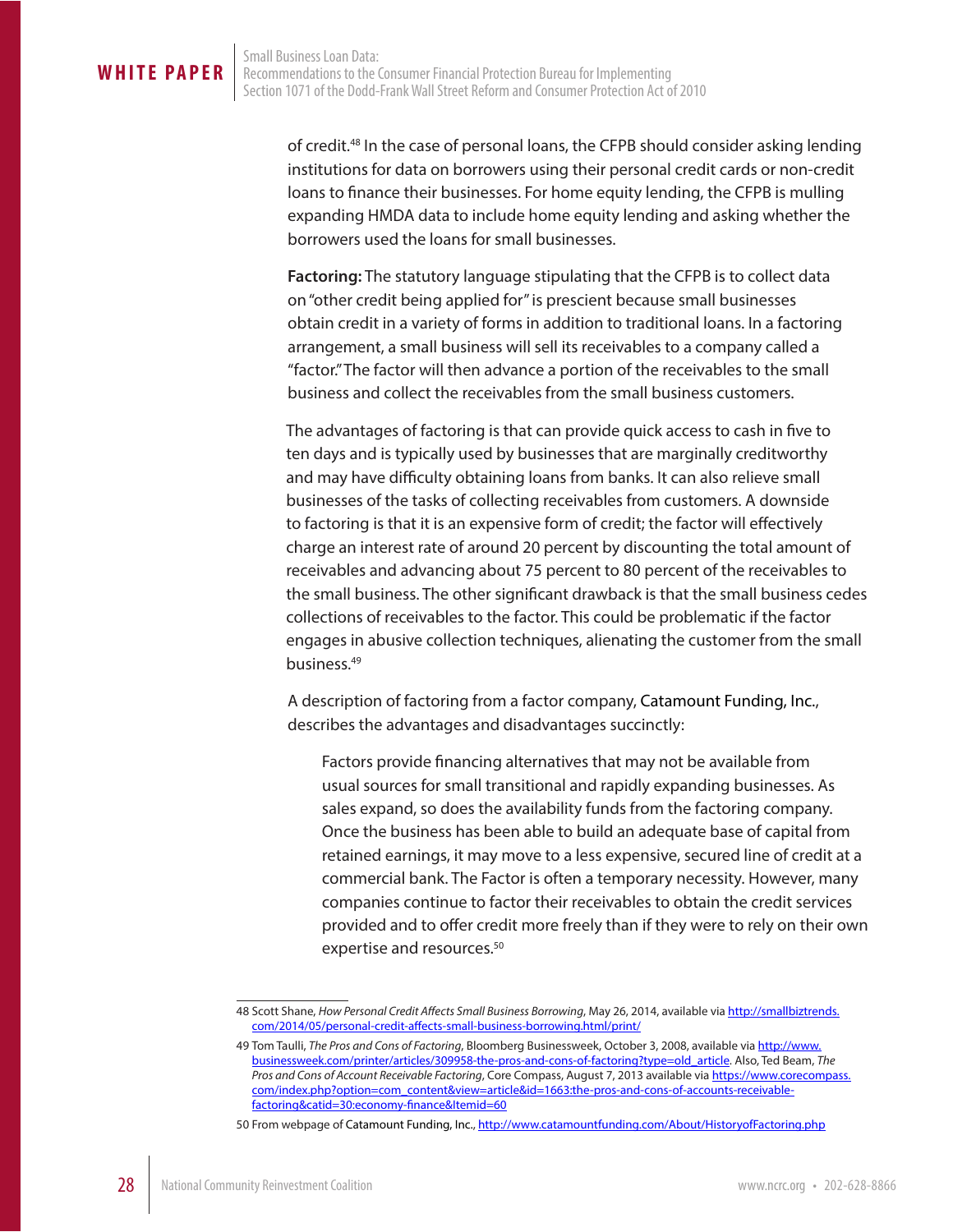of credit.[48] In the case of personal loans, the CFPB should consider asking lending institutions for data on borrowers using their personal credit cards or non-credit loans to finance their businesses. For home equity lending, the CFPB is mulling expanding HMDA data to include home equity lending and asking whether the borrowers used the loans for small businesses.

**Factoring:** The statutory language stipulating that the CFPB is to collect data on "other credit being applied for" is prescient because small businesses obtain credit in a variety of forms in addition to traditional loans. In a factoring arrangement, a small business will sell its receivables to a company called a "factor." The factor will then advance a portion of the receivables to the small business and collect the receivables from the small business customers.

The advantages of factoring is that can provide quick access to cash in five to ten days and is typically used by businesses that are marginally creditworthy and may have difficulty obtaining loans from banks. It can also relieve small businesses of the tasks of collecting receivables from customers. A downside to factoring is that it is an expensive form of credit; the factor will effectively charge an interest rate of around 20 percent by discounting the total amount of receivables and advancing about 75 percent to 80 percent of the receivables to the small business. The other significant drawback is that the small business cedes collections of receivables to the factor. This could be problematic if the factor engages in abusive collection techniques, alienating the customer from the small business.[49]

A description of factoring from a factor company, Catamount Funding, Inc., describes the advantages and disadvantages succinctly:

> Factors provide financing alternatives that may not be available from usual sources for small transitional and rapidly expanding businesses. As sales expand, so does the availability funds from the factoring company. Once the business has been able to build an adequate base of capital from retained earnings, it may move to a less expensive, secured line of credit at a commercial bank. The Factor is often a temporary necessity. However, many companies continue to factor their receivables to obtain the credit services provided and to offer credit more freely than if they were to rely on their own expertise and resources.[50]

---

48 Scott Shane, *How Personal Credit Affects Small Business Borrowing*, May 26, 2014, available via http://smallbiztrends.com/2014/05/personal-credit-affects-small-business-borrowing.html/print/

49 Tom Taulli, *The Pros and Cons of Factoring*, Bloomberg Businessweek, October 3, 2008, available via http://www.businessweek.com/printer/articles/309958-the-pros-and-cons-of-factoring?type=old_article. Also, Ted Beam, *The Pros and Cons of Account Receivable Factoring*, Core Compass, August 7, 2013 available via https://www.corecompass.com/index.php?option=com_content&view=article&id=1663:the-pros-and-cons-of-accounts-receivable-factoring&catid=30:economy-finance&Itemid=60

50 From webpage of Catamount Funding, Inc., http://www.catamountfunding.com/About/HistoryofFactoring.php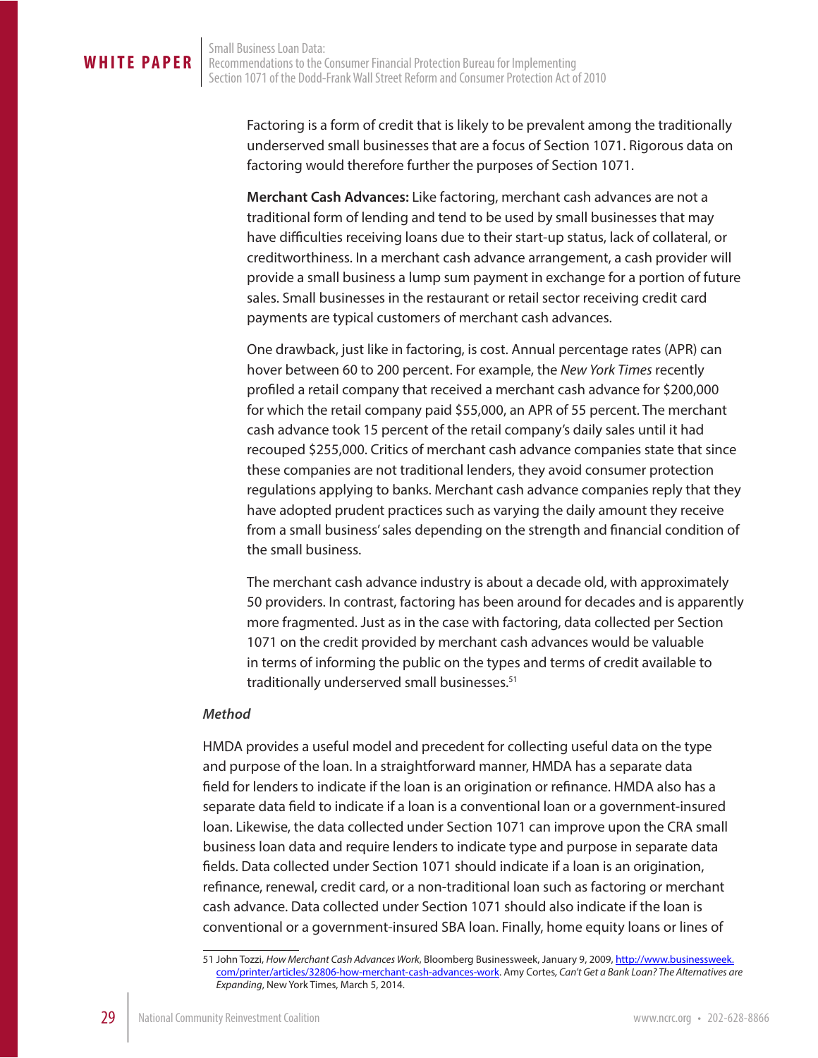Factoring is a form of credit that is likely to be prevalent among the traditionally underserved small businesses that are a focus of Section 1071. Rigorous data on factoring would therefore further the purposes of Section 1071.

**Merchant Cash Advances:** Like factoring, merchant cash advances are not a traditional form of lending and tend to be used by small businesses that may have difficulties receiving loans due to their start-up status, lack of collateral, or creditworthiness. In a merchant cash advance arrangement, a cash provider will provide a small business a lump sum payment in exchange for a portion of future sales. Small businesses in the restaurant or retail sector receiving credit card payments are typical customers of merchant cash advances.

One drawback, just like in factoring, is cost. Annual percentage rates (APR) can hover between 60 to 200 percent. For example, the *New York Times* recently profiled a retail company that received a merchant cash advance for $200,000 for which the retail company paid $55,000, an APR of 55 percent. The merchant cash advance took 15 percent of the retail company's daily sales until it had recouped $255,000. Critics of merchant cash advance companies state that since these companies are not traditional lenders, they avoid consumer protection regulations applying to banks. Merchant cash advance companies reply that they have adopted prudent practices such as varying the daily amount they receive from a small business' sales depending on the strength and financial condition of the small business.

The merchant cash advance industry is about a decade old, with approximately 50 providers. In contrast, factoring has been around for decades and is apparently more fragmented. Just as in the case with factoring, data collected per Section 1071 on the credit provided by merchant cash advances would be valuable in terms of informing the public on the types and terms of credit available to traditionally underserved small businesses.[51]

***Method***

HMDA provides a useful model and precedent for collecting useful data on the type and purpose of the loan. In a straightforward manner, HMDA has a separate data field for lenders to indicate if the loan is an origination or refinance. HMDA also has a separate data field to indicate if a loan is a conventional loan or a government-insured loan. Likewise, the data collected under Section 1071 can improve upon the CRA small business loan data and require lenders to indicate type and purpose in separate data fields. Data collected under Section 1071 should indicate if a loan is an origination, refinance, renewal, credit card, or a non-traditional loan such as factoring or merchant cash advance. Data collected under Section 1071 should also indicate if the loan is conventional or a government-insured SBA loan. Finally, home equity loans or lines of

---

51 John Tozzi, *How Merchant Cash Advances Work*, Bloomberg Businessweek, January 9, 2009, http://www.businessweek.com/printer/articles/32806-how-merchant-cash-advances-work. Amy Cortes, *Can't Get a Bank Loan? The Alternatives are Expanding*, New York Times, March 5, 2014.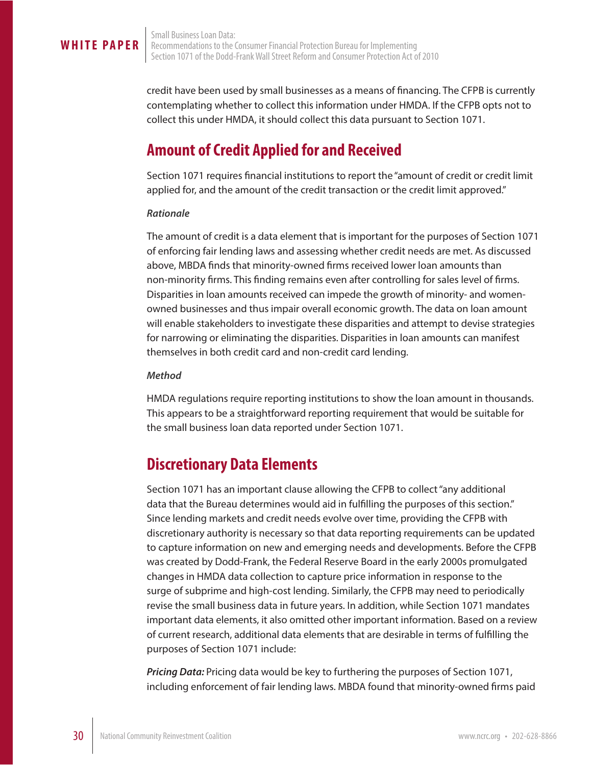credit have been used by small businesses as a means of financing. The CFPB is currently contemplating whether to collect this information under HMDA. If the CFPB opts not to collect this under HMDA, it should collect this data pursuant to Section 1071.

## Amount of Credit Applied for and Received

Section 1071 requires financial institutions to report the "amount of credit or credit limit applied for, and the amount of the credit transaction or the credit limit approved."

***Rationale***

The amount of credit is a data element that is important for the purposes of Section 1071 of enforcing fair lending laws and assessing whether credit needs are met. As discussed above, MBDA finds that minority-owned firms received lower loan amounts than non-minority firms. This finding remains even after controlling for sales level of firms. Disparities in loan amounts received can impede the growth of minority- and women-owned businesses and thus impair overall economic growth. The data on loan amount will enable stakeholders to investigate these disparities and attempt to devise strategies for narrowing or eliminating the disparities. Disparities in loan amounts can manifest themselves in both credit card and non-credit card lending.

***Method***

HMDA regulations require reporting institutions to show the loan amount in thousands. This appears to be a straightforward reporting requirement that would be suitable for the small business loan data reported under Section 1071.

## Discretionary Data Elements

Section 1071 has an important clause allowing the CFPB to collect "any additional data that the Bureau determines would aid in fulfilling the purposes of this section." Since lending markets and credit needs evolve over time, providing the CFPB with discretionary authority is necessary so that data reporting requirements can be updated to capture information on new and emerging needs and developments. Before the CFPB was created by Dodd-Frank, the Federal Reserve Board in the early 2000s promulgated changes in HMDA data collection to capture price information in response to the surge of subprime and high-cost lending. Similarly, the CFPB may need to periodically revise the small business data in future years. In addition, while Section 1071 mandates important data elements, it also omitted other important information. Based on a review of current research, additional data elements that are desirable in terms of fulfilling the purposes of Section 1071 include:

***Pricing Data:*** Pricing data would be key to furthering the purposes of Section 1071, including enforcement of fair lending laws. MBDA found that minority-owned firms paid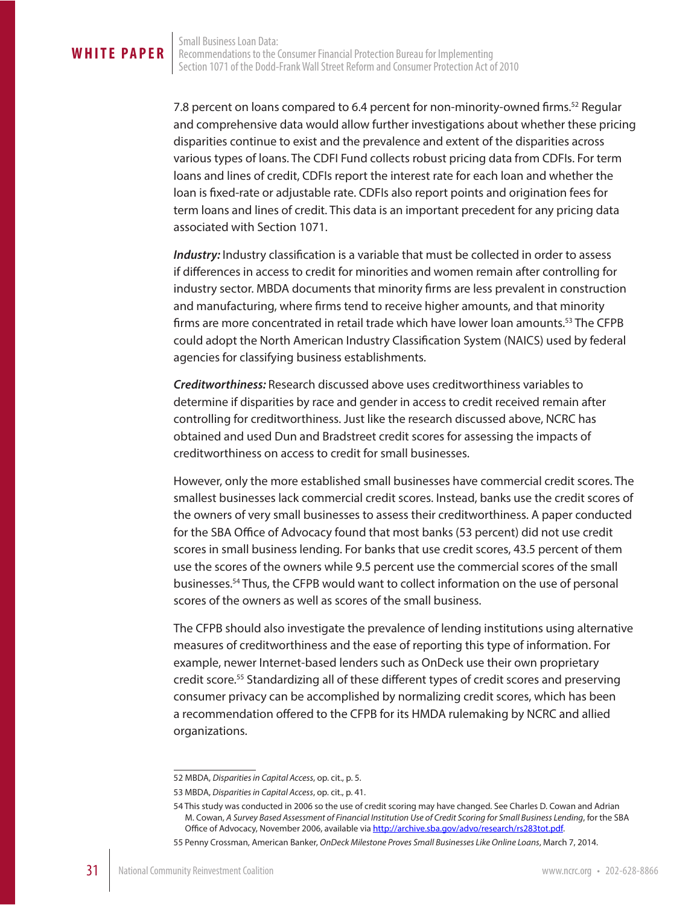7.8 percent on loans compared to 6.4 percent for non-minority-owned firms.[52] Regular and comprehensive data would allow further investigations about whether these pricing disparities continue to exist and the prevalence and extent of the disparities across various types of loans. The CDFI Fund collects robust pricing data from CDFIs. For term loans and lines of credit, CDFIs report the interest rate for each loan and whether the loan is fixed-rate or adjustable rate. CDFIs also report points and origination fees for term loans and lines of credit. This data is an important precedent for any pricing data associated with Section 1071.

***Industry:*** Industry classification is a variable that must be collected in order to assess if differences in access to credit for minorities and women remain after controlling for industry sector. MBDA documents that minority firms are less prevalent in construction and manufacturing, where firms tend to receive higher amounts, and that minority firms are more concentrated in retail trade which have lower loan amounts.[53] The CFPB could adopt the North American Industry Classification System (NAICS) used by federal agencies for classifying business establishments.

***Creditworthiness:*** Research discussed above uses creditworthiness variables to determine if disparities by race and gender in access to credit received remain after controlling for creditworthiness. Just like the research discussed above, NCRC has obtained and used Dun and Bradstreet credit scores for assessing the impacts of creditworthiness on access to credit for small businesses.

However, only the more established small businesses have commercial credit scores. The smallest businesses lack commercial credit scores. Instead, banks use the credit scores of the owners of very small businesses to assess their creditworthiness. A paper conducted for the SBA Office of Advocacy found that most banks (53 percent) did not use credit scores in small business lending. For banks that use credit scores, 43.5 percent of them use the scores of the owners while 9.5 percent use the commercial scores of the small businesses.[54] Thus, the CFPB would want to collect information on the use of personal scores of the owners as well as scores of the small business.

The CFPB should also investigate the prevalence of lending institutions using alternative measures of creditworthiness and the ease of reporting this type of information. For example, newer Internet-based lenders such as OnDeck use their own proprietary credit score.[55] Standardizing all of these different types of credit scores and preserving consumer privacy can be accomplished by normalizing credit scores, which has been a recommendation offered to the CFPB for its HMDA rulemaking by NCRC and allied organizations.

---

52 MBDA, *Disparities in Capital Access*, op. cit., p. 5.

53 MBDA, *Disparities in Capital Access*, op. cit., p. 41.

54 This study was conducted in 2006 so the use of credit scoring may have changed. See Charles D. Cowan and Adrian M. Cowan, *A Survey Based Assessment of Financial Institution Use of Credit Scoring for Small Business Lending*, for the SBA Office of Advocacy, November 2006, available via http://archive.sba.gov/advo/research/rs283tot.pdf.

55 Penny Crossman, American Banker, *OnDeck Milestone Proves Small Businesses Like Online Loans*, March 7, 2014.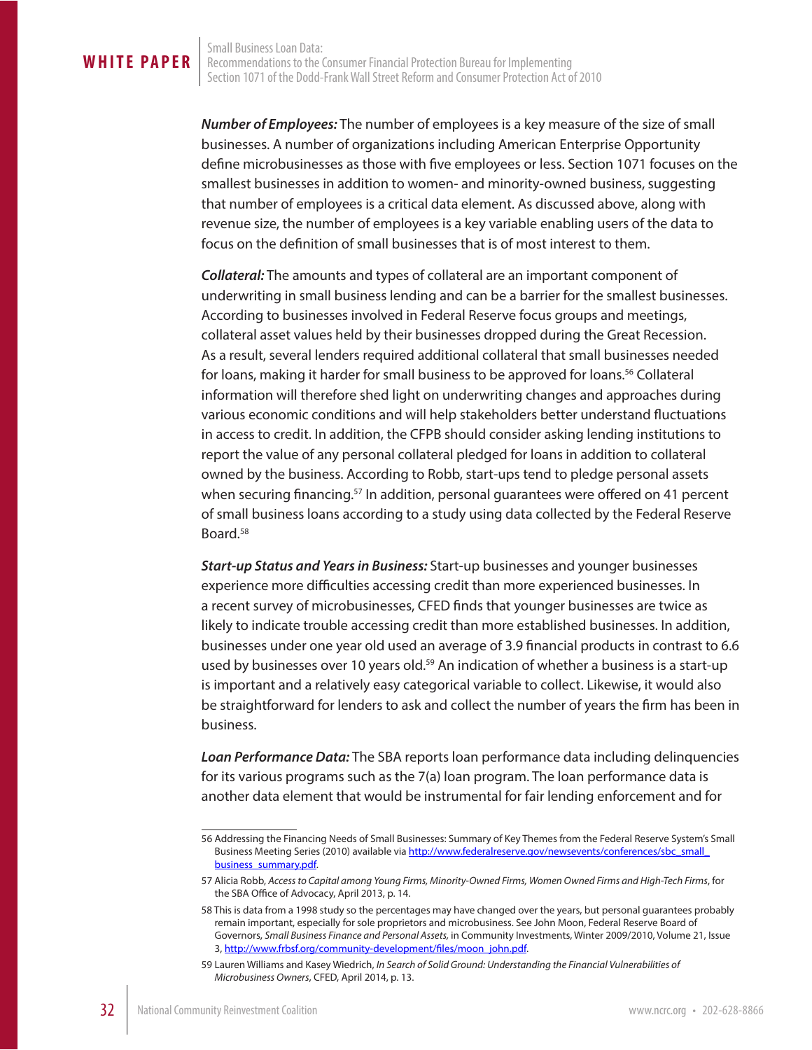***Number of Employees:*** The number of employees is a key measure of the size of small businesses. A number of organizations including American Enterprise Opportunity define microbusinesses as those with five employees or less. Section 1071 focuses on the smallest businesses in addition to women- and minority-owned business, suggesting that number of employees is a critical data element. As discussed above, along with revenue size, the number of employees is a key variable enabling users of the data to focus on the definition of small businesses that is of most interest to them.

***Collateral:*** The amounts and types of collateral are an important component of underwriting in small business lending and can be a barrier for the smallest businesses. According to businesses involved in Federal Reserve focus groups and meetings, collateral asset values held by their businesses dropped during the Great Recession. As a result, several lenders required additional collateral that small businesses needed for loans, making it harder for small business to be approved for loans.[56] Collateral information will therefore shed light on underwriting changes and approaches during various economic conditions and will help stakeholders better understand fluctuations in access to credit. In addition, the CFPB should consider asking lending institutions to report the value of any personal collateral pledged for loans in addition to collateral owned by the business. According to Robb, start-ups tend to pledge personal assets when securing financing.[57] In addition, personal guarantees were offered on 41 percent of small business loans according to a study using data collected by the Federal Reserve Board.[58]

***Start-up Status and Years in Business:*** Start-up businesses and younger businesses experience more difficulties accessing credit than more experienced businesses. In a recent survey of microbusinesses, CFED finds that younger businesses are twice as likely to indicate trouble accessing credit than more established businesses. In addition, businesses under one year old used an average of 3.9 financial products in contrast to 6.6 used by businesses over 10 years old.[59] An indication of whether a business is a start-up is important and a relatively easy categorical variable to collect. Likewise, it would also be straightforward for lenders to ask and collect the number of years the firm has been in business.

***Loan Performance Data:*** The SBA reports loan performance data including delinquencies for its various programs such as the 7(a) loan program. The loan performance data is another data element that would be instrumental for fair lending enforcement and for

---

56 Addressing the Financing Needs of Small Businesses: Summary of Key Themes from the Federal Reserve System's Small Business Meeting Series (2010) available via http://www.federalreserve.gov/newsevents/conferences/sbc_small_business_summary.pdf.

57 Alicia Robb, *Access to Capital among Young Firms, Minority-Owned Firms, Women Owned Firms and High-Tech Firms*, for the SBA Office of Advocacy, April 2013, p. 14.

58 This is data from a 1998 study so the percentages may have changed over the years, but personal guarantees probably remain important, especially for sole proprietors and microbusiness. See John Moon, Federal Reserve Board of Governors, *Small Business Finance and Personal Assets,* in Community Investments, Winter 2009/2010, Volume 21, Issue 3, http://www.frbsf.org/community-development/files/moon_john.pdf.

59 Lauren Williams and Kasey Wiedrich, *In Search of Solid Ground: Understanding the Financial Vulnerabilities of Microbusiness Owners*, CFED, April 2014, p. 13.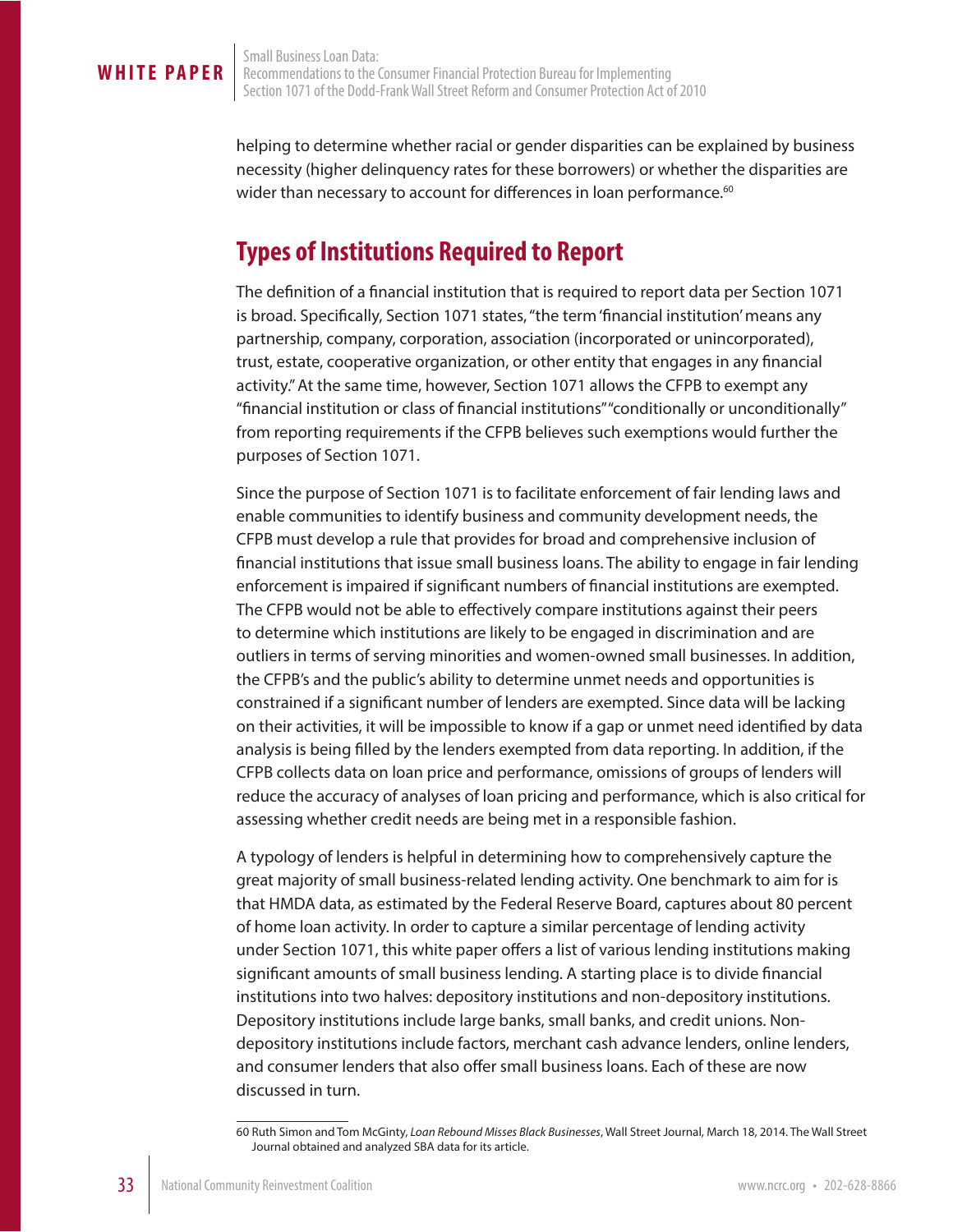helping to determine whether racial or gender disparities can be explained by business necessity (higher delinquency rates for these borrowers) or whether the disparities are wider than necessary to account for differences in loan performance.[60]

## Types of Institutions Required to Report

The definition of a financial institution that is required to report data per Section 1071 is broad. Specifically, Section 1071 states, "the term 'financial institution' means any partnership, company, corporation, association (incorporated or unincorporated), trust, estate, cooperative organization, or other entity that engages in any financial activity." At the same time, however, Section 1071 allows the CFPB to exempt any "financial institution or class of financial institutions" "conditionally or unconditionally" from reporting requirements if the CFPB believes such exemptions would further the purposes of Section 1071.

Since the purpose of Section 1071 is to facilitate enforcement of fair lending laws and enable communities to identify business and community development needs, the CFPB must develop a rule that provides for broad and comprehensive inclusion of financial institutions that issue small business loans. The ability to engage in fair lending enforcement is impaired if significant numbers of financial institutions are exempted. The CFPB would not be able to effectively compare institutions against their peers to determine which institutions are likely to be engaged in discrimination and are outliers in terms of serving minorities and women-owned small businesses. In addition, the CFPB's and the public's ability to determine unmet needs and opportunities is constrained if a significant number of lenders are exempted. Since data will be lacking on their activities, it will be impossible to know if a gap or unmet need identified by data analysis is being filled by the lenders exempted from data reporting. In addition, if the CFPB collects data on loan price and performance, omissions of groups of lenders will reduce the accuracy of analyses of loan pricing and performance, which is also critical for assessing whether credit needs are being met in a responsible fashion.

A typology of lenders is helpful in determining how to comprehensively capture the great majority of small business-related lending activity. One benchmark to aim for is that HMDA data, as estimated by the Federal Reserve Board, captures about 80 percent of home loan activity. In order to capture a similar percentage of lending activity under Section 1071, this white paper offers a list of various lending institutions making significant amounts of small business lending. A starting place is to divide financial institutions into two halves: depository institutions and non-depository institutions. Depository institutions include large banks, small banks, and credit unions. Non-depository institutions include factors, merchant cash advance lenders, online lenders, and consumer lenders that also offer small business loans. Each of these are now discussed in turn.

60 Ruth Simon and Tom McGinty, *Loan Rebound Misses Black Businesses*, Wall Street Journal, March 18, 2014. The Wall Street Journal obtained and analyzed SBA data for its article.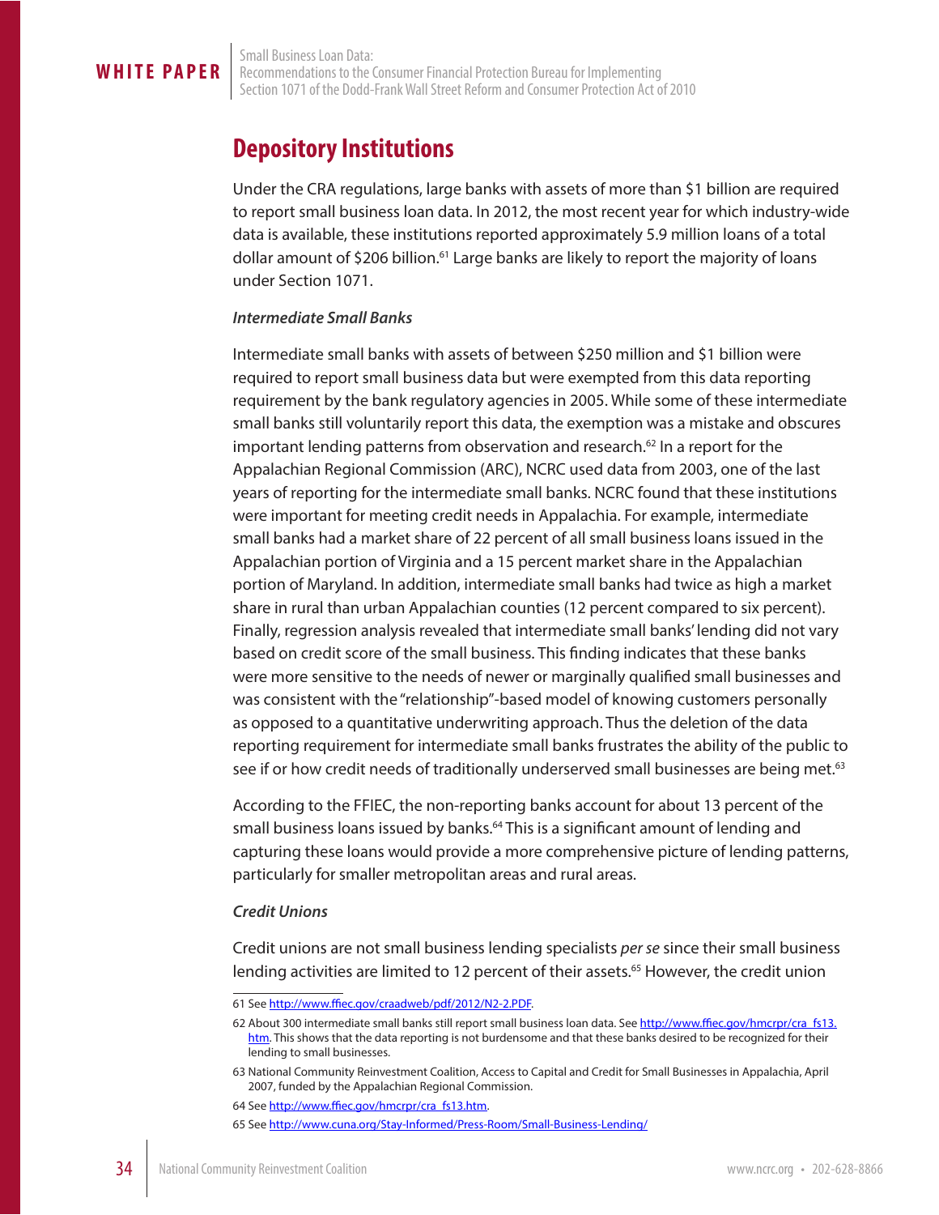## Depository Institutions

Under the CRA regulations, large banks with assets of more than $1 billion are required to report small business loan data. In 2012, the most recent year for which industry-wide data is available, these institutions reported approximately 5.9 million loans of a total dollar amount of $206 billion.[61] Large banks are likely to report the majority of loans under Section 1071.

### *Intermediate Small Banks*

Intermediate small banks with assets of between $250 million and $1 billion were required to report small business data but were exempted from this data reporting requirement by the bank regulatory agencies in 2005. While some of these intermediate small banks still voluntarily report this data, the exemption was a mistake and obscures important lending patterns from observation and research.[62] In a report for the Appalachian Regional Commission (ARC), NCRC used data from 2003, one of the last years of reporting for the intermediate small banks. NCRC found that these institutions were important for meeting credit needs in Appalachia. For example, intermediate small banks had a market share of 22 percent of all small business loans issued in the Appalachian portion of Virginia and a 15 percent market share in the Appalachian portion of Maryland. In addition, intermediate small banks had twice as high a market share in rural than urban Appalachian counties (12 percent compared to six percent). Finally, regression analysis revealed that intermediate small banks' lending did not vary based on credit score of the small business. This finding indicates that these banks were more sensitive to the needs of newer or marginally qualified small businesses and was consistent with the "relationship"-based model of knowing customers personally as opposed to a quantitative underwriting approach. Thus the deletion of the data reporting requirement for intermediate small banks frustrates the ability of the public to see if or how credit needs of traditionally underserved small businesses are being met.[63]

According to the FFIEC, the non-reporting banks account for about 13 percent of the small business loans issued by banks.[64] This is a significant amount of lending and capturing these loans would provide a more comprehensive picture of lending patterns, particularly for smaller metropolitan areas and rural areas.

### *Credit Unions*

Credit unions are not small business lending specialists *per se* since their small business lending activities are limited to 12 percent of their assets.[65] However, the credit union

---

61 See http://www.ffiec.gov/craadweb/pdf/2012/N2-2.PDF.

62 About 300 intermediate small banks still report small business loan data. See http://www.ffiec.gov/hmcrpr/cra_fs13.htm. This shows that the data reporting is not burdensome and that these banks desired to be recognized for their lending to small businesses.

63 National Community Reinvestment Coalition, Access to Capital and Credit for Small Businesses in Appalachia, April 2007, funded by the Appalachian Regional Commission.

64 See http://www.ffiec.gov/hmcrpr/cra_fs13.htm.

65 See http://www.cuna.org/Stay-Informed/Press-Room/Small-Business-Lending/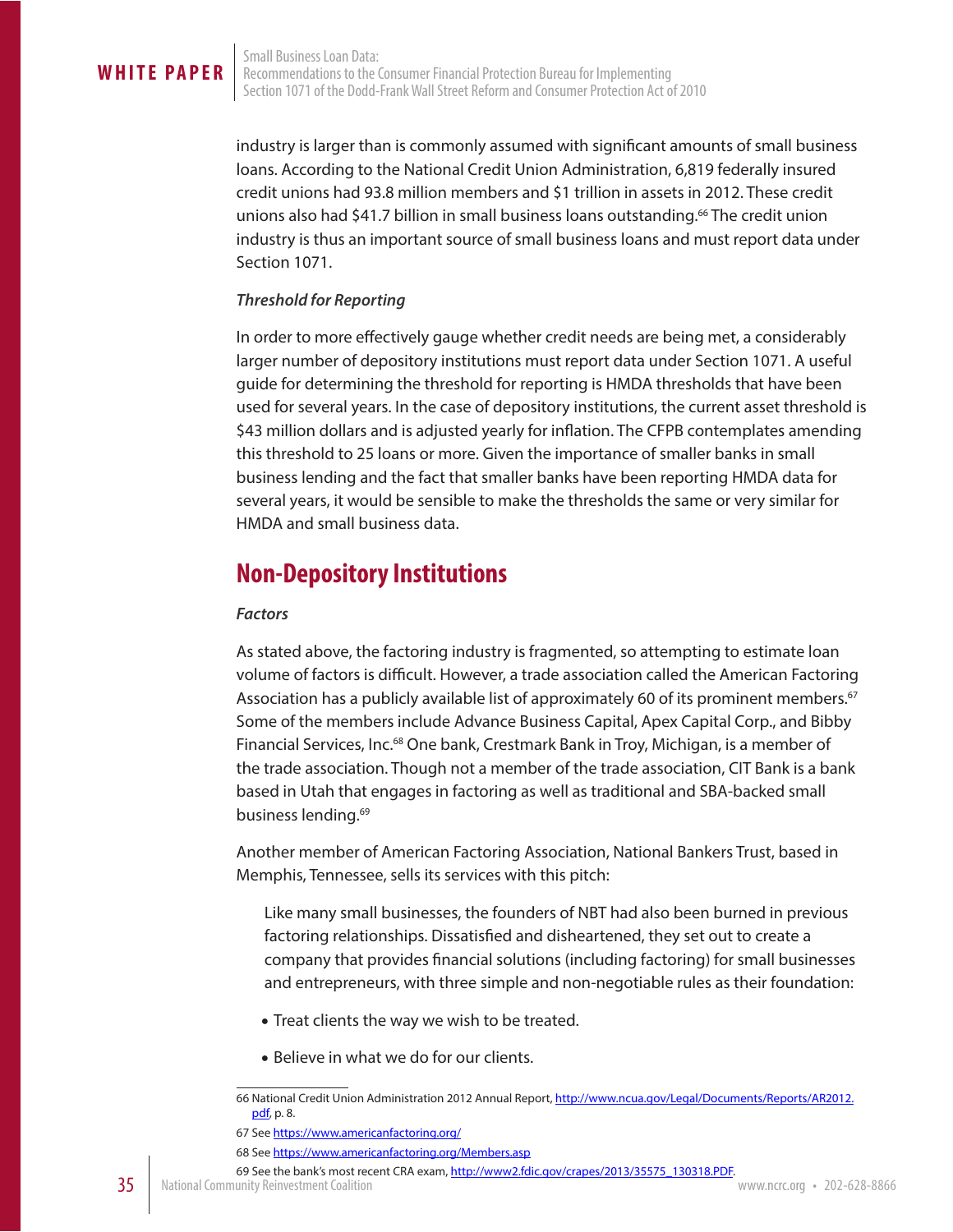industry is larger than is commonly assumed with significant amounts of small business loans. According to the National Credit Union Administration, 6,819 federally insured credit unions had 93.8 million members and $1 trillion in assets in 2012. These credit unions also had $41.7 billion in small business loans outstanding.[66] The credit union industry is thus an important source of small business loans and must report data under Section 1071.

*Threshold for Reporting*

In order to more effectively gauge whether credit needs are being met, a considerably larger number of depository institutions must report data under Section 1071. A useful guide for determining the threshold for reporting is HMDA thresholds that have been used for several years. In the case of depository institutions, the current asset threshold is $43 million dollars and is adjusted yearly for inflation. The CFPB contemplates amending this threshold to 25 loans or more. Given the importance of smaller banks in small business lending and the fact that smaller banks have been reporting HMDA data for several years, it would be sensible to make the thresholds the same or very similar for HMDA and small business data.

## Non-Depository Institutions

*Factors*

As stated above, the factoring industry is fragmented, so attempting to estimate loan volume of factors is difficult. However, a trade association called the American Factoring Association has a publicly available list of approximately 60 of its prominent members.[67] Some of the members include Advance Business Capital, Apex Capital Corp., and Bibby Financial Services, Inc.[68] One bank, Crestmark Bank in Troy, Michigan, is a member of the trade association. Though not a member of the trade association, CIT Bank is a bank based in Utah that engages in factoring as well as traditional and SBA-backed small business lending.[69]

Another member of American Factoring Association, National Bankers Trust, based in Memphis, Tennessee, sells its services with this pitch:

> Like many small businesses, the founders of NBT had also been burned in previous factoring relationships. Dissatisfied and disheartened, they set out to create a company that provides financial solutions (including factoring) for small businesses and entrepreneurs, with three simple and non-negotiable rules as their foundation:
>
> - Treat clients the way we wish to be treated.
> - Believe in what we do for our clients.

66 National Credit Union Administration 2012 Annual Report, http://www.ncua.gov/Legal/Documents/Reports/AR2012.pdf, p. 8.

67 See https://www.americanfactoring.org/

68 See https://www.americanfactoring.org/Members.asp

69 See the bank's most recent CRA exam, http://www2.fdic.gov/crapes/2013/35575_130318.PDF.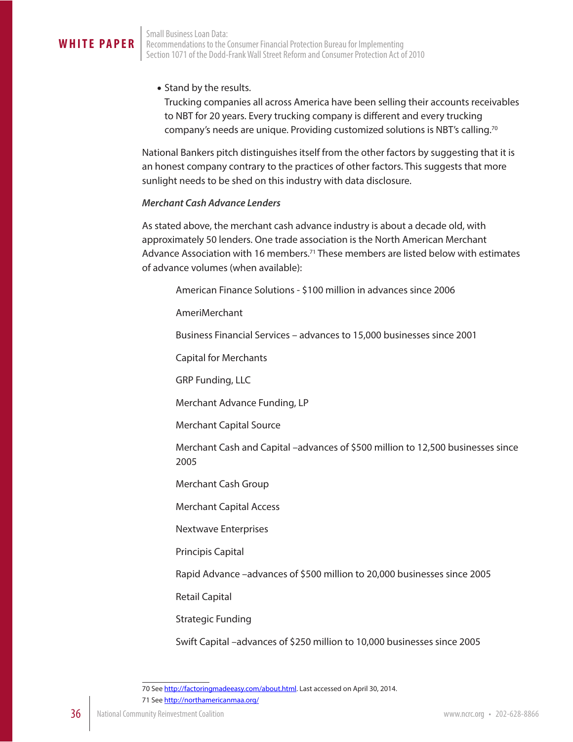- Stand by the results.
  Trucking companies all across America have been selling their accounts receivables to NBT for 20 years. Every trucking company is different and every trucking company's needs are unique. Providing customized solutions is NBT's calling.[70]

National Bankers pitch distinguishes itself from the other factors by suggesting that it is an honest company contrary to the practices of other factors. This suggests that more sunlight needs to be shed on this industry with data disclosure.

***Merchant Cash Advance Lenders***

As stated above, the merchant cash advance industry is about a decade old, with approximately 50 lenders. One trade association is the North American Merchant Advance Association with 16 members.[71] These members are listed below with estimates of advance volumes (when available):

American Finance Solutions - $100 million in advances since 2006

AmeriMerchant

Business Financial Services – advances to 15,000 businesses since 2001

Capital for Merchants

GRP Funding, LLC

Merchant Advance Funding, LP

Merchant Capital Source

Merchant Cash and Capital –advances of $500 million to 12,500 businesses since 2005

Merchant Cash Group

Merchant Capital Access

Nextwave Enterprises

Principis Capital

Rapid Advance –advances of $500 million to 20,000 businesses since 2005

Retail Capital

Strategic Funding

Swift Capital –advances of $250 million to 10,000 businesses since 2005

---

70 See http://factoringmadeeasy.com/about.html. Last accessed on April 30, 2014.

71 See http://northamericanmaa.org/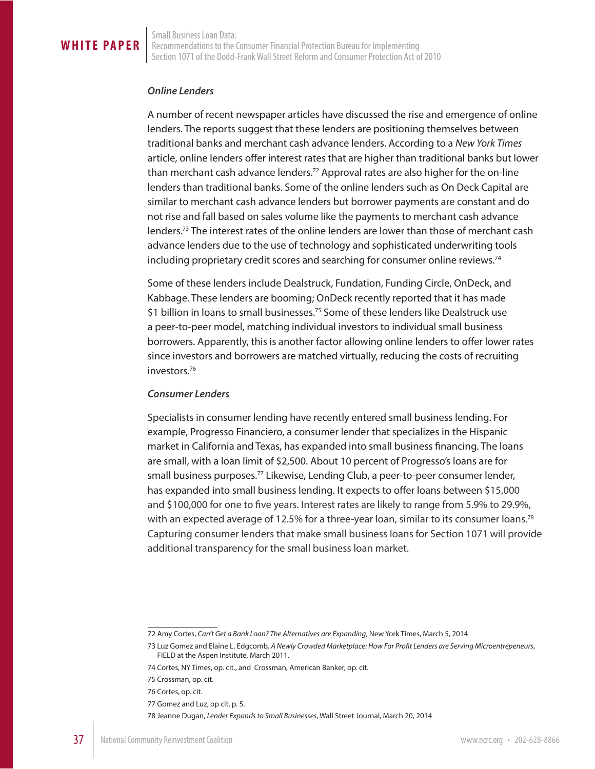***Online Lenders***

A number of recent newspaper articles have discussed the rise and emergence of online lenders. The reports suggest that these lenders are positioning themselves between traditional banks and merchant cash advance lenders. According to a *New York Times* article, online lenders offer interest rates that are higher than traditional banks but lower than merchant cash advance lenders.[72] Approval rates are also higher for the on-line lenders than traditional banks. Some of the online lenders such as On Deck Capital are similar to merchant cash advance lenders but borrower payments are constant and do not rise and fall based on sales volume like the payments to merchant cash advance lenders.[73] The interest rates of the online lenders are lower than those of merchant cash advance lenders due to the use of technology and sophisticated underwriting tools including proprietary credit scores and searching for consumer online reviews.[74]

Some of these lenders include Dealstruck, Fundation, Funding Circle, OnDeck, and Kabbage. These lenders are booming; OnDeck recently reported that it has made $1 billion in loans to small businesses.[75] Some of these lenders like Dealstruck use a peer-to-peer model, matching individual investors to individual small business borrowers. Apparently, this is another factor allowing online lenders to offer lower rates since investors and borrowers are matched virtually, reducing the costs of recruiting investors.[76]

***Consumer Lenders***

Specialists in consumer lending have recently entered small business lending. For example, Progresso Financiero, a consumer lender that specializes in the Hispanic market in California and Texas, has expanded into small business financing. The loans are small, with a loan limit of $2,500. About 10 percent of Progresso's loans are for small business purposes.[77] Likewise, Lending Club, a peer-to-peer consumer lender, has expanded into small business lending. It expects to offer loans between $15,000 and $100,000 for one to five years. Interest rates are likely to range from 5.9% to 29.9%, with an expected average of 12.5% for a three-year loan, similar to its consumer loans.[78] Capturing consumer lenders that make small business loans for Section 1071 will provide additional transparency for the small business loan market.

---

72 Amy Cortes, *Can't Get a Bank Loan? The Alternatives are Expanding*, New York Times, March 5, 2014

73 Luz Gomez and Elaine L. Edgcomb, *A Newly Crowded Marketplace: How For Profit Lenders are Serving Microentrepeneurs*, FIELD at the Aspen Institute, March 2011.

74 Cortes, NY Times, op. cit., and Crossman, American Banker, op. cit.

75 Crossman, op. cit.

76 Cortes, op. cit.

77 Gomez and Luz, op cit, p. 5.

78 Jeanne Dugan, *Lender Expands to Small Businesses*, Wall Street Journal, March 20, 2014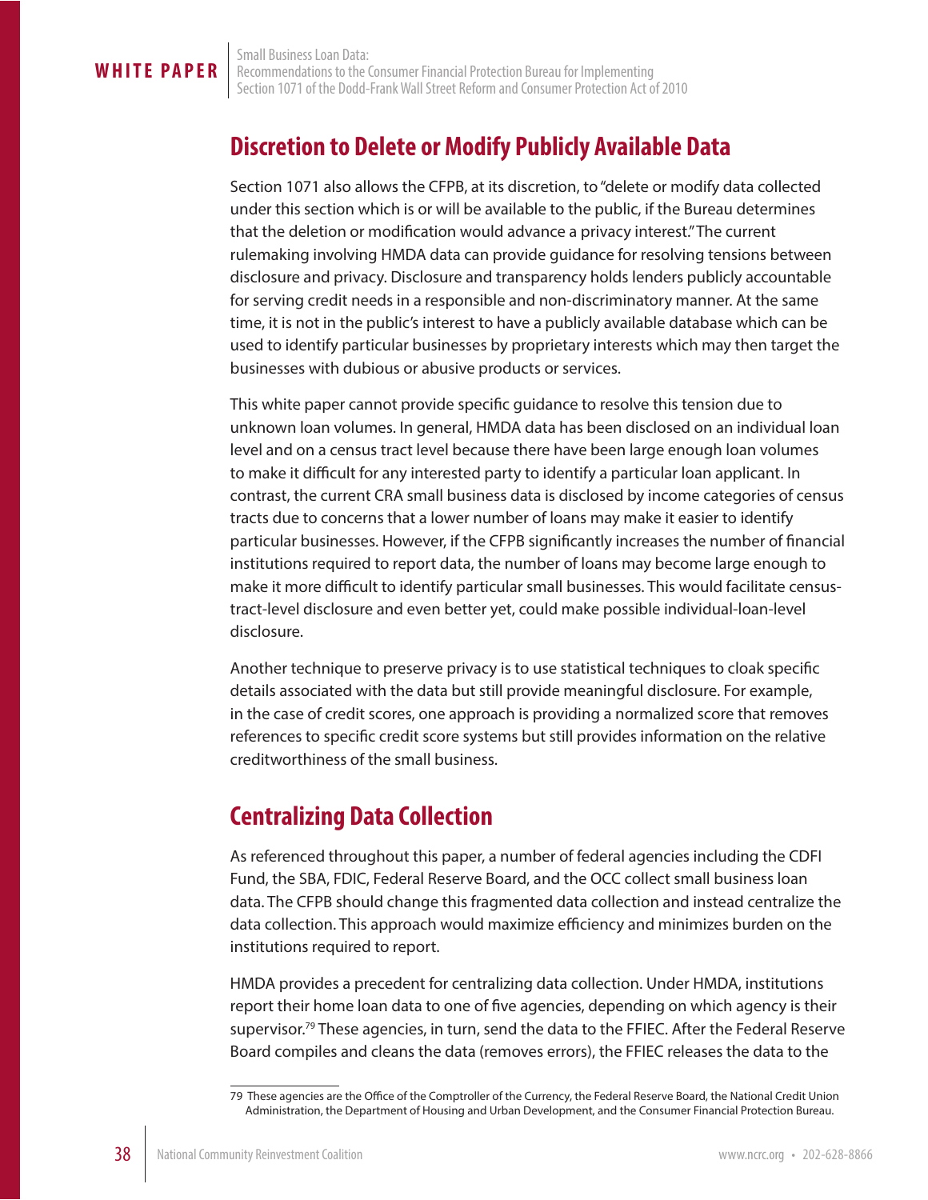## Discretion to Delete or Modify Publicly Available Data

Section 1071 also allows the CFPB, at its discretion, to "delete or modify data collected under this section which is or will be available to the public, if the Bureau determines that the deletion or modification would advance a privacy interest." The current rulemaking involving HMDA data can provide guidance for resolving tensions between disclosure and privacy. Disclosure and transparency holds lenders publicly accountable for serving credit needs in a responsible and non-discriminatory manner. At the same time, it is not in the public's interest to have a publicly available database which can be used to identify particular businesses by proprietary interests which may then target the businesses with dubious or abusive products or services.

This white paper cannot provide specific guidance to resolve this tension due to unknown loan volumes. In general, HMDA data has been disclosed on an individual loan level and on a census tract level because there have been large enough loan volumes to make it difficult for any interested party to identify a particular loan applicant. In contrast, the current CRA small business data is disclosed by income categories of census tracts due to concerns that a lower number of loans may make it easier to identify particular businesses. However, if the CFPB significantly increases the number of financial institutions required to report data, the number of loans may become large enough to make it more difficult to identify particular small businesses. This would facilitate census-tract-level disclosure and even better yet, could make possible individual-loan-level disclosure.

Another technique to preserve privacy is to use statistical techniques to cloak specific details associated with the data but still provide meaningful disclosure. For example, in the case of credit scores, one approach is providing a normalized score that removes references to specific credit score systems but still provides information on the relative creditworthiness of the small business.

## Centralizing Data Collection

As referenced throughout this paper, a number of federal agencies including the CDFI Fund, the SBA, FDIC, Federal Reserve Board, and the OCC collect small business loan data. The CFPB should change this fragmented data collection and instead centralize the data collection. This approach would maximize efficiency and minimizes burden on the institutions required to report.

HMDA provides a precedent for centralizing data collection. Under HMDA, institutions report their home loan data to one of five agencies, depending on which agency is their supervisor.[79] These agencies, in turn, send the data to the FFIEC. After the Federal Reserve Board compiles and cleans the data (removes errors), the FFIEC releases the data to the

79 These agencies are the Office of the Comptroller of the Currency, the Federal Reserve Board, the National Credit Union Administration, the Department of Housing and Urban Development, and the Consumer Financial Protection Bureau.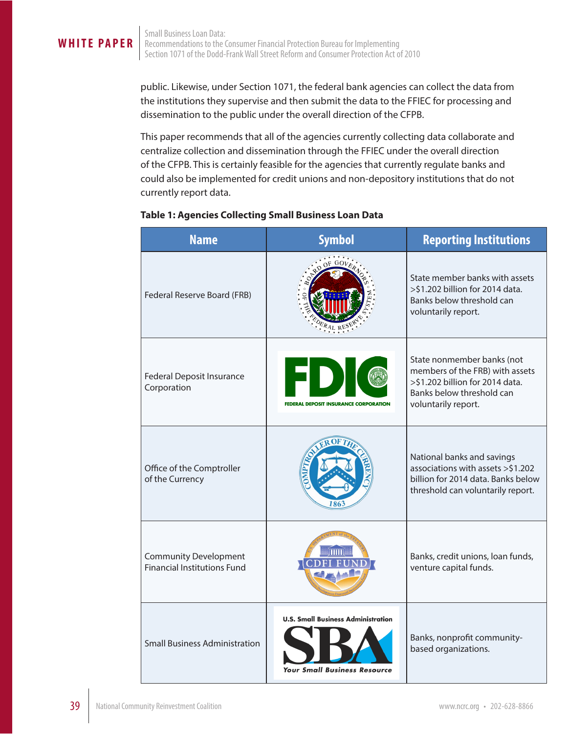public. Likewise, under Section 1071, the federal bank agencies can collect the data from the institutions they supervise and then submit the data to the FFIEC for processing and dissemination to the public under the overall direction of the CFPB.

This paper recommends that all of the agencies currently collecting data collaborate and centralize collection and dissemination through the FFIEC under the overall direction of the CFPB. This is certainly feasible for the agencies that currently regulate banks and could also be implemented for credit unions and non-depository institutions that do not currently report data.

**Table 1: Agencies Collecting Small Business Loan Data**

| Name | Symbol | Reporting Institutions |
|---|---|---|
| Federal Reserve Board (FRB) | | State member banks with assets >$1.202 billion for 2014 data. Banks below threshold can voluntarily report. |
| Federal Deposit Insurance Corporation | | State nonmember banks (not members of the FRB) with assets >$1.202 billion for 2014 data. Banks below threshold can voluntarily report. |
| Office of the Comptroller of the Currency | | National banks and savings associations with assets >$1.202 billion for 2014 data. Banks below threshold can voluntarily report. |
| Community Development Financial Institutions Fund | | Banks, credit unions, loan funds, venture capital funds. |
| Small Business Administration | | Banks, nonprofit community-based organizations. |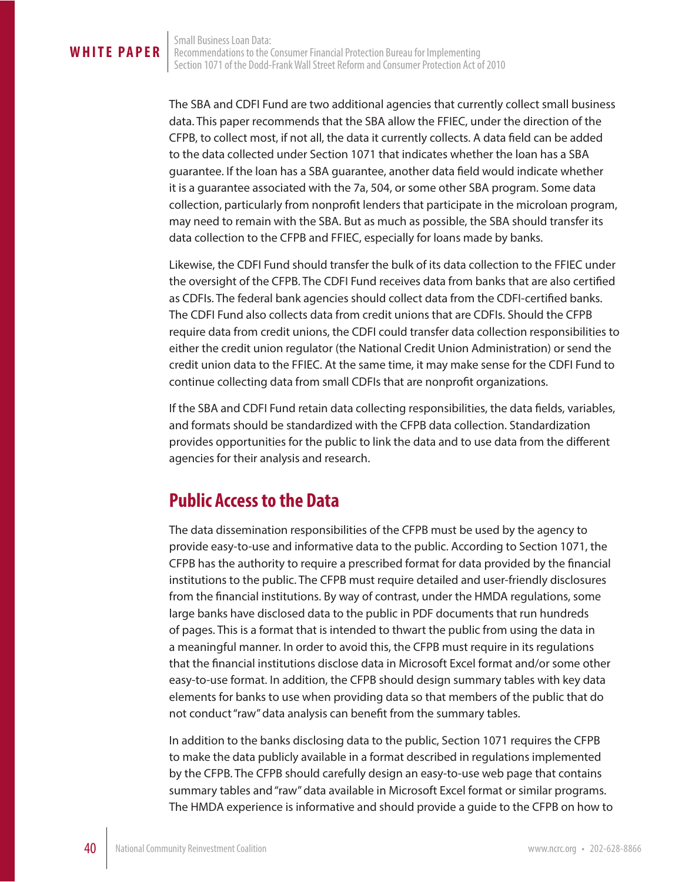The SBA and CDFI Fund are two additional agencies that currently collect small business data. This paper recommends that the SBA allow the FFIEC, under the direction of the CFPB, to collect most, if not all, the data it currently collects. A data field can be added to the data collected under Section 1071 that indicates whether the loan has a SBA guarantee. If the loan has a SBA guarantee, another data field would indicate whether it is a guarantee associated with the 7a, 504, or some other SBA program. Some data collection, particularly from nonprofit lenders that participate in the microloan program, may need to remain with the SBA. But as much as possible, the SBA should transfer its data collection to the CFPB and FFIEC, especially for loans made by banks.

Likewise, the CDFI Fund should transfer the bulk of its data collection to the FFIEC under the oversight of the CFPB. The CDFI Fund receives data from banks that are also certified as CDFIs. The federal bank agencies should collect data from the CDFI-certified banks. The CDFI Fund also collects data from credit unions that are CDFIs. Should the CFPB require data from credit unions, the CDFI could transfer data collection responsibilities to either the credit union regulator (the National Credit Union Administration) or send the credit union data to the FFIEC. At the same time, it may make sense for the CDFI Fund to continue collecting data from small CDFIs that are nonprofit organizations.

If the SBA and CDFI Fund retain data collecting responsibilities, the data fields, variables, and formats should be standardized with the CFPB data collection. Standardization provides opportunities for the public to link the data and to use data from the different agencies for their analysis and research.

## Public Access to the Data

The data dissemination responsibilities of the CFPB must be used by the agency to provide easy-to-use and informative data to the public. According to Section 1071, the CFPB has the authority to require a prescribed format for data provided by the financial institutions to the public. The CFPB must require detailed and user-friendly disclosures from the financial institutions. By way of contrast, under the HMDA regulations, some large banks have disclosed data to the public in PDF documents that run hundreds of pages. This is a format that is intended to thwart the public from using the data in a meaningful manner. In order to avoid this, the CFPB must require in its regulations that the financial institutions disclose data in Microsoft Excel format and/or some other easy-to-use format. In addition, the CFPB should design summary tables with key data elements for banks to use when providing data so that members of the public that do not conduct "raw" data analysis can benefit from the summary tables.

In addition to the banks disclosing data to the public, Section 1071 requires the CFPB to make the data publicly available in a format described in regulations implemented by the CFPB. The CFPB should carefully design an easy-to-use web page that contains summary tables and "raw" data available in Microsoft Excel format or similar programs. The HMDA experience is informative and should provide a guide to the CFPB on how to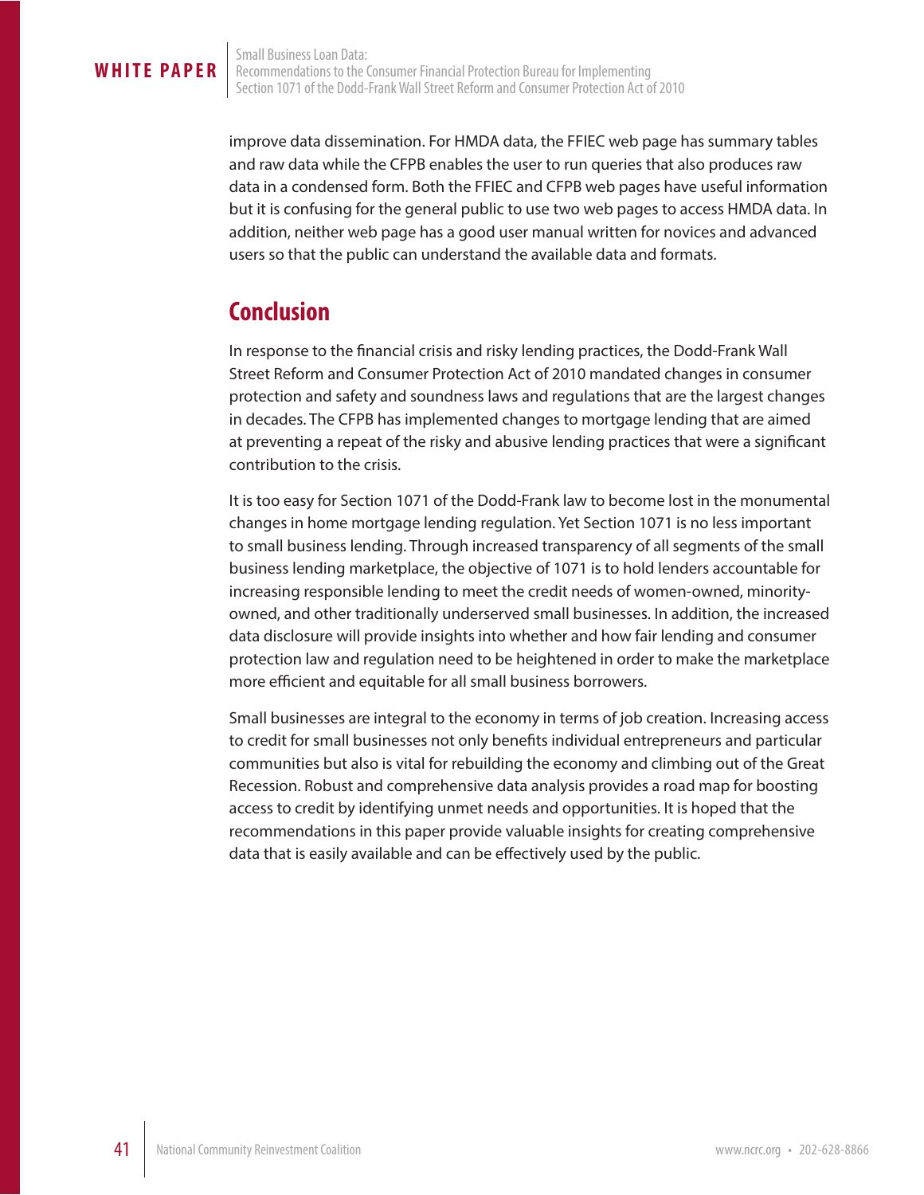improve data dissemination. For HMDA data, the FFIEC web page has summary tables and raw data while the CFPB enables the user to run queries that also produces raw data in a condensed form. Both the FFIEC and CFPB web pages have useful information but it is confusing for the general public to use two web pages to access HMDA data. In addition, neither web page has a good user manual written for novices and advanced users so that the public can understand the available data and formats.

## Conclusion

In response to the financial crisis and risky lending practices, the Dodd-Frank Wall Street Reform and Consumer Protection Act of 2010 mandated changes in consumer protection and safety and soundness laws and regulations that are the largest changes in decades. The CFPB has implemented changes to mortgage lending that are aimed at preventing a repeat of the risky and abusive lending practices that were a significant contribution to the crisis.

It is too easy for Section 1071 of the Dodd-Frank law to become lost in the monumental changes in home mortgage lending regulation. Yet Section 1071 is no less important to small business lending. Through increased transparency of all segments of the small business lending marketplace, the objective of 1071 is to hold lenders accountable for increasing responsible lending to meet the credit needs of women-owned, minority-owned, and other traditionally underserved small businesses. In addition, the increased data disclosure will provide insights into whether and how fair lending and consumer protection law and regulation need to be heightened in order to make the marketplace more efficient and equitable for all small business borrowers.

Small businesses are integral to the economy in terms of job creation. Increasing access to credit for small businesses not only benefits individual entrepreneurs and particular communities but also is vital for rebuilding the economy and climbing out of the Great Recession. Robust and comprehensive data analysis provides a road map for boosting access to credit by identifying unmet needs and opportunities. It is hoped that the recommendations in this paper provide valuable insights for creating comprehensive data that is easily available and can be effectively used by the public.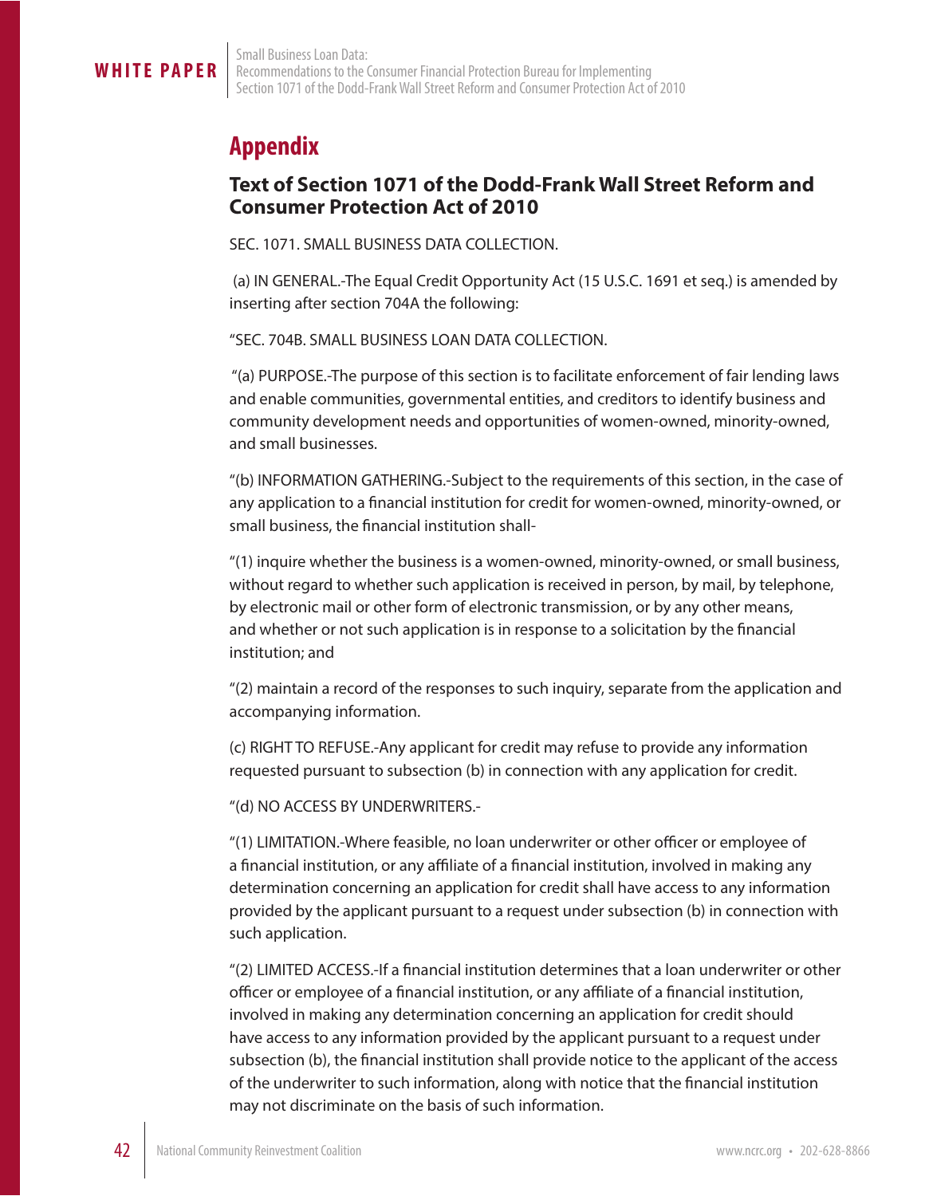## Appendix

### Text of Section 1071 of the Dodd-Frank Wall Street Reform and Consumer Protection Act of 2010

SEC. 1071. SMALL BUSINESS DATA COLLECTION.

(a) IN GENERAL.-The Equal Credit Opportunity Act (15 U.S.C. 1691 et seq.) is amended by inserting after section 704A the following:

"SEC. 704B. SMALL BUSINESS LOAN DATA COLLECTION.

"(a) PURPOSE.-The purpose of this section is to facilitate enforcement of fair lending laws and enable communities, governmental entities, and creditors to identify business and community development needs and opportunities of women-owned, minority-owned, and small businesses.

"(b) INFORMATION GATHERING.-Subject to the requirements of this section, in the case of any application to a financial institution for credit for women-owned, minority-owned, or small business, the financial institution shall-

"(1) inquire whether the business is a women-owned, minority-owned, or small business, without regard to whether such application is received in person, by mail, by telephone, by electronic mail or other form of electronic transmission, or by any other means, and whether or not such application is in response to a solicitation by the financial institution; and

"(2) maintain a record of the responses to such inquiry, separate from the application and accompanying information.

(c) RIGHT TO REFUSE.-Any applicant for credit may refuse to provide any information requested pursuant to subsection (b) in connection with any application for credit.

"(d) NO ACCESS BY UNDERWRITERS.-

"(1) LIMITATION.-Where feasible, no loan underwriter or other officer or employee of a financial institution, or any affiliate of a financial institution, involved in making any determination concerning an application for credit shall have access to any information provided by the applicant pursuant to a request under subsection (b) in connection with such application.

"(2) LIMITED ACCESS.-If a financial institution determines that a loan underwriter or other officer or employee of a financial institution, or any affiliate of a financial institution, involved in making any determination concerning an application for credit should have access to any information provided by the applicant pursuant to a request under subsection (b), the financial institution shall provide notice to the applicant of the access of the underwriter to such information, along with notice that the financial institution may not discriminate on the basis of such information.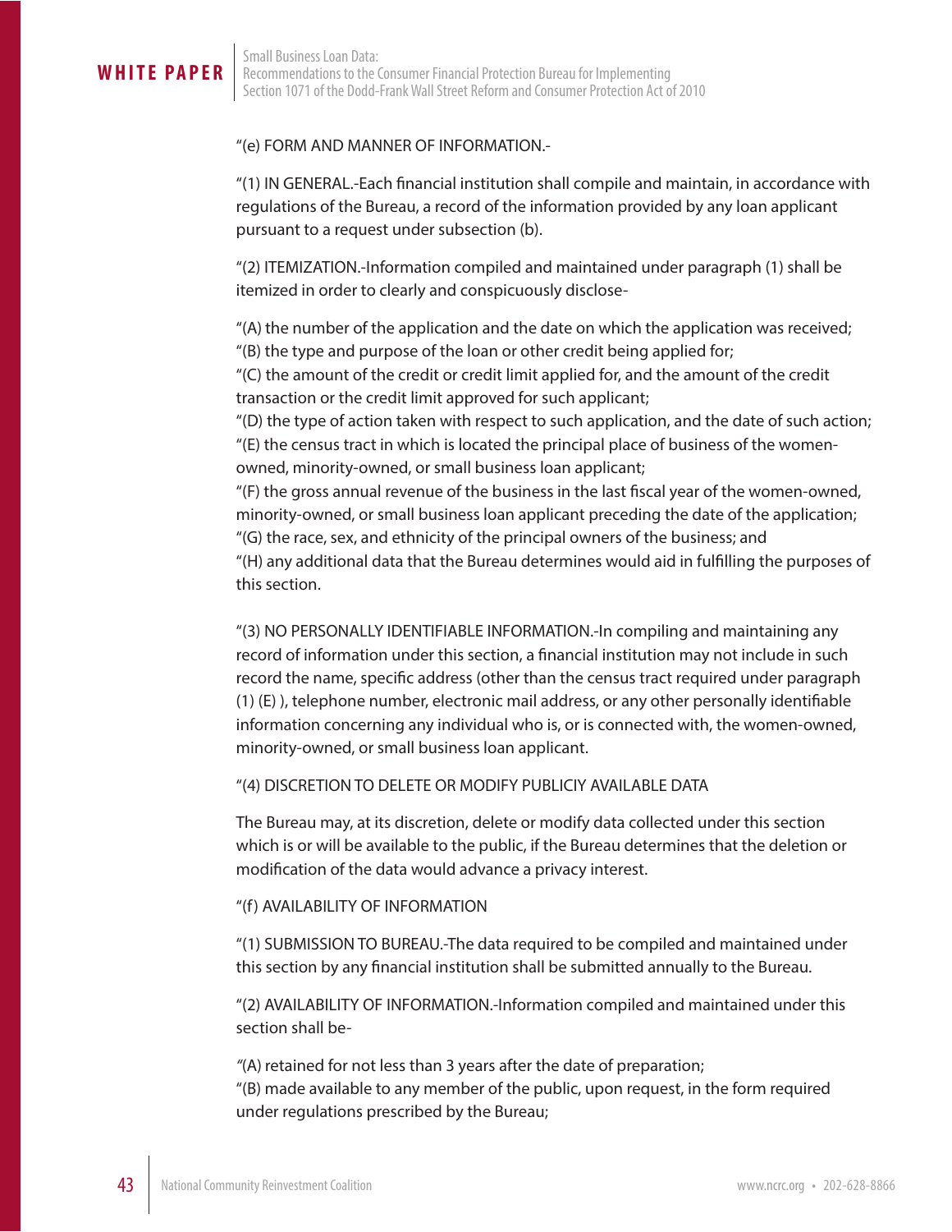"(e) FORM AND MANNER OF INFORMATION.-

"(1) IN GENERAL.-Each financial institution shall compile and maintain, in accordance with regulations of the Bureau, a record of the information provided by any loan applicant pursuant to a request under subsection (b).

"(2) ITEMIZATION.-Information compiled and maintained under paragraph (1) shall be itemized in order to clearly and conspicuously disclose-

"(A) the number of the application and the date on which the application was received;
"(B) the type and purpose of the loan or other credit being applied for;
"(C) the amount of the credit or credit limit applied for, and the amount of the credit transaction or the credit limit approved for such applicant;
"(D) the type of action taken with respect to such application, and the date of such action;
"(E) the census tract in which is located the principal place of business of the women-owned, minority-owned, or small business loan applicant;
"(F) the gross annual revenue of the business in the last fiscal year of the women-owned, minority-owned, or small business loan applicant preceding the date of the application;
"(G) the race, sex, and ethnicity of the principal owners of the business; and
"(H) any additional data that the Bureau determines would aid in fulfilling the purposes of this section.

"(3) NO PERSONALLY IDENTIFIABLE INFORMATION.-In compiling and maintaining any record of information under this section, a financial institution may not include in such record the name, specific address (other than the census tract required under paragraph (1) (E) ), telephone number, electronic mail address, or any other personally identifiable information concerning any individual who is, or is connected with, the women-owned, minority-owned, or small business loan applicant.

"(4) DISCRETION TO DELETE OR MODIFY PUBLICIY AVAILABLE DATA

The Bureau may, at its discretion, delete or modify data collected under this section which is or will be available to the public, if the Bureau determines that the deletion or modification of the data would advance a privacy interest.

"(f) AVAILABILITY OF INFORMATION

"(1) SUBMISSION TO BUREAU.-The data required to be compiled and maintained under this section by any financial institution shall be submitted annually to the Bureau.

"(2) AVAILABILITY OF INFORMATION.-Information compiled and maintained under this section shall be-

"(A) retained for not less than 3 years after the date of preparation;
"(B) made available to any member of the public, upon request, in the form required under regulations prescribed by the Bureau;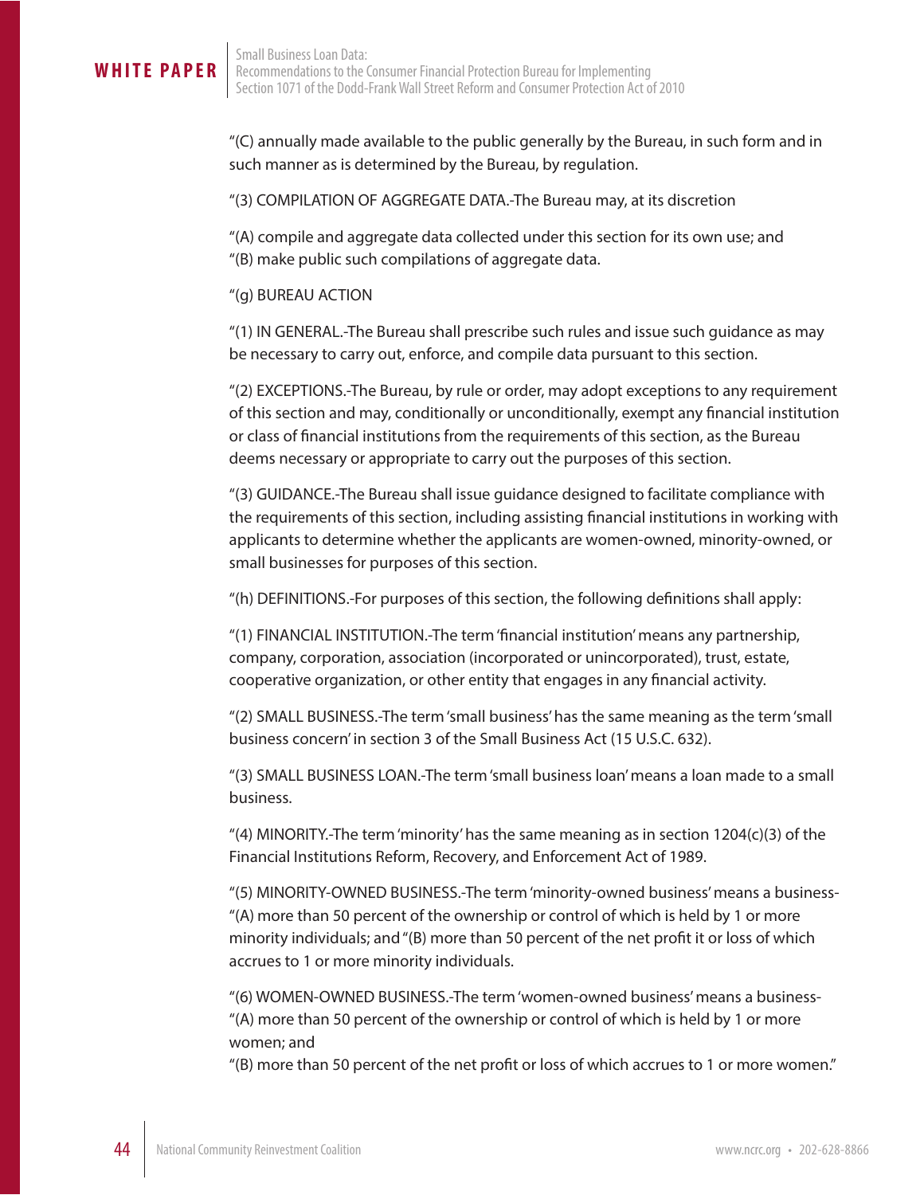"(C) annually made available to the public generally by the Bureau, in such form and in such manner as is determined by the Bureau, by regulation.

"(3) COMPILATION OF AGGREGATE DATA.-The Bureau may, at its discretion

"(A) compile and aggregate data collected under this section for its own use; and
"(B) make public such compilations of aggregate data.

"(g) BUREAU ACTION

"(1) IN GENERAL.-The Bureau shall prescribe such rules and issue such guidance as may be necessary to carry out, enforce, and compile data pursuant to this section.

"(2) EXCEPTIONS.-The Bureau, by rule or order, may adopt exceptions to any requirement of this section and may, conditionally or unconditionally, exempt any financial institution or class of financial institutions from the requirements of this section, as the Bureau deems necessary or appropriate to carry out the purposes of this section.

"(3) GUIDANCE.-The Bureau shall issue guidance designed to facilitate compliance with the requirements of this section, including assisting financial institutions in working with applicants to determine whether the applicants are women-owned, minority-owned, or small businesses for purposes of this section.

"(h) DEFINITIONS.-For purposes of this section, the following definitions shall apply:

"(1) FINANCIAL INSTITUTION.-The term 'financial institution' means any partnership, company, corporation, association (incorporated or unincorporated), trust, estate, cooperative organization, or other entity that engages in any financial activity.

"(2) SMALL BUSINESS.-The term 'small business' has the same meaning as the term 'small business concern' in section 3 of the Small Business Act (15 U.S.C. 632).

"(3) SMALL BUSINESS LOAN.-The term 'small business loan' means a loan made to a small business.

"(4) MINORITY.-The term 'minority' has the same meaning as in section 1204(c)(3) of the Financial Institutions Reform, Recovery, and Enforcement Act of 1989.

"(5) MINORITY-OWNED BUSINESS.-The term 'minority-owned business' means a business- "(A) more than 50 percent of the ownership or control of which is held by 1 or more minority individuals; and "(B) more than 50 percent of the net profit it or loss of which accrues to 1 or more minority individuals.

"(6) WOMEN-OWNED BUSINESS.-The term 'women-owned business' means a business- "(A) more than 50 percent of the ownership or control of which is held by 1 or more women; and
"(B) more than 50 percent of the net profit or loss of which accrues to 1 or more women."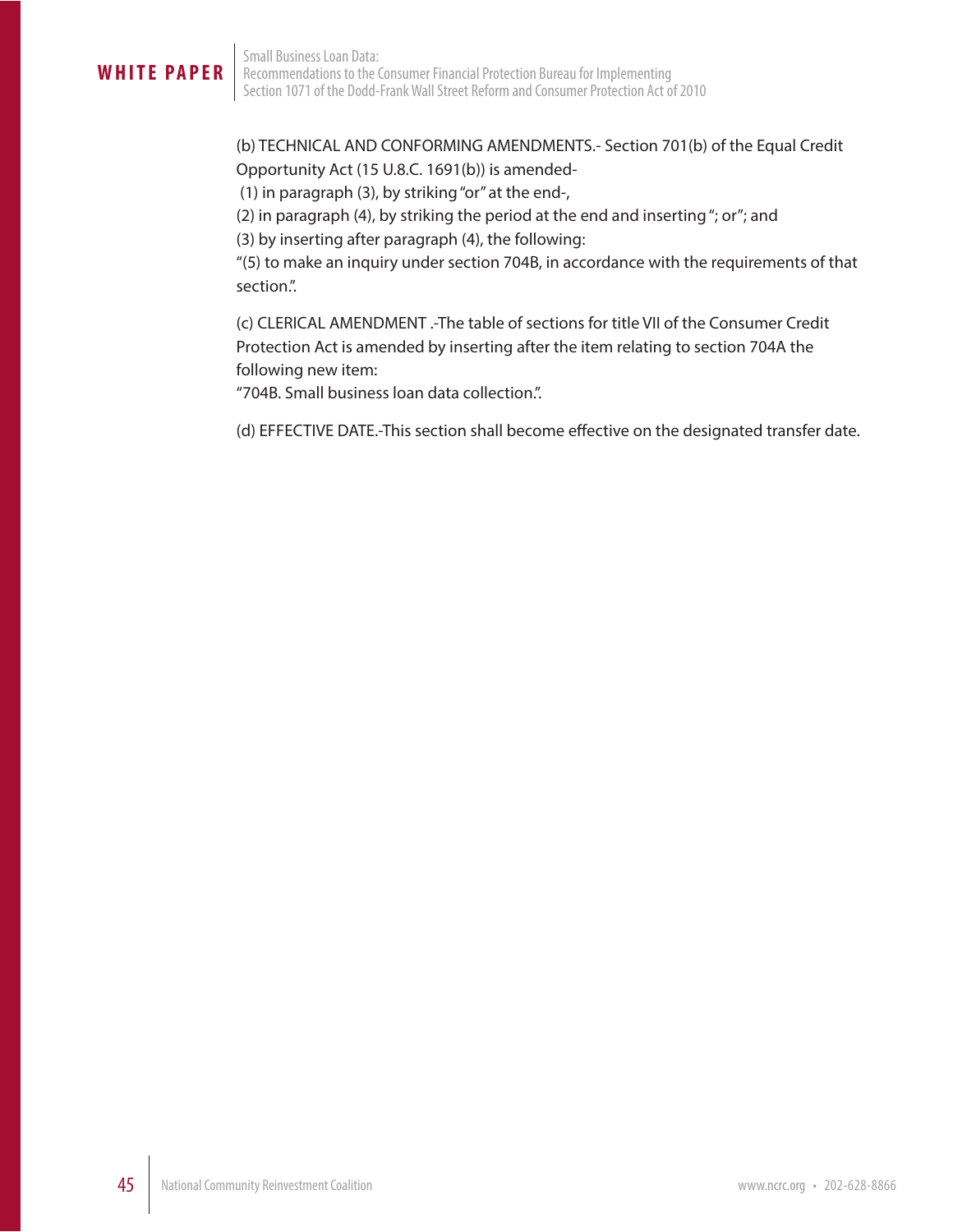(b) TECHNICAL AND CONFORMING AMENDMENTS.- Section 701(b) of the Equal Credit Opportunity Act (15 U.8.C. 1691(b)) is amended-

(1) in paragraph (3), by striking "or" at the end-,

(2) in paragraph (4), by striking the period at the end and inserting "; or"; and

(3) by inserting after paragraph (4), the following:

"(5) to make an inquiry under section 704B, in accordance with the requirements of that section.".

(c) CLERICAL AMENDMENT .-The table of sections for title VII of the Consumer Credit Protection Act is amended by inserting after the item relating to section 704A the following new item:

"704B. Small business loan data collection.".

(d) EFFECTIVE DATE.-This section shall become effective on the designated transfer date.